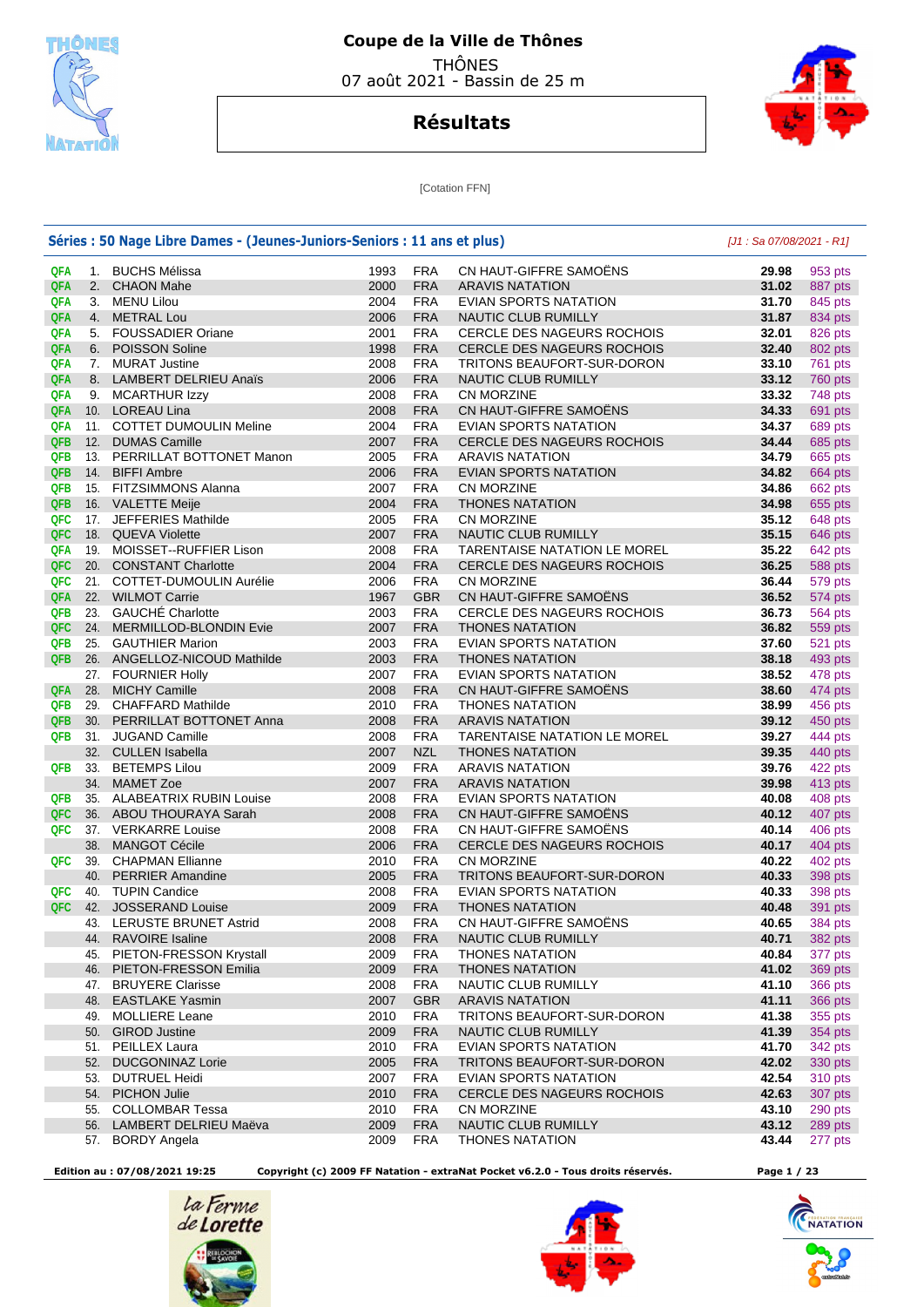# Coupe de la Ville de Thônes

THÔNES
07 août 2021 - Bassin de 25 m

## Résultats

[Cotation FFN]

### Séries : 50 Nage Libre Dames - (Jeunes-Juniors-Seniors : 11 ans et plus)

*[J1 : Sa 07/08/2021 - R1]*

| Qualif. | Rang | Nom | Année | Nat. | Club | Temps | Points |
|---|---|---|---|---|---|---|---|
| QFA | 1. | BUCHS Mélissa | 1993 | FRA | CN HAUT-GIFFRE SAMOËNS | **29.98** | 953 pts |
| QFA | 2. | CHAON Mahe | 2000 | FRA | ARAVIS NATATION | **31.02** | 887 pts |
| QFA | 3. | MENU Lilou | 2004 | FRA | EVIAN SPORTS NATATION | **31.70** | 845 pts |
| QFA | 4. | METRAL Lou | 2006 | FRA | NAUTIC CLUB RUMILLY | **31.87** | 834 pts |
| QFA | 5. | FOUSSADIER Oriane | 2001 | FRA | CERCLE DES NAGEURS ROCHOIS | **32.01** | 826 pts |
| QFA | 6. | POISSON Soline | 1998 | FRA | CERCLE DES NAGEURS ROCHOIS | **32.40** | 802 pts |
| QFA | 7. | MURAT Justine | 2008 | FRA | TRITONS BEAUFORT-SUR-DORON | **33.10** | 761 pts |
| QFA | 8. | LAMBERT DELRIEU Anaïs | 2006 | FRA | NAUTIC CLUB RUMILLY | **33.12** | 760 pts |
| QFA | 9. | MCARTHUR Izzy | 2008 | FRA | CN MORZINE | **33.32** | 748 pts |
| QFA | 10. | LOREAU Lina | 2008 | FRA | CN HAUT-GIFFRE SAMOËNS | **34.33** | 691 pts |
| QFA | 11. | COTTET DUMOULIN Meline | 2004 | FRA | EVIAN SPORTS NATATION | **34.37** | 689 pts |
| QFB | 12. | DUMAS Camille | 2007 | FRA | CERCLE DES NAGEURS ROCHOIS | **34.44** | 685 pts |
| QFB | 13. | PERRILLAT BOTTONET Manon | 2005 | FRA | ARAVIS NATATION | **34.79** | 665 pts |
| QFB | 14. | BIFFI Ambre | 2006 | FRA | EVIAN SPORTS NATATION | **34.82** | 664 pts |
| QFB | 15. | FITZSIMMONS Alanna | 2007 | FRA | CN MORZINE | **34.86** | 662 pts |
| QFB | 16. | VALETTE Meije | 2004 | FRA | THONES NATATION | **34.98** | 655 pts |
| QFC | 17. | JEFFERIES Mathilde | 2005 | FRA | CN MORZINE | **35.12** | 648 pts |
| QFC | 18. | QUEVA Violette | 2007 | FRA | NAUTIC CLUB RUMILLY | **35.15** | 646 pts |
| QFA | 19. | MOISSET--RUFFIER Lison | 2008 | FRA | TARENTAISE NATATION LE MOREL | **35.22** | 642 pts |
| QFC | 20. | CONSTANT Charlotte | 2004 | FRA | CERCLE DES NAGEURS ROCHOIS | **36.25** | 588 pts |
| QFC | 21. | COTTET-DUMOULIN Aurélie | 2006 | FRA | CN MORZINE | **36.44** | 579 pts |
| QFA | 22. | WILMOT Carrie | 1967 | GBR | CN HAUT-GIFFRE SAMOËNS | **36.52** | 574 pts |
| QFB | 23. | GAUCHÉ Charlotte | 2003 | FRA | CERCLE DES NAGEURS ROCHOIS | **36.73** | 564 pts |
| QFC | 24. | MERMILLOD-BLONDIN Evie | 2007 | FRA | THONES NATATION | **36.82** | 559 pts |
| QFB | 25. | GAUTHIER Marion | 2003 | FRA | EVIAN SPORTS NATATION | **37.60** | 521 pts |
| QFB | 26. | ANGELLOZ-NICOUD Mathilde | 2003 | FRA | THONES NATATION | **38.18** | 493 pts |
| | 27. | FOURNIER Holly | 2007 | FRA | EVIAN SPORTS NATATION | **38.52** | 478 pts |
| QFA | 28. | MICHY Camille | 2008 | FRA | CN HAUT-GIFFRE SAMOËNS | **38.60** | 474 pts |
| QFB | 29. | CHAFFARD Mathilde | 2010 | FRA | THONES NATATION | **38.99** | 456 pts |
| QFB | 30. | PERRILLAT BOTTONET Anna | 2008 | FRA | ARAVIS NATATION | **39.12** | 450 pts |
| QFB | 31. | JUGAND Camille | 2008 | FRA | TARENTAISE NATATION LE MOREL | **39.27** | 444 pts |
| | 32. | CULLEN Isabella | 2007 | NZL | THONES NATATION | **39.35** | 440 pts |
| QFB | 33. | BETEMPS Lilou | 2009 | FRA | ARAVIS NATATION | **39.76** | 422 pts |
| | 34. | MAMET Zoe | 2007 | FRA | ARAVIS NATATION | **39.98** | 413 pts |
| QFB | 35. | ALABEATRIX RUBIN Louise | 2008 | FRA | EVIAN SPORTS NATATION | **40.08** | 408 pts |
| QFC | 36. | ABOU THOURAYA Sarah | 2008 | FRA | CN HAUT-GIFFRE SAMOËNS | **40.12** | 407 pts |
| QFC | 37. | VERKARRE Louise | 2008 | FRA | CN HAUT-GIFFRE SAMOËNS | **40.14** | 406 pts |
| | 38. | MANGOT Cécile | 2006 | FRA | CERCLE DES NAGEURS ROCHOIS | **40.17** | 404 pts |
| QFC | 39. | CHAPMAN Ellianne | 2010 | FRA | CN MORZINE | **40.22** | 402 pts |
| | 40. | PERRIER Amandine | 2005 | FRA | TRITONS BEAUFORT-SUR-DORON | **40.33** | 398 pts |
| QFC | 40. | TUPIN Candice | 2008 | FRA | EVIAN SPORTS NATATION | **40.33** | 398 pts |
| QFC | 42. | JOSSERAND Louise | 2009 | FRA | THONES NATATION | **40.48** | 391 pts |
| | 43. | LERUSTE BRUNET Astrid | 2008 | FRA | CN HAUT-GIFFRE SAMOËNS | **40.65** | 384 pts |
| | 44. | RAVOIRE Isaline | 2008 | FRA | NAUTIC CLUB RUMILLY | **40.71** | 382 pts |
| | 45. | PIETON-FRESSON Krystall | 2009 | FRA | THONES NATATION | **40.84** | 377 pts |
| | 46. | PIETON-FRESSON Emilia | 2009 | FRA | THONES NATATION | **41.02** | 369 pts |
| | 47. | BRUYERE Clarisse | 2008 | FRA | NAUTIC CLUB RUMILLY | **41.10** | 366 pts |
| | 48. | EASTLAKE Yasmin | 2007 | GBR | ARAVIS NATATION | **41.11** | 366 pts |
| | 49. | MOLLIERE Leane | 2010 | FRA | TRITONS BEAUFORT-SUR-DORON | **41.38** | 355 pts |
| | 50. | GIROD Justine | 2009 | FRA | NAUTIC CLUB RUMILLY | **41.39** | 354 pts |
| | 51. | PEILLEX Laura | 2010 | FRA | EVIAN SPORTS NATATION | **41.70** | 342 pts |
| | 52. | DUCGONINAZ Lorie | 2005 | FRA | TRITONS BEAUFORT-SUR-DORON | **42.02** | 330 pts |
| | 53. | DUTRUEL Heidi | 2007 | FRA | EVIAN SPORTS NATATION | **42.54** | 310 pts |
| | 54. | PICHON Julie | 2010 | FRA | CERCLE DES NAGEURS ROCHOIS | **42.63** | 307 pts |
| | 55. | COLLOMBAR Tessa | 2010 | FRA | CN MORZINE | **43.10** | 290 pts |
| | 56. | LAMBERT DELRIEU Maëva | 2009 | FRA | NAUTIC CLUB RUMILLY | **43.12** | 289 pts |
| | 57. | BORDY Angela | 2009 | FRA | THONES NATATION | **43.44** | 277 pts |

**Edition au : 07/08/2021 19:25** **Copyright (c) 2009 FF Natation - extraNat Pocket v6.2.0 - Tous droits réservés.**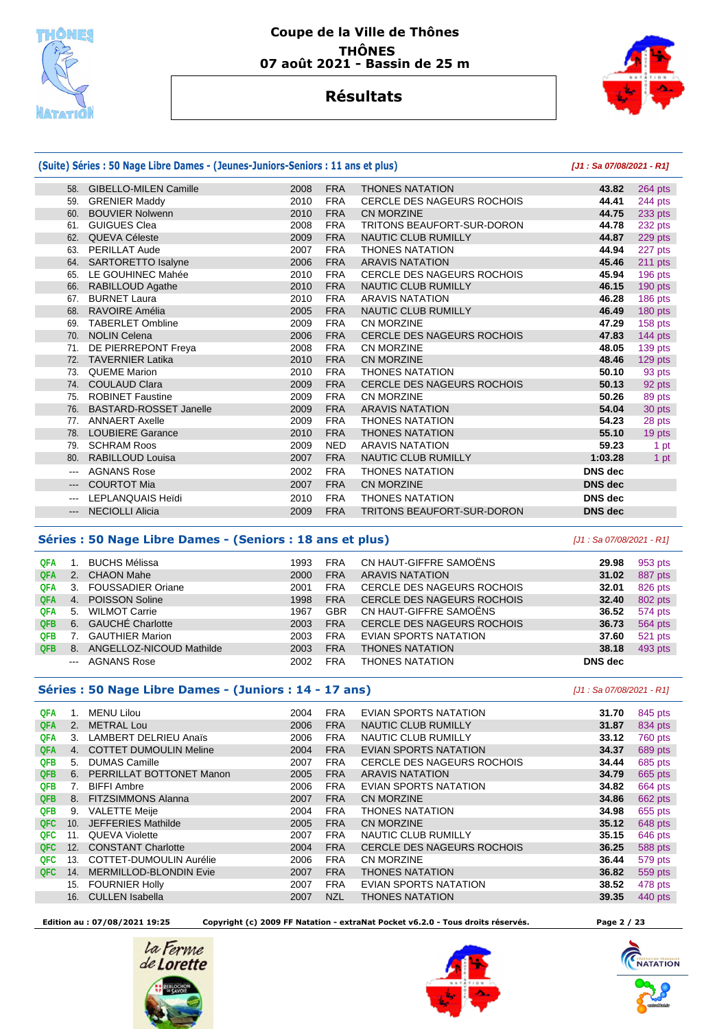# Coupe de la Ville de Thônes

**THÔNES**

**07 août 2021 - Bassin de 25 m**

## Résultats

### (Suite) Séries : 50 Nage Libre Dames - (Jeunes-Juniors-Seniors : 11 ans et plus)

*[J1 : Sa 07/08/2021 - R1]*

| | Rang | Nom | Année | Nat. | Club | Temps | Points |
|---|---|---|---|---|---|---|---|
| | 58. | GIBELLO-MILEN Camille | 2008 | FRA | THONES NATATION | 43.82 | 264 pts |
| | 59. | GRENIER Maddy | 2010 | FRA | CERCLE DES NAGEURS ROCHOIS | 44.41 | 244 pts |
| | 60. | BOUVIER Nolwenn | 2010 | FRA | CN MORZINE | 44.75 | 233 pts |
| | 61. | GUIGUES Clea | 2008 | FRA | TRITONS BEAUFORT-SUR-DORON | 44.78 | 232 pts |
| | 62. | QUEVA Céleste | 2009 | FRA | NAUTIC CLUB RUMILLY | 44.87 | 229 pts |
| | 63. | PERILLAT Aude | 2007 | FRA | THONES NATATION | 44.94 | 227 pts |
| | 64. | SARTORETTO Isalyne | 2006 | FRA | ARAVIS NATATION | 45.46 | 211 pts |
| | 65. | LE GOUHINEC Mahée | 2010 | FRA | CERCLE DES NAGEURS ROCHOIS | 45.94 | 196 pts |
| | 66. | RABILLOUD Agathe | 2010 | FRA | NAUTIC CLUB RUMILLY | 46.15 | 190 pts |
| | 67. | BURNET Laura | 2010 | FRA | ARAVIS NATATION | 46.28 | 186 pts |
| | 68. | RAVOIRE Amélia | 2005 | FRA | NAUTIC CLUB RUMILLY | 46.49 | 180 pts |
| | 69. | TABERLET Ombline | 2009 | FRA | CN MORZINE | 47.29 | 158 pts |
| | 70. | NOLIN Celena | 2006 | FRA | CERCLE DES NAGEURS ROCHOIS | 47.83 | 144 pts |
| | 71. | DE PIERREPONT Freya | 2008 | FRA | CN MORZINE | 48.05 | 139 pts |
| | 72. | TAVERNIER Latika | 2010 | FRA | CN MORZINE | 48.46 | 129 pts |
| | 73. | QUEME Marion | 2010 | FRA | THONES NATATION | 50.10 | 93 pts |
| | 74. | COULAUD Clara | 2009 | FRA | CERCLE DES NAGEURS ROCHOIS | 50.13 | 92 pts |
| | 75. | ROBINET Faustine | 2009 | FRA | CN MORZINE | 50.26 | 89 pts |
| | 76. | BASTARD-ROSSET Janelle | 2009 | FRA | ARAVIS NATATION | 54.04 | 30 pts |
| | 77. | ANNAERT Axelle | 2009 | FRA | THONES NATATION | 54.23 | 28 pts |
| | 78. | LOUBIERE Garance | 2010 | FRA | THONES NATATION | 55.10 | 19 pts |
| | 79. | SCHRAM Roos | 2009 | NED | ARAVIS NATATION | 59.23 | 1 pt |
| | 80. | RABILLOUD Louisa | 2007 | FRA | NAUTIC CLUB RUMILLY | 1:03.28 | 1 pt |
| | --- | AGNANS Rose | 2002 | FRA | THONES NATATION | DNS dec | |
| | --- | COURTOT Mia | 2007 | FRA | CN MORZINE | DNS dec | |
| | --- | LEPLANQUAIS Heïdi | 2010 | FRA | THONES NATATION | DNS dec | |
| | --- | NECIOLLI Alicia | 2009 | FRA | TRITONS BEAUFORT-SUR-DORON | DNS dec | |

### Séries : 50 Nage Libre Dames - (Seniors : 18 ans et plus)

*[J1 : Sa 07/08/2021 - R1]*

| | Rang | Nom | Année | Nat. | Club | Temps | Points |
|---|---|---|---|---|---|---|---|
| QFA | 1. | BUCHS Mélissa | 1993 | FRA | CN HAUT-GIFFRE SAMOËNS | 29.98 | 953 pts |
| QFA | 2. | CHAON Mahe | 2000 | FRA | ARAVIS NATATION | 31.02 | 887 pts |
| QFA | 3. | FOUSSADIER Oriane | 2001 | FRA | CERCLE DES NAGEURS ROCHOIS | 32.01 | 826 pts |
| QFA | 4. | POISSON Soline | 1998 | FRA | CERCLE DES NAGEURS ROCHOIS | 32.40 | 802 pts |
| QFA | 5. | WILMOT Carrie | 1967 | GBR | CN HAUT-GIFFRE SAMOËNS | 36.52 | 574 pts |
| QFB | 6. | GAUCHÉ Charlotte | 2003 | FRA | CERCLE DES NAGEURS ROCHOIS | 36.73 | 564 pts |
| QFB | 7. | GAUTHIER Marion | 2003 | FRA | EVIAN SPORTS NATATION | 37.60 | 521 pts |
| QFB | 8. | ANGELLOZ-NICOUD Mathilde | 2003 | FRA | THONES NATATION | 38.18 | 493 pts |
| | --- | AGNANS Rose | 2002 | FRA | THONES NATATION | DNS dec | |

### Séries : 50 Nage Libre Dames - (Juniors : 14 - 17 ans)

*[J1 : Sa 07/08/2021 - R1]*

| | Rang | Nom | Année | Nat. | Club | Temps | Points |
|---|---|---|---|---|---|---|---|
| QFA | 1. | MENU Lilou | 2004 | FRA | EVIAN SPORTS NATATION | 31.70 | 845 pts |
| QFA | 2. | METRAL Lou | 2006 | FRA | NAUTIC CLUB RUMILLY | 31.87 | 834 pts |
| QFA | 3. | LAMBERT DELRIEU Anaïs | 2006 | FRA | NAUTIC CLUB RUMILLY | 33.12 | 760 pts |
| QFA | 4. | COTTET DUMOULIN Meline | 2004 | FRA | EVIAN SPORTS NATATION | 34.37 | 689 pts |
| QFB | 5. | DUMAS Camille | 2007 | FRA | CERCLE DES NAGEURS ROCHOIS | 34.44 | 685 pts |
| QFB | 6. | PERRILLAT BOTTONET Manon | 2005 | FRA | ARAVIS NATATION | 34.79 | 665 pts |
| QFB | 7. | BIFFI Ambre | 2006 | FRA | EVIAN SPORTS NATATION | 34.82 | 664 pts |
| QFB | 8. | FITZSIMMONS Alanna | 2007 | FRA | CN MORZINE | 34.86 | 662 pts |
| QFB | 9. | VALETTE Meije | 2004 | FRA | THONES NATATION | 34.98 | 655 pts |
| QFC | 10. | JEFFERIES Mathilde | 2005 | FRA | CN MORZINE | 35.12 | 648 pts |
| QFC | 11. | QUEVA Violette | 2007 | FRA | NAUTIC CLUB RUMILLY | 35.15 | 646 pts |
| QFC | 12. | CONSTANT Charlotte | 2004 | FRA | CERCLE DES NAGEURS ROCHOIS | 36.25 | 588 pts |
| QFC | 13. | COTTET-DUMOULIN Aurélie | 2006 | FRA | CN MORZINE | 36.44 | 579 pts |
| QFC | 14. | MERMILLOD-BLONDIN Evie | 2007 | FRA | THONES NATATION | 36.82 | 559 pts |
| | 15. | FOURNIER Holly | 2007 | FRA | EVIAN SPORTS NATATION | 38.52 | 478 pts |
| | 16. | CULLEN Isabella | 2007 | NZL | THONES NATATION | 39.35 | 440 pts |

Edition au : 07/08/2021 19:25 — Copyright (c) 2009 FF Natation - extraNat Pocket v6.2.0 - Tous droits réservés.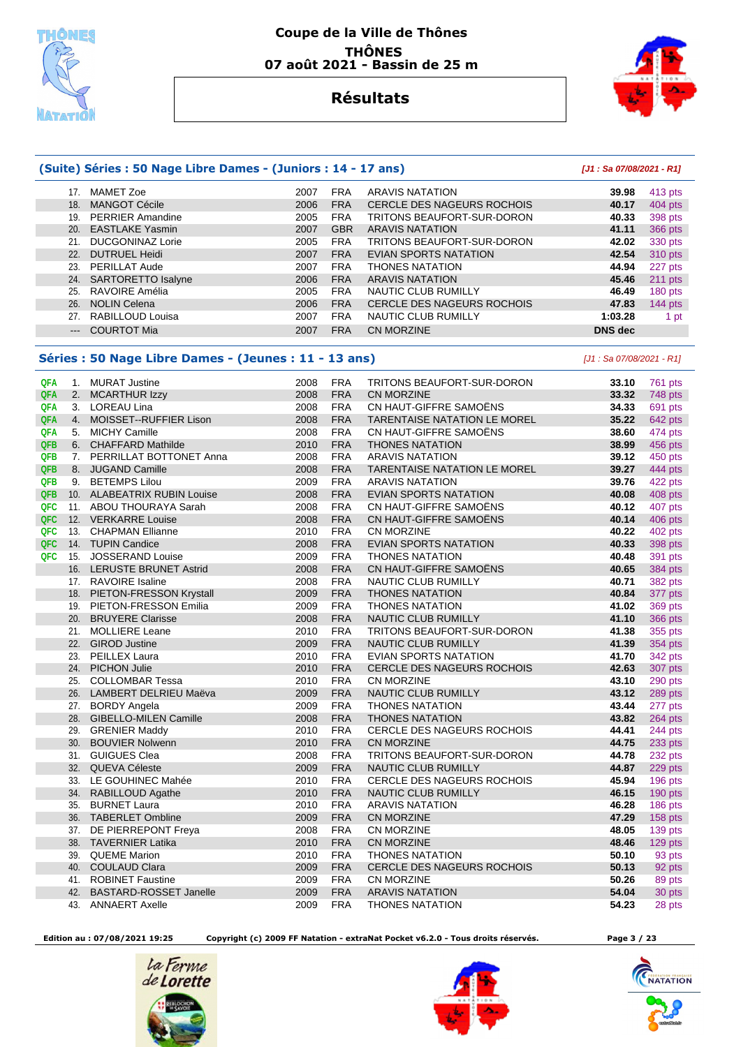# Coupe de la Ville de Thônes

**THÔNES**

**07 août 2021 - Bassin de 25 m**

## Résultats

### (Suite) Séries : 50 Nage Libre Dames - (Juniors : 14 - 17 ans)

*[J1 : Sa 07/08/2021 - R1]*

| | Rang | Nom | Année | Nat. | Club | Temps | Points |
|---|---|---|---|---|---|---|---|
| | 17. | MAMET Zoe | 2007 | FRA | ARAVIS NATATION | **39.98** | 413 pts |
| | 18. | MANGOT Cécile | 2006 | FRA | CERCLE DES NAGEURS ROCHOIS | **40.17** | 404 pts |
| | 19. | PERRIER Amandine | 2005 | FRA | TRITONS BEAUFORT-SUR-DORON | **40.33** | 398 pts |
| | 20. | EASTLAKE Yasmin | 2007 | GBR | ARAVIS NATATION | **41.11** | 366 pts |
| | 21. | DUCGONINAZ Lorie | 2005 | FRA | TRITONS BEAUFORT-SUR-DORON | **42.02** | 330 pts |
| | 22. | DUTRUEL Heidi | 2007 | FRA | EVIAN SPORTS NATATION | **42.54** | 310 pts |
| | 23. | PERILLAT Aude | 2007 | FRA | THONES NATATION | **44.94** | 227 pts |
| | 24. | SARTORETTO Isalyne | 2006 | FRA | ARAVIS NATATION | **45.46** | 211 pts |
| | 25. | RAVOIRE Amélia | 2005 | FRA | NAUTIC CLUB RUMILLY | **46.49** | 180 pts |
| | 26. | NOLIN Celena | 2006 | FRA | CERCLE DES NAGEURS ROCHOIS | **47.83** | 144 pts |
| | 27. | RABILLOUD Louisa | 2007 | FRA | NAUTIC CLUB RUMILLY | **1:03.28** | 1 pt |
| | --- | COURTOT Mia | 2007 | FRA | CN MORZINE | **DNS dec** | |

### Séries : 50 Nage Libre Dames - (Jeunes : 11 - 13 ans)

*[J1 : Sa 07/08/2021 - R1]*

| | Rang | Nom | Année | Nat. | Club | Temps | Points |
|---|---|---|---|---|---|---|---|
| QFA | 1. | MURAT Justine | 2008 | FRA | TRITONS BEAUFORT-SUR-DORON | **33.10** | 761 pts |
| QFA | 2. | MCARTHUR Izzy | 2008 | FRA | CN MORZINE | **33.32** | 748 pts |
| QFA | 3. | LOREAU Lina | 2008 | FRA | CN HAUT-GIFFRE SAMOËNS | **34.33** | 691 pts |
| QFA | 4. | MOISSET--RUFFIER Lison | 2008 | FRA | TARENTAISE NATATION LE MOREL | **35.22** | 642 pts |
| QFA | 5. | MICHY Camille | 2008 | FRA | CN HAUT-GIFFRE SAMOËNS | **38.60** | 474 pts |
| QFB | 6. | CHAFFARD Mathilde | 2010 | FRA | THONES NATATION | **38.99** | 456 pts |
| QFB | 7. | PERRILLAT BOTTONET Anna | 2008 | FRA | ARAVIS NATATION | **39.12** | 450 pts |
| QFB | 8. | JUGAND Camille | 2008 | FRA | TARENTAISE NATATION LE MOREL | **39.27** | 444 pts |
| QFB | 9. | BETEMPS Lilou | 2009 | FRA | ARAVIS NATATION | **39.76** | 422 pts |
| QFB | 10. | ALABEATRIX RUBIN Louise | 2008 | FRA | EVIAN SPORTS NATATION | **40.08** | 408 pts |
| QFC | 11. | ABOU THOURAYA Sarah | 2008 | FRA | CN HAUT-GIFFRE SAMOËNS | **40.12** | 407 pts |
| QFC | 12. | VERKARRE Louise | 2008 | FRA | CN HAUT-GIFFRE SAMOËNS | **40.14** | 406 pts |
| QFC | 13. | CHAPMAN Ellianne | 2010 | FRA | CN MORZINE | **40.22** | 402 pts |
| QFC | 14. | TUPIN Candice | 2008 | FRA | EVIAN SPORTS NATATION | **40.33** | 398 pts |
| QFC | 15. | JOSSERAND Louise | 2009 | FRA | THONES NATATION | **40.48** | 391 pts |
| | 16. | LERUSTE BRUNET Astrid | 2008 | FRA | CN HAUT-GIFFRE SAMOËNS | **40.65** | 384 pts |
| | 17. | RAVOIRE Isaline | 2008 | FRA | NAUTIC CLUB RUMILLY | **40.71** | 382 pts |
| | 18. | PIETON-FRESSON Krystall | 2009 | FRA | THONES NATATION | **40.84** | 377 pts |
| | 19. | PIETON-FRESSON Emilia | 2009 | FRA | THONES NATATION | **41.02** | 369 pts |
| | 20. | BRUYERE Clarisse | 2008 | FRA | NAUTIC CLUB RUMILLY | **41.10** | 366 pts |
| | 21. | MOLLIERE Leane | 2010 | FRA | TRITONS BEAUFORT-SUR-DORON | **41.38** | 355 pts |
| | 22. | GIROD Justine | 2009 | FRA | NAUTIC CLUB RUMILLY | **41.39** | 354 pts |
| | 23. | PEILLEX Laura | 2010 | FRA | EVIAN SPORTS NATATION | **41.70** | 342 pts |
| | 24. | PICHON Julie | 2010 | FRA | CERCLE DES NAGEURS ROCHOIS | **42.63** | 307 pts |
| | 25. | COLLOMBAR Tessa | 2010 | FRA | CN MORZINE | **43.10** | 290 pts |
| | 26. | LAMBERT DELRIEU Maëva | 2009 | FRA | NAUTIC CLUB RUMILLY | **43.12** | 289 pts |
| | 27. | BORDY Angela | 2009 | FRA | THONES NATATION | **43.44** | 277 pts |
| | 28. | GIBELLO-MILEN Camille | 2008 | FRA | THONES NATATION | **43.82** | 264 pts |
| | 29. | GRENIER Maddy | 2010 | FRA | CERCLE DES NAGEURS ROCHOIS | **44.41** | 244 pts |
| | 30. | BOUVIER Nolwenn | 2010 | FRA | CN MORZINE | **44.75** | 233 pts |
| | 31. | GUIGUES Clea | 2008 | FRA | TRITONS BEAUFORT-SUR-DORON | **44.78** | 232 pts |
| | 32. | QUEVA Céleste | 2009 | FRA | NAUTIC CLUB RUMILLY | **44.87** | 229 pts |
| | 33. | LE GOUHINEC Mahée | 2010 | FRA | CERCLE DES NAGEURS ROCHOIS | **45.94** | 196 pts |
| | 34. | RABILLOUD Agathe | 2010 | FRA | NAUTIC CLUB RUMILLY | **46.15** | 190 pts |
| | 35. | BURNET Laura | 2010 | FRA | ARAVIS NATATION | **46.28** | 186 pts |
| | 36. | TABERLET Ombline | 2009 | FRA | CN MORZINE | **47.29** | 158 pts |
| | 37. | DE PIERREPONT Freya | 2008 | FRA | CN MORZINE | **48.05** | 139 pts |
| | 38. | TAVERNIER Latika | 2010 | FRA | CN MORZINE | **48.46** | 129 pts |
| | 39. | QUEME Marion | 2010 | FRA | THONES NATATION | **50.10** | 93 pts |
| | 40. | COULAUD Clara | 2009 | FRA | CERCLE DES NAGEURS ROCHOIS | **50.13** | 92 pts |
| | 41. | ROBINET Faustine | 2009 | FRA | CN MORZINE | **50.26** | 89 pts |
| | 42. | BASTARD-ROSSET Janelle | 2009 | FRA | ARAVIS NATATION | **54.04** | 30 pts |
| | 43. | ANNAERT Axelle | 2009 | FRA | THONES NATATION | **54.23** | 28 pts |

**Edition au : 07/08/2021 19:25** **Copyright (c) 2009 FF Natation - extraNat Pocket v6.2.0 - Tous droits réservés.**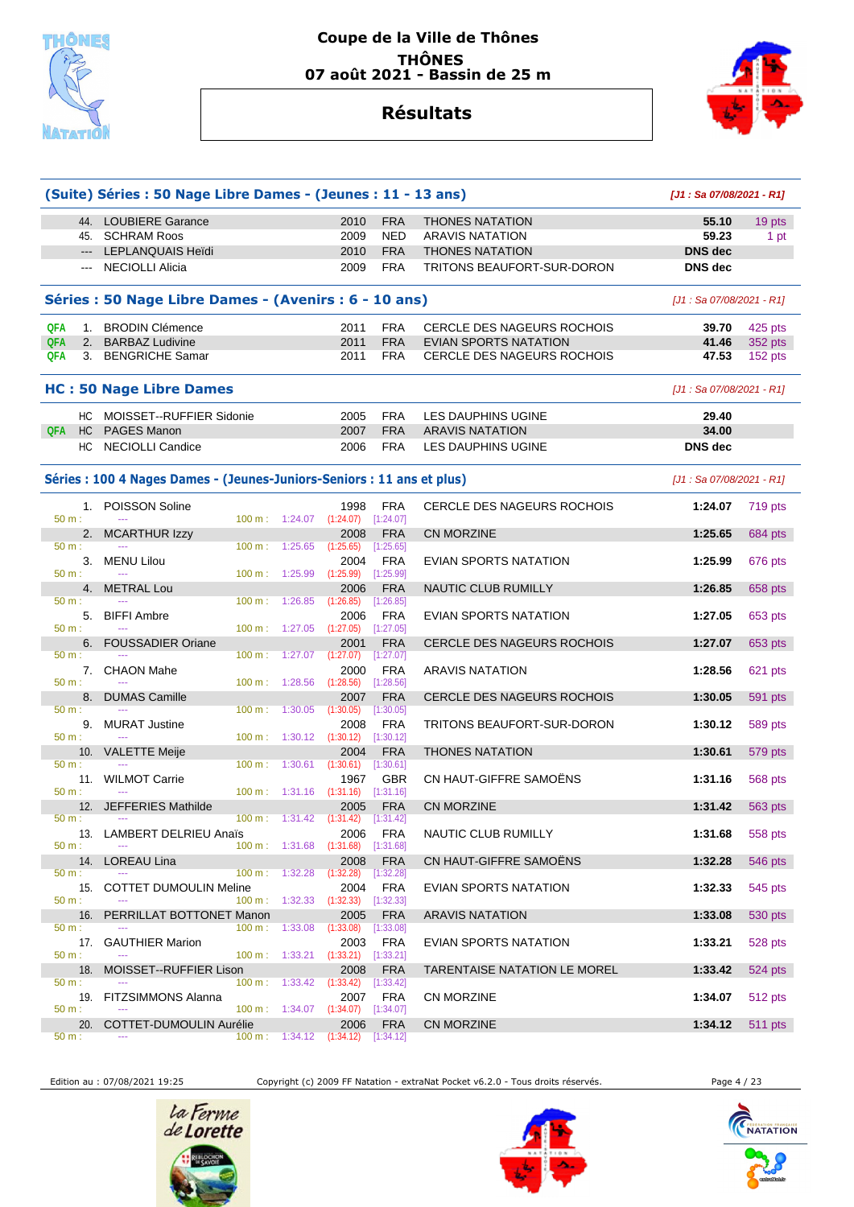# Coupe de la Ville de Thônes

**THÔNES**
**07 août 2021 - Bassin de 25 m**

## Résultats

### (Suite) Séries : 50 Nage Libre Dames - (Jeunes : 11 - 13 ans)

*[J1 : Sa 07/08/2021 - R1]*

| | Rang | Nom | Année | Nat. | Club | Temps | Points |
|---|---|---|---|---|---|---|---|
| | 44. | LOUBIERE Garance | 2010 | FRA | THONES NATATION | 55.10 | 19 pts |
| | 45. | SCHRAM Roos | 2009 | NED | ARAVIS NATATION | 59.23 | 1 pt |
| | --- | LEPLANQUAIS Heïdi | 2010 | FRA | THONES NATATION | DNS dec | |
| | --- | NECIOLLI Alicia | 2009 | FRA | TRITONS BEAUFORT-SUR-DORON | DNS dec | |

### Séries : 50 Nage Libre Dames - (Avenirs : 6 - 10 ans)

*[J1 : Sa 07/08/2021 - R1]*

| | Rang | Nom | Année | Nat. | Club | Temps | Points |
|---|---|---|---|---|---|---|---|
| QFA | 1. | BRODIN Clémence | 2011 | FRA | CERCLE DES NAGEURS ROCHOIS | 39.70 | 425 pts |
| QFA | 2. | BARBAZ Ludivine | 2011 | FRA | EVIAN SPORTS NATATION | 41.46 | 352 pts |
| QFA | 3. | BENGRICHE Samar | 2011 | FRA | CERCLE DES NAGEURS ROCHOIS | 47.53 | 152 pts |

### HC : 50 Nage Libre Dames

*[J1 : Sa 07/08/2021 - R1]*

| | Rang | Nom | Année | Nat. | Club | Temps | Points |
|---|---|---|---|---|---|---|---|
| | HC | MOISSET--RUFFIER Sidonie | 2005 | FRA | LES DAUPHINS UGINE | 29.40 | |
| QFA | HC | PAGES Manon | 2007 | FRA | ARAVIS NATATION | 34.00 | |
| | HC | NECIOLLI Candice | 2006 | FRA | LES DAUPHINS UGINE | DNS dec | |

### Séries : 100 4 Nages Dames - (Jeunes-Juniors-Seniors : 11 ans et plus)

*[J1 : Sa 07/08/2021 - R1]*

| Rang | Nom | Année | Nat. | Club | Temps | Points |
|---|---|---|---|---|---|---|
| 1. | POISSON Soline | 1998 | FRA | CERCLE DES NAGEURS ROCHOIS | 1:24.07 | 719 pts |
| | 50 m : --- 100 m : 1:24.07 (1:24.07) [1:24.07] | | | | | |
| 2. | MCARTHUR Izzy | 2008 | FRA | CN MORZINE | 1:25.65 | 684 pts |
| | 50 m : --- 100 m : 1:25.65 (1:25.65) [1:25.65] | | | | | |
| 3. | MENU Lilou | 2004 | FRA | EVIAN SPORTS NATATION | 1:25.99 | 676 pts |
| | 50 m : --- 100 m : 1:25.99 (1:25.99) [1:25.99] | | | | | |
| 4. | METRAL Lou | 2006 | FRA | NAUTIC CLUB RUMILLY | 1:26.85 | 658 pts |
| | 50 m : --- 100 m : 1:26.85 (1:26.85) [1:26.85] | | | | | |
| 5. | BIFFI Ambre | 2006 | FRA | EVIAN SPORTS NATATION | 1:27.05 | 653 pts |
| | 50 m : --- 100 m : 1:27.05 (1:27.05) [1:27.05] | | | | | |
| 6. | FOUSSADIER Oriane | 2001 | FRA | CERCLE DES NAGEURS ROCHOIS | 1:27.07 | 653 pts |
| | 50 m : --- 100 m : 1:27.07 (1:27.07) [1:27.07] | | | | | |
| 7. | CHAON Mahe | 2000 | FRA | ARAVIS NATATION | 1:28.56 | 621 pts |
| | 50 m : --- 100 m : 1:28.56 (1:28.56) [1:28.56] | | | | | |
| 8. | DUMAS Camille | 2007 | FRA | CERCLE DES NAGEURS ROCHOIS | 1:30.05 | 591 pts |
| | 50 m : --- 100 m : 1:30.05 (1:30.05) [1:30.05] | | | | | |
| 9. | MURAT Justine | 2008 | FRA | TRITONS BEAUFORT-SUR-DORON | 1:30.12 | 589 pts |
| | 50 m : --- 100 m : 1:30.12 (1:30.12) [1:30.12] | | | | | |
| 10. | VALETTE Meije | 2004 | FRA | THONES NATATION | 1:30.61 | 579 pts |
| | 50 m : --- 100 m : 1:30.61 (1:30.61) [1:30.61] | | | | | |
| 11. | WILMOT Carrie | 1967 | GBR | CN HAUT-GIFFRE SAMOËNS | 1:31.16 | 568 pts |
| | 50 m : --- 100 m : 1:31.16 (1:31.16) [1:31.16] | | | | | |
| 12. | JEFFERIES Mathilde | 2005 | FRA | CN MORZINE | 1:31.42 | 563 pts |
| | 50 m : --- 100 m : 1:31.42 (1:31.42) [1:31.42] | | | | | |
| 13. | LAMBERT DELRIEU Anaïs | 2006 | FRA | NAUTIC CLUB RUMILLY | 1:31.68 | 558 pts |
| | 50 m : --- 100 m : 1:31.68 (1:31.68) [1:31.68] | | | | | |
| 14. | LOREAU Lina | 2008 | FRA | CN HAUT-GIFFRE SAMOËNS | 1:32.28 | 546 pts |
| | 50 m : --- 100 m : 1:32.28 (1:32.28) [1:32.28] | | | | | |
| 15. | COTTET DUMOULIN Meline | 2004 | FRA | EVIAN SPORTS NATATION | 1:32.33 | 545 pts |
| | 50 m : --- 100 m : 1:32.33 (1:32.33) [1:32.33] | | | | | |
| 16. | PERRILLAT BOTTONET Manon | 2005 | FRA | ARAVIS NATATION | 1:33.08 | 530 pts |
| | 50 m : --- 100 m : 1:33.08 (1:33.08) [1:33.08] | | | | | |
| 17. | GAUTHIER Marion | 2003 | FRA | EVIAN SPORTS NATATION | 1:33.21 | 528 pts |
| | 50 m : --- 100 m : 1:33.21 (1:33.21) [1:33.21] | | | | | |
| 18. | MOISSET--RUFFIER Lison | 2008 | FRA | TARENTAISE NATATION LE MOREL | 1:33.42 | 524 pts |
| | 50 m : --- 100 m : 1:33.42 (1:33.42) [1:33.42] | | | | | |
| 19. | FITZSIMMONS Alanna | 2007 | FRA | CN MORZINE | 1:34.07 | 512 pts |
| | 50 m : --- 100 m : 1:34.07 (1:34.07) [1:34.07] | | | | | |
| 20. | COTTET-DUMOULIN Aurélie | 2006 | FRA | CN MORZINE | 1:34.12 | 511 pts |
| | 50 m : --- 100 m : 1:34.12 (1:34.12) [1:34.12] | | | | | |

Edition au : 07/08/2021 19:25 — Copyright (c) 2009 FF Natation - extraNat Pocket v6.2.0 - Tous droits réservés.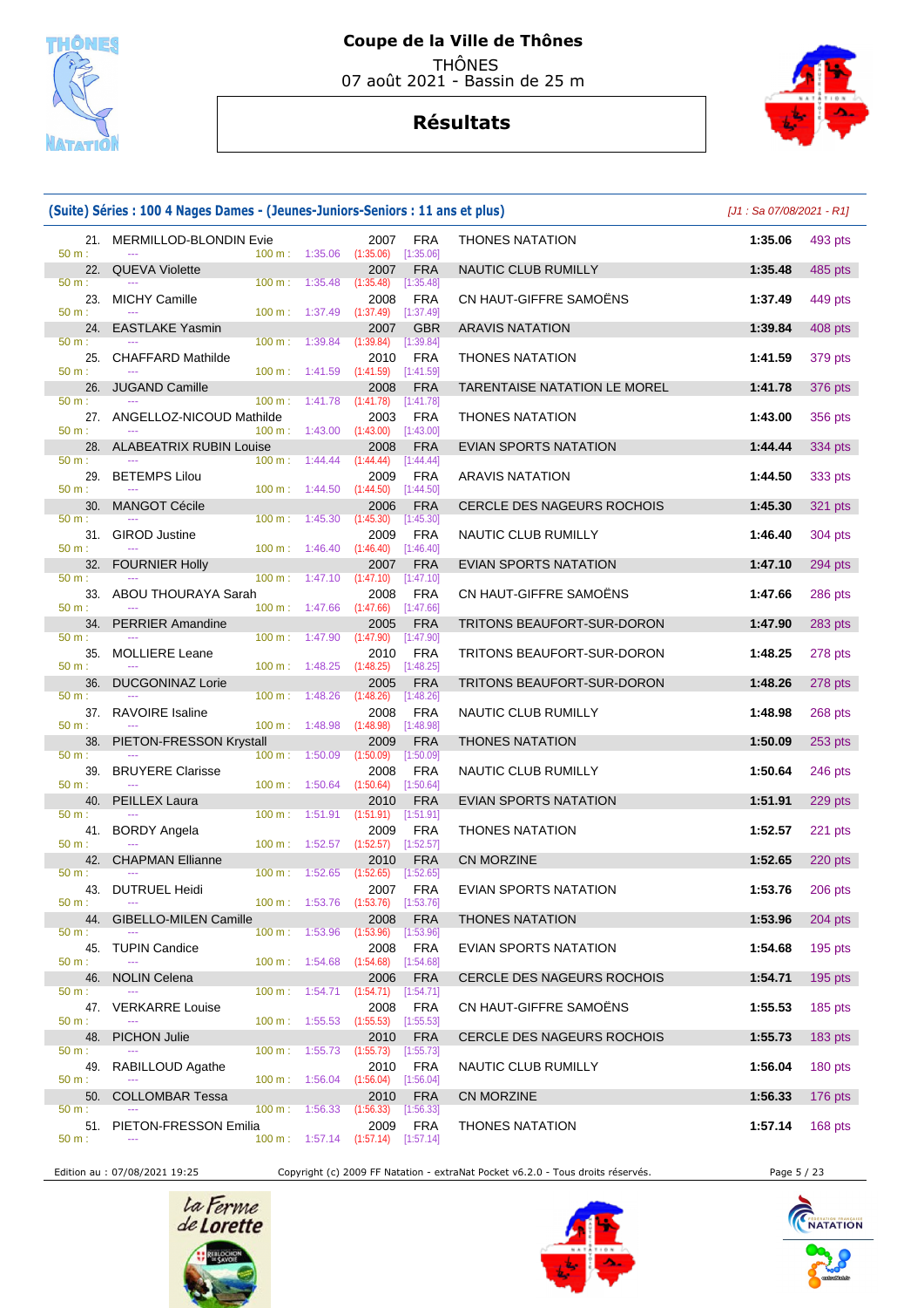# Coupe de la Ville de Thônes

THÔNES
07 août 2021 - Bassin de 25 m

## Résultats

### (Suite) Séries : 100 4 Nages Dames - (Jeunes-Juniors-Seniors : 11 ans et plus)

*[J1 : Sa 07/08/2021 - R1]*

| Rang | Nom | Année | Nat. | Club | Temps | Points |
|---|---|---|---|---|---|---|
| 21. | MERMILLOD-BLONDIN Evie | 2007 | FRA | THONES NATATION | 1:35.06 | 493 pts |
| | 50 m : --- 100 m : 1:35.06 (1:35.06) [1:35.06] | | | | | |
| 22. | QUEVA Violette | 2007 | FRA | NAUTIC CLUB RUMILLY | 1:35.48 | 485 pts |
| | 50 m : --- 100 m : 1:35.48 (1:35.48) [1:35.48] | | | | | |
| 23. | MICHY Camille | 2008 | FRA | CN HAUT-GIFFRE SAMOËNS | 1:37.49 | 449 pts |
| | 50 m : --- 100 m : 1:37.49 (1:37.49) [1:37.49] | | | | | |
| 24. | EASTLAKE Yasmin | 2007 | GBR | ARAVIS NATATION | 1:39.84 | 408 pts |
| | 50 m : --- 100 m : 1:39.84 (1:39.84) [1:39.84] | | | | | |
| 25. | CHAFFARD Mathilde | 2010 | FRA | THONES NATATION | 1:41.59 | 379 pts |
| | 50 m : --- 100 m : 1:41.59 (1:41.59) [1:41.59] | | | | | |
| 26. | JUGAND Camille | 2008 | FRA | TARENTAISE NATATION LE MOREL | 1:41.78 | 376 pts |
| | 50 m : --- 100 m : 1:41.78 (1:41.78) [1:41.78] | | | | | |
| 27. | ANGELLOZ-NICOUD Mathilde | 2003 | FRA | THONES NATATION | 1:43.00 | 356 pts |
| | 50 m : --- 100 m : 1:43.00 (1:43.00) [1:43.00] | | | | | |
| 28. | ALABEATRIX RUBIN Louise | 2008 | FRA | EVIAN SPORTS NATATION | 1:44.44 | 334 pts |
| | 50 m : --- 100 m : 1:44.44 (1:44.44) [1:44.44] | | | | | |
| 29. | BETEMPS Lilou | 2009 | FRA | ARAVIS NATATION | 1:44.50 | 333 pts |
| | 50 m : --- 100 m : 1:44.50 (1:44.50) [1:44.50] | | | | | |
| 30. | MANGOT Cécile | 2006 | FRA | CERCLE DES NAGEURS ROCHOIS | 1:45.30 | 321 pts |
| | 50 m : --- 100 m : 1:45.30 (1:45.30) [1:45.30] | | | | | |
| 31. | GIROD Justine | 2009 | FRA | NAUTIC CLUB RUMILLY | 1:46.40 | 304 pts |
| | 50 m : --- 100 m : 1:46.40 (1:46.40) [1:46.40] | | | | | |
| 32. | FOURNIER Holly | 2007 | FRA | EVIAN SPORTS NATATION | 1:47.10 | 294 pts |
| | 50 m : --- 100 m : 1:47.10 (1:47.10) [1:47.10] | | | | | |
| 33. | ABOU THOURAYA Sarah | 2008 | FRA | CN HAUT-GIFFRE SAMOËNS | 1:47.66 | 286 pts |
| | 50 m : --- 100 m : 1:47.66 (1:47.66) [1:47.66] | | | | | |
| 34. | PERRIER Amandine | 2005 | FRA | TRITONS BEAUFORT-SUR-DORON | 1:47.90 | 283 pts |
| | 50 m : --- 100 m : 1:47.90 (1:47.90) [1:47.90] | | | | | |
| 35. | MOLLIERE Leane | 2010 | FRA | TRITONS BEAUFORT-SUR-DORON | 1:48.25 | 278 pts |
| | 50 m : --- 100 m : 1:48.25 (1:48.25) [1:48.25] | | | | | |
| 36. | DUCGONINAZ Lorie | 2005 | FRA | TRITONS BEAUFORT-SUR-DORON | 1:48.26 | 278 pts |
| | 50 m : --- 100 m : 1:48.26 (1:48.26) [1:48.26] | | | | | |
| 37. | RAVOIRE Isaline | 2008 | FRA | NAUTIC CLUB RUMILLY | 1:48.98 | 268 pts |
| | 50 m : --- 100 m : 1:48.98 (1:48.98) [1:48.98] | | | | | |
| 38. | PIETON-FRESSON Krystall | 2009 | FRA | THONES NATATION | 1:50.09 | 253 pts |
| | 50 m : --- 100 m : 1:50.09 (1:50.09) [1:50.09] | | | | | |
| 39. | BRUYERE Clarisse | 2008 | FRA | NAUTIC CLUB RUMILLY | 1:50.64 | 246 pts |
| | 50 m : --- 100 m : 1:50.64 (1:50.64) [1:50.64] | | | | | |
| 40. | PEILLEX Laura | 2010 | FRA | EVIAN SPORTS NATATION | 1:51.91 | 229 pts |
| | 50 m : --- 100 m : 1:51.91 (1:51.91) [1:51.91] | | | | | |
| 41. | BORDY Angela | 2009 | FRA | THONES NATATION | 1:52.57 | 221 pts |
| | 50 m : --- 100 m : 1:52.57 (1:52.57) [1:52.57] | | | | | |
| 42. | CHAPMAN Ellianne | 2010 | FRA | CN MORZINE | 1:52.65 | 220 pts |
| | 50 m : --- 100 m : 1:52.65 (1:52.65) [1:52.65] | | | | | |
| 43. | DUTRUEL Heidi | 2007 | FRA | EVIAN SPORTS NATATION | 1:53.76 | 206 pts |
| | 50 m : --- 100 m : 1:53.76 (1:53.76) [1:53.76] | | | | | |
| 44. | GIBELLO-MILEN Camille | 2008 | FRA | THONES NATATION | 1:53.96 | 204 pts |
| | 50 m : --- 100 m : 1:53.96 (1:53.96) [1:53.96] | | | | | |
| 45. | TUPIN Candice | 2008 | FRA | EVIAN SPORTS NATATION | 1:54.68 | 195 pts |
| | 50 m : --- 100 m : 1:54.68 (1:54.68) [1:54.68] | | | | | |
| 46. | NOLIN Celena | 2006 | FRA | CERCLE DES NAGEURS ROCHOIS | 1:54.71 | 195 pts |
| | 50 m : --- 100 m : 1:54.71 (1:54.71) [1:54.71] | | | | | |
| 47. | VERKARRE Louise | 2008 | FRA | CN HAUT-GIFFRE SAMOËNS | 1:55.53 | 185 pts |
| | 50 m : --- 100 m : 1:55.53 (1:55.53) [1:55.53] | | | | | |
| 48. | PICHON Julie | 2010 | FRA | CERCLE DES NAGEURS ROCHOIS | 1:55.73 | 183 pts |
| | 50 m : --- 100 m : 1:55.73 (1:55.73) [1:55.73] | | | | | |
| 49. | RABILLOUD Agathe | 2010 | FRA | NAUTIC CLUB RUMILLY | 1:56.04 | 180 pts |
| | 50 m : --- 100 m : 1:56.04 (1:56.04) [1:56.04] | | | | | |
| 50. | COLLOMBAR Tessa | 2010 | FRA | CN MORZINE | 1:56.33 | 176 pts |
| | 50 m : --- 100 m : 1:56.33 (1:56.33) [1:56.33] | | | | | |
| 51. | PIETON-FRESSON Emilia | 2009 | FRA | THONES NATATION | 1:57.14 | 168 pts |
| | 50 m : --- 100 m : 1:57.14 (1:57.14) [1:57.14] | | | | | |

Edition au : 07/08/2021 19:25 — Copyright (c) 2009 FF Natation - extraNat Pocket v6.2.0 - Tous droits réservés.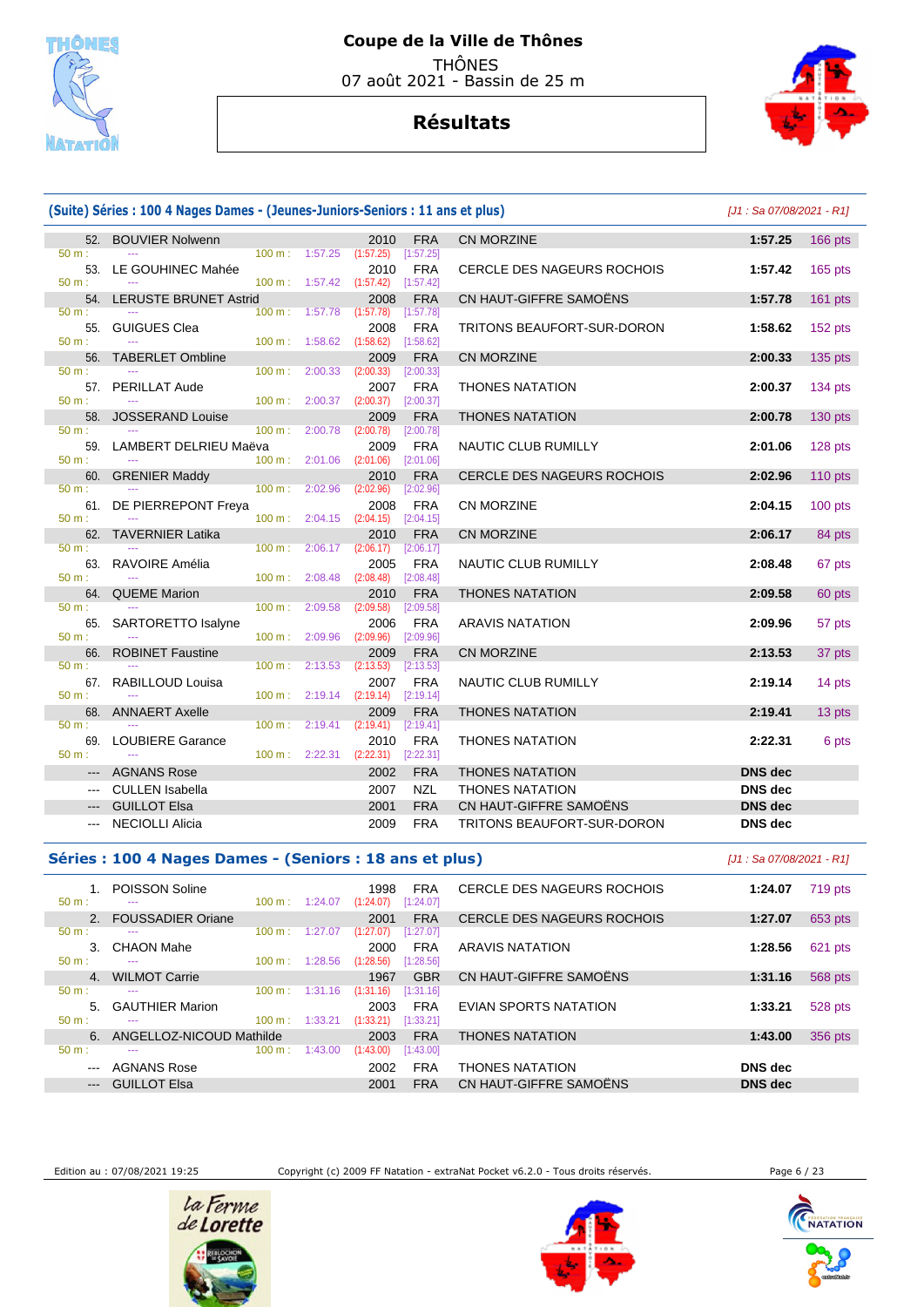# Coupe de la Ville de Thônes

THÔNES

07 août 2021 - Bassin de 25 m

## Résultats

### (Suite) Séries : 100 4 Nages Dames - (Jeunes-Juniors-Seniors : 11 ans et plus)

*[J1 : Sa 07/08/2021 - R1]*

| Rg | Nom | Année | Nat. | Club | Temps | Points |
|---|---|---|---|---|---|---|
| 52. | BOUVIER Nolwenn | 2010 | FRA | CN MORZINE | 1:57.25 | 166 pts |
| | 50 m : --- 100 m : 1:57.25 (1:57.25) [1:57.25] | | | | | |
| 53. | LE GOUHINEC Mahée | 2010 | FRA | CERCLE DES NAGEURS ROCHOIS | 1:57.42 | 165 pts |
| | 50 m : --- 100 m : 1:57.42 (1:57.42) [1:57.42] | | | | | |
| 54. | LERUSTE BRUNET Astrid | 2008 | FRA | CN HAUT-GIFFRE SAMOËNS | 1:57.78 | 161 pts |
| | 50 m : --- 100 m : 1:57.78 (1:57.78) [1:57.78] | | | | | |
| 55. | GUIGUES Clea | 2008 | FRA | TRITONS BEAUFORT-SUR-DORON | 1:58.62 | 152 pts |
| | 50 m : --- 100 m : 1:58.62 (1:58.62) [1:58.62] | | | | | |
| 56. | TABERLET Ombline | 2009 | FRA | CN MORZINE | 2:00.33 | 135 pts |
| | 50 m : --- 100 m : 2:00.33 (2:00.33) [2:00.33] | | | | | |
| 57. | PERILLAT Aude | 2007 | FRA | THONES NATATION | 2:00.37 | 134 pts |
| | 50 m : --- 100 m : 2:00.37 (2:00.37) [2:00.37] | | | | | |
| 58. | JOSSERAND Louise | 2009 | FRA | THONES NATATION | 2:00.78 | 130 pts |
| | 50 m : --- 100 m : 2:00.78 (2:00.78) [2:00.78] | | | | | |
| 59. | LAMBERT DELRIEU Maëva | 2009 | FRA | NAUTIC CLUB RUMILLY | 2:01.06 | 128 pts |
| | 50 m : --- 100 m : 2:01.06 (2:01.06) [2:01.06] | | | | | |
| 60. | GRENIER Maddy | 2010 | FRA | CERCLE DES NAGEURS ROCHOIS | 2:02.96 | 110 pts |
| | 50 m : --- 100 m : 2:02.96 (2:02.96) [2:02.96] | | | | | |
| 61. | DE PIERREPONT Freya | 2008 | FRA | CN MORZINE | 2:04.15 | 100 pts |
| | 50 m : --- 100 m : 2:04.15 (2:04.15) [2:04.15] | | | | | |
| 62. | TAVERNIER Latika | 2010 | FRA | CN MORZINE | 2:06.17 | 84 pts |
| | 50 m : --- 100 m : 2:06.17 (2:06.17) [2:06.17] | | | | | |
| 63. | RAVOIRE Amélia | 2005 | FRA | NAUTIC CLUB RUMILLY | 2:08.48 | 67 pts |
| | 50 m : --- 100 m : 2:08.48 (2:08.48) [2:08.48] | | | | | |
| 64. | QUEME Marion | 2010 | FRA | THONES NATATION | 2:09.58 | 60 pts |
| | 50 m : --- 100 m : 2:09.58 (2:09.58) [2:09.58] | | | | | |
| 65. | SARTORETTO Isalyne | 2006 | FRA | ARAVIS NATATION | 2:09.96 | 57 pts |
| | 50 m : --- 100 m : 2:09.96 (2:09.96) [2:09.96] | | | | | |
| 66. | ROBINET Faustine | 2009 | FRA | CN MORZINE | 2:13.53 | 37 pts |
| | 50 m : --- 100 m : 2:13.53 (2:13.53) [2:13.53] | | | | | |
| 67. | RABILLOUD Louisa | 2007 | FRA | NAUTIC CLUB RUMILLY | 2:19.14 | 14 pts |
| | 50 m : --- 100 m : 2:19.14 (2:19.14) [2:19.14] | | | | | |
| 68. | ANNAERT Axelle | 2009 | FRA | THONES NATATION | 2:19.41 | 13 pts |
| | 50 m : --- 100 m : 2:19.41 (2:19.41) [2:19.41] | | | | | |
| 69. | LOUBIERE Garance | 2010 | FRA | THONES NATATION | 2:22.31 | 6 pts |
| | 50 m : --- 100 m : 2:22.31 (2:22.31) [2:22.31] | | | | | |
| --- | AGNANS Rose | 2002 | FRA | THONES NATATION | DNS dec | |
| --- | CULLEN Isabella | 2007 | NZL | THONES NATATION | DNS dec | |
| --- | GUILLOT Elsa | 2001 | FRA | CN HAUT-GIFFRE SAMOËNS | DNS dec | |
| --- | NECIOLLI Alicia | 2009 | FRA | TRITONS BEAUFORT-SUR-DORON | DNS dec | |

### Séries : 100 4 Nages Dames - (Seniors : 18 ans et plus)

*[J1 : Sa 07/08/2021 - R1]*

| Rg | Nom | Année | Nat. | Club | Temps | Points |
|---|---|---|---|---|---|---|
| 1. | POISSON Soline | 1998 | FRA | CERCLE DES NAGEURS ROCHOIS | 1:24.07 | 719 pts |
| | 50 m : --- 100 m : 1:24.07 (1:24.07) [1:24.07] | | | | | |
| 2. | FOUSSADIER Oriane | 2001 | FRA | CERCLE DES NAGEURS ROCHOIS | 1:27.07 | 653 pts |
| | 50 m : --- 100 m : 1:27.07 (1:27.07) [1:27.07] | | | | | |
| 3. | CHAON Mahe | 2000 | FRA | ARAVIS NATATION | 1:28.56 | 621 pts |
| | 50 m : --- 100 m : 1:28.56 (1:28.56) [1:28.56] | | | | | |
| 4. | WILMOT Carrie | 1967 | GBR | CN HAUT-GIFFRE SAMOËNS | 1:31.16 | 568 pts |
| | 50 m : --- 100 m : 1:31.16 (1:31.16) [1:31.16] | | | | | |
| 5. | GAUTHIER Marion | 2003 | FRA | EVIAN SPORTS NATATION | 1:33.21 | 528 pts |
| | 50 m : --- 100 m : 1:33.21 (1:33.21) [1:33.21] | | | | | |
| 6. | ANGELLOZ-NICOUD Mathilde | 2003 | FRA | THONES NATATION | 1:43.00 | 356 pts |
| | 50 m : --- 100 m : 1:43.00 (1:43.00) [1:43.00] | | | | | |
| --- | AGNANS Rose | 2002 | FRA | THONES NATATION | DNS dec | |
| --- | GUILLOT Elsa | 2001 | FRA | CN HAUT-GIFFRE SAMOËNS | DNS dec | |

Edition au : 07/08/2021 19:25 — Copyright (c) 2009 FF Natation - extraNat Pocket v6.2.0 - Tous droits réservés.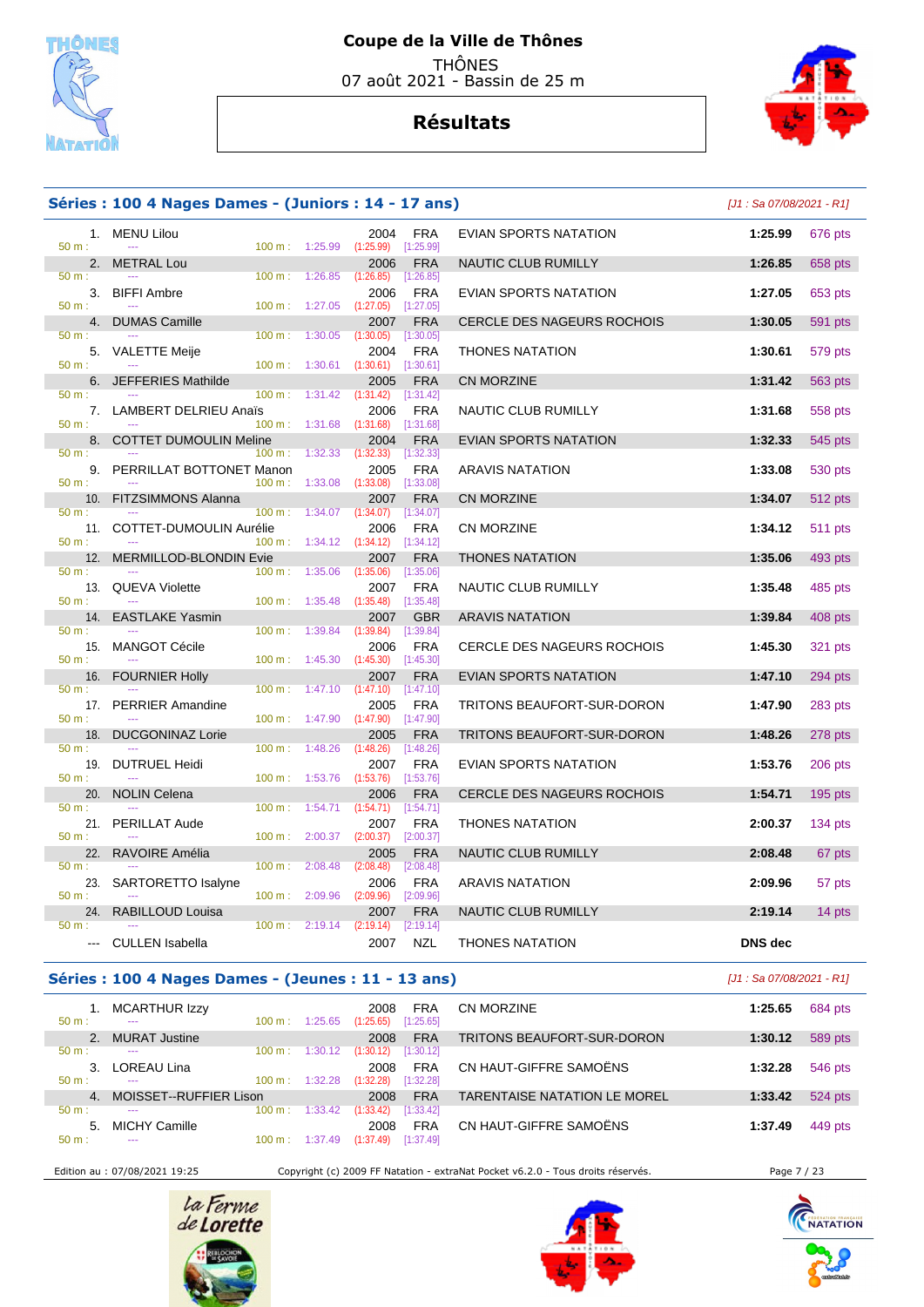# Coupe de la Ville de Thônes

THÔNES
07 août 2021 - Bassin de 25 m

## Résultats

### Séries : 100 4 Nages Dames - (Juniors : 14 - 17 ans)

*[J1 : Sa 07/08/2021 - R1]*

| Rg | Nom | Année | Nat | Club | Temps | Points |
|---|---|---|---|---|---|---|
| 1. | MENU Lilou | 2004 | FRA | EVIAN SPORTS NATATION | 1:25.99 | 676 pts |
| | 50 m : --- 100 m : 1:25.99 (1:25.99) [1:25.99] | | | | | |
| 2. | METRAL Lou | 2006 | FRA | NAUTIC CLUB RUMILLY | 1:26.85 | 658 pts |
| | 50 m : --- 100 m : 1:26.85 (1:26.85) [1:26.85] | | | | | |
| 3. | BIFFI Ambre | 2006 | FRA | EVIAN SPORTS NATATION | 1:27.05 | 653 pts |
| | 50 m : --- 100 m : 1:27.05 (1:27.05) [1:27.05] | | | | | |
| 4. | DUMAS Camille | 2007 | FRA | CERCLE DES NAGEURS ROCHOIS | 1:30.05 | 591 pts |
| | 50 m : --- 100 m : 1:30.05 (1:30.05) [1:30.05] | | | | | |
| 5. | VALETTE Meije | 2004 | FRA | THONES NATATION | 1:30.61 | 579 pts |
| | 50 m : --- 100 m : 1:30.61 (1:30.61) [1:30.61] | | | | | |
| 6. | JEFFERIES Mathilde | 2005 | FRA | CN MORZINE | 1:31.42 | 563 pts |
| | 50 m : --- 100 m : 1:31.42 (1:31.42) [1:31.42] | | | | | |
| 7. | LAMBERT DELRIEU Anaïs | 2006 | FRA | NAUTIC CLUB RUMILLY | 1:31.68 | 558 pts |
| | 50 m : --- 100 m : 1:31.68 (1:31.68) [1:31.68] | | | | | |
| 8. | COTTET DUMOULIN Meline | 2004 | FRA | EVIAN SPORTS NATATION | 1:32.33 | 545 pts |
| | 50 m : --- 100 m : 1:32.33 (1:32.33) [1:32.33] | | | | | |
| 9. | PERRILLAT BOTTONET Manon | 2005 | FRA | ARAVIS NATATION | 1:33.08 | 530 pts |
| | 50 m : --- 100 m : 1:33.08 (1:33.08) [1:33.08] | | | | | |
| 10. | FITZSIMMONS Alanna | 2007 | FRA | CN MORZINE | 1:34.07 | 512 pts |
| | 50 m : --- 100 m : 1:34.07 (1:34.07) [1:34.07] | | | | | |
| 11. | COTTET-DUMOULIN Aurélie | 2006 | FRA | CN MORZINE | 1:34.12 | 511 pts |
| | 50 m : --- 100 m : 1:34.12 (1:34.12) [1:34.12] | | | | | |
| 12. | MERMILLOD-BLONDIN Evie | 2007 | FRA | THONES NATATION | 1:35.06 | 493 pts |
| | 50 m : --- 100 m : 1:35.06 (1:35.06) [1:35.06] | | | | | |
| 13. | QUEVA Violette | 2007 | FRA | NAUTIC CLUB RUMILLY | 1:35.48 | 485 pts |
| | 50 m : --- 100 m : 1:35.48 (1:35.48) [1:35.48] | | | | | |
| 14. | EASTLAKE Yasmin | 2007 | GBR | ARAVIS NATATION | 1:39.84 | 408 pts |
| | 50 m : --- 100 m : 1:39.84 (1:39.84) [1:39.84] | | | | | |
| 15. | MANGOT Cécile | 2006 | FRA | CERCLE DES NAGEURS ROCHOIS | 1:45.30 | 321 pts |
| | 50 m : --- 100 m : 1:45.30 (1:45.30) [1:45.30] | | | | | |
| 16. | FOURNIER Holly | 2007 | FRA | EVIAN SPORTS NATATION | 1:47.10 | 294 pts |
| | 50 m : --- 100 m : 1:47.10 (1:47.10) [1:47.10] | | | | | |
| 17. | PERRIER Amandine | 2005 | FRA | TRITONS BEAUFORT-SUR-DORON | 1:47.90 | 283 pts |
| | 50 m : --- 100 m : 1:47.90 (1:47.90) [1:47.90] | | | | | |
| 18. | DUCGONINAZ Lorie | 2005 | FRA | TRITONS BEAUFORT-SUR-DORON | 1:48.26 | 278 pts |
| | 50 m : --- 100 m : 1:48.26 (1:48.26) [1:48.26] | | | | | |
| 19. | DUTRUEL Heidi | 2007 | FRA | EVIAN SPORTS NATATION | 1:53.76 | 206 pts |
| | 50 m : --- 100 m : 1:53.76 (1:53.76) [1:53.76] | | | | | |
| 20. | NOLIN Celena | 2006 | FRA | CERCLE DES NAGEURS ROCHOIS | 1:54.71 | 195 pts |
| | 50 m : --- 100 m : 1:54.71 (1:54.71) [1:54.71] | | | | | |
| 21. | PERILLAT Aude | 2007 | FRA | THONES NATATION | 2:00.37 | 134 pts |
| | 50 m : --- 100 m : 2:00.37 (2:00.37) [2:00.37] | | | | | |
| 22. | RAVOIRE Amélia | 2005 | FRA | NAUTIC CLUB RUMILLY | 2:08.48 | 67 pts |
| | 50 m : --- 100 m : 2:08.48 (2:08.48) [2:08.48] | | | | | |
| 23. | SARTORETTO Isalyne | 2006 | FRA | ARAVIS NATATION | 2:09.96 | 57 pts |
| | 50 m : --- 100 m : 2:09.96 (2:09.96) [2:09.96] | | | | | |
| 24. | RABILLOUD Louisa | 2007 | FRA | NAUTIC CLUB RUMILLY | 2:19.14 | 14 pts |
| | 50 m : --- 100 m : 2:19.14 (2:19.14) [2:19.14] | | | | | |
| --- | CULLEN Isabella | 2007 | NZL | THONES NATATION | DNS dec | |

### Séries : 100 4 Nages Dames - (Jeunes : 11 - 13 ans)

*[J1 : Sa 07/08/2021 - R1]*

| Rg | Nom | Année | Nat | Club | Temps | Points |
|---|---|---|---|---|---|---|
| 1. | MCARTHUR Izzy | 2008 | FRA | CN MORZINE | 1:25.65 | 684 pts |
| | 50 m : --- 100 m : 1:25.65 (1:25.65) [1:25.65] | | | | | |
| 2. | MURAT Justine | 2008 | FRA | TRITONS BEAUFORT-SUR-DORON | 1:30.12 | 589 pts |
| | 50 m : --- 100 m : 1:30.12 (1:30.12) [1:30.12] | | | | | |
| 3. | LOREAU Lina | 2008 | FRA | CN HAUT-GIFFRE SAMOËNS | 1:32.28 | 546 pts |
| | 50 m : --- 100 m : 1:32.28 (1:32.28) [1:32.28] | | | | | |
| 4. | MOISSET--RUFFIER Lison | 2008 | FRA | TARENTAISE NATATION LE MOREL | 1:33.42 | 524 pts |
| | 50 m : --- 100 m : 1:33.42 (1:33.42) [1:33.42] | | | | | |
| 5. | MICHY Camille | 2008 | FRA | CN HAUT-GIFFRE SAMOËNS | 1:37.49 | 449 pts |
| | 50 m : --- 100 m : 1:37.49 (1:37.49) [1:37.49] | | | | | |

Edition au : 07/08/2021 19:25 — Copyright (c) 2009 FF Natation - extraNat Pocket v6.2.0 - Tous droits réservés.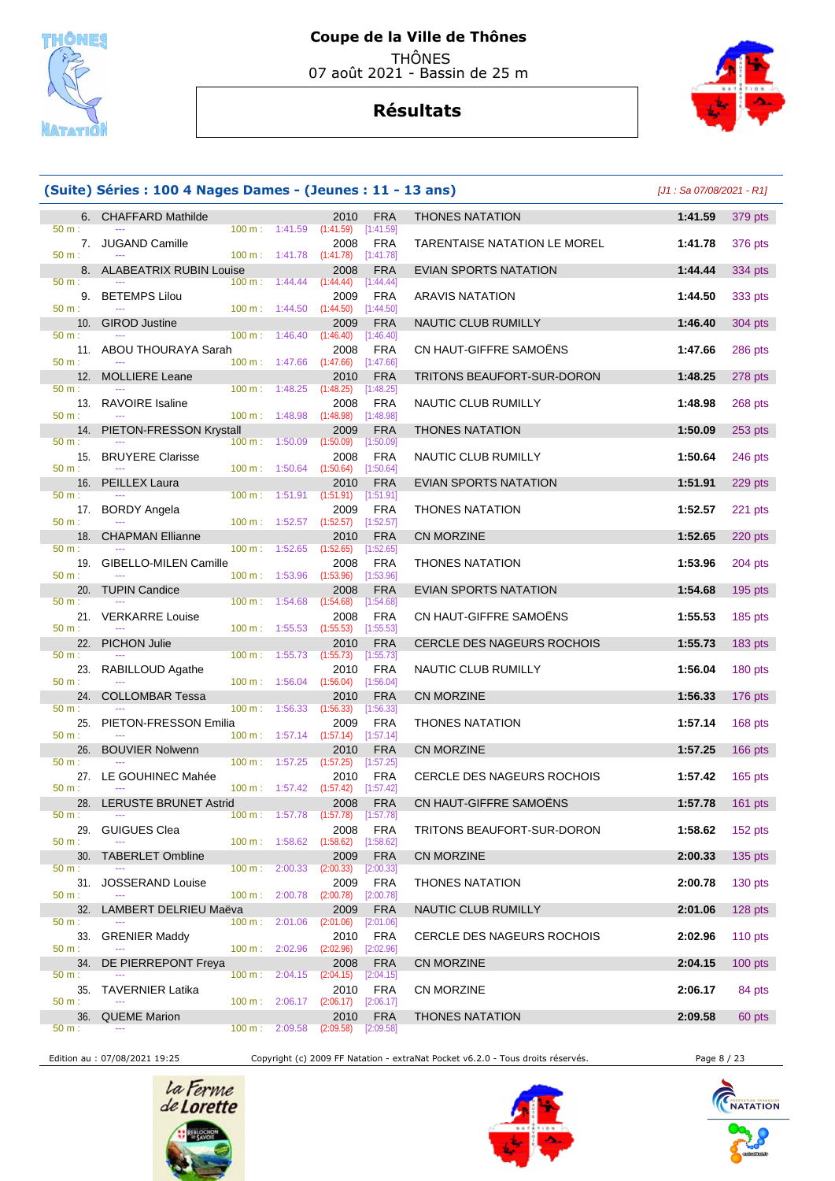# Coupe de la Ville de Thônes

THÔNES
07 août 2021 - Bassin de 25 m

## Résultats

### (Suite) Séries : 100 4 Nages Dames - (Jeunes : 11 - 13 ans)

[J1 : Sa 07/08/2021 - R1]

| Rang | Nom | Année | Nat. | Club | Temps | Points |
|---|---|---|---|---|---|---|
| 6. | CHAFFARD Mathilde | 2010 | FRA | THONES NATATION | 1:41.59 | 379 pts |
| | 50 m : --- | 100 m : 1:41.59 (1:41.59) [1:41.59] | | | | |
| 7. | JUGAND Camille | 2008 | FRA | TARENTAISE NATATION LE MOREL | 1:41.78 | 376 pts |
| | 50 m : --- | 100 m : 1:41.78 (1:41.78) [1:41.78] | | | | |
| 8. | ALABEATRIX RUBIN Louise | 2008 | FRA | EVIAN SPORTS NATATION | 1:44.44 | 334 pts |
| | 50 m : --- | 100 m : 1:44.44 (1:44.44) [1:44.44] | | | | |
| 9. | BETEMPS Lilou | 2009 | FRA | ARAVIS NATATION | 1:44.50 | 333 pts |
| | 50 m : --- | 100 m : 1:44.50 (1:44.50) [1:44.50] | | | | |
| 10. | GIROD Justine | 2009 | FRA | NAUTIC CLUB RUMILLY | 1:46.40 | 304 pts |
| | 50 m : --- | 100 m : 1:46.40 (1:46.40) [1:46.40] | | | | |
| 11. | ABOU THOURAYA Sarah | 2008 | FRA | CN HAUT-GIFFRE SAMOËNS | 1:47.66 | 286 pts |
| | 50 m : --- | 100 m : 1:47.66 (1:47.66) [1:47.66] | | | | |
| 12. | MOLLIERE Leane | 2010 | FRA | TRITONS BEAUFORT-SUR-DORON | 1:48.25 | 278 pts |
| | 50 m : --- | 100 m : 1:48.25 (1:48.25) [1:48.25] | | | | |
| 13. | RAVOIRE Isaline | 2008 | FRA | NAUTIC CLUB RUMILLY | 1:48.98 | 268 pts |
| | 50 m : --- | 100 m : 1:48.98 (1:48.98) [1:48.98] | | | | |
| 14. | PIETON-FRESSON Krystall | 2009 | FRA | THONES NATATION | 1:50.09 | 253 pts |
| | 50 m : --- | 100 m : 1:50.09 (1:50.09) [1:50.09] | | | | |
| 15. | BRUYERE Clarisse | 2008 | FRA | NAUTIC CLUB RUMILLY | 1:50.64 | 246 pts |
| | 50 m : --- | 100 m : 1:50.64 (1:50.64) [1:50.64] | | | | |
| 16. | PEILLEX Laura | 2010 | FRA | EVIAN SPORTS NATATION | 1:51.91 | 229 pts |
| | 50 m : --- | 100 m : 1:51.91 (1:51.91) [1:51.91] | | | | |
| 17. | BORDY Angela | 2009 | FRA | THONES NATATION | 1:52.57 | 221 pts |
| | 50 m : --- | 100 m : 1:52.57 (1:52.57) [1:52.57] | | | | |
| 18. | CHAPMAN Ellianne | 2010 | FRA | CN MORZINE | 1:52.65 | 220 pts |
| | 50 m : --- | 100 m : 1:52.65 (1:52.65) [1:52.65] | | | | |
| 19. | GIBELLO-MILEN Camille | 2008 | FRA | THONES NATATION | 1:53.96 | 204 pts |
| | 50 m : --- | 100 m : 1:53.96 (1:53.96) [1:53.96] | | | | |
| 20. | TUPIN Candice | 2008 | FRA | EVIAN SPORTS NATATION | 1:54.68 | 195 pts |
| | 50 m : --- | 100 m : 1:54.68 (1:54.68) [1:54.68] | | | | |
| 21. | VERKARRE Louise | 2008 | FRA | CN HAUT-GIFFRE SAMOËNS | 1:55.53 | 185 pts |
| | 50 m : --- | 100 m : 1:55.53 (1:55.53) [1:55.53] | | | | |
| 22. | PICHON Julie | 2010 | FRA | CERCLE DES NAGEURS ROCHOIS | 1:55.73 | 183 pts |
| | 50 m : --- | 100 m : 1:55.73 (1:55.73) [1:55.73] | | | | |
| 23. | RABILLOUD Agathe | 2010 | FRA | NAUTIC CLUB RUMILLY | 1:56.04 | 180 pts |
| | 50 m : --- | 100 m : 1:56.04 (1:56.04) [1:56.04] | | | | |
| 24. | COLLOMBAR Tessa | 2010 | FRA | CN MORZINE | 1:56.33 | 176 pts |
| | 50 m : --- | 100 m : 1:56.33 (1:56.33) [1:56.33] | | | | |
| 25. | PIETON-FRESSON Emilia | 2009 | FRA | THONES NATATION | 1:57.14 | 168 pts |
| | 50 m : --- | 100 m : 1:57.14 (1:57.14) [1:57.14] | | | | |
| 26. | BOUVIER Nolwenn | 2010 | FRA | CN MORZINE | 1:57.25 | 166 pts |
| | 50 m : --- | 100 m : 1:57.25 (1:57.25) [1:57.25] | | | | |
| 27. | LE GOUHINEC Mahée | 2010 | FRA | CERCLE DES NAGEURS ROCHOIS | 1:57.42 | 165 pts |
| | 50 m : --- | 100 m : 1:57.42 (1:57.42) [1:57.42] | | | | |
| 28. | LERUSTE BRUNET Astrid | 2008 | FRA | CN HAUT-GIFFRE SAMOËNS | 1:57.78 | 161 pts |
| | 50 m : --- | 100 m : 1:57.78 (1:57.78) [1:57.78] | | | | |
| 29. | GUIGUES Clea | 2008 | FRA | TRITONS BEAUFORT-SUR-DORON | 1:58.62 | 152 pts |
| | 50 m : --- | 100 m : 1:58.62 (1:58.62) [1:58.62] | | | | |
| 30. | TABERLET Ombline | 2009 | FRA | CN MORZINE | 2:00.33 | 135 pts |
| | 50 m : --- | 100 m : 2:00.33 (2:00.33) [2:00.33] | | | | |
| 31. | JOSSERAND Louise | 2009 | FRA | THONES NATATION | 2:00.78 | 130 pts |
| | 50 m : --- | 100 m : 2:00.78 (2:00.78) [2:00.78] | | | | |
| 32. | LAMBERT DELRIEU Maëva | 2009 | FRA | NAUTIC CLUB RUMILLY | 2:01.06 | 128 pts |
| | 50 m : --- | 100 m : 2:01.06 (2:01.06) [2:01.06] | | | | |
| 33. | GRENIER Maddy | 2010 | FRA | CERCLE DES NAGEURS ROCHOIS | 2:02.96 | 110 pts |
| | 50 m : --- | 100 m : 2:02.96 (2:02.96) [2:02.96] | | | | |
| 34. | DE PIERREPONT Freya | 2008 | FRA | CN MORZINE | 2:04.15 | 100 pts |
| | 50 m : --- | 100 m : 2:04.15 (2:04.15) [2:04.15] | | | | |
| 35. | TAVERNIER Latika | 2010 | FRA | CN MORZINE | 2:06.17 | 84 pts |
| | 50 m : --- | 100 m : 2:06.17 (2:06.17) [2:06.17] | | | | |
| 36. | QUEME Marion | 2010 | FRA | THONES NATATION | 2:09.58 | 60 pts |
| | 50 m : --- | 100 m : 2:09.58 (2:09.58) [2:09.58] | | | | |

Edition au : 07/08/2021 19:25 — Copyright (c) 2009 FF Natation - extraNat Pocket v6.2.0 - Tous droits réservés.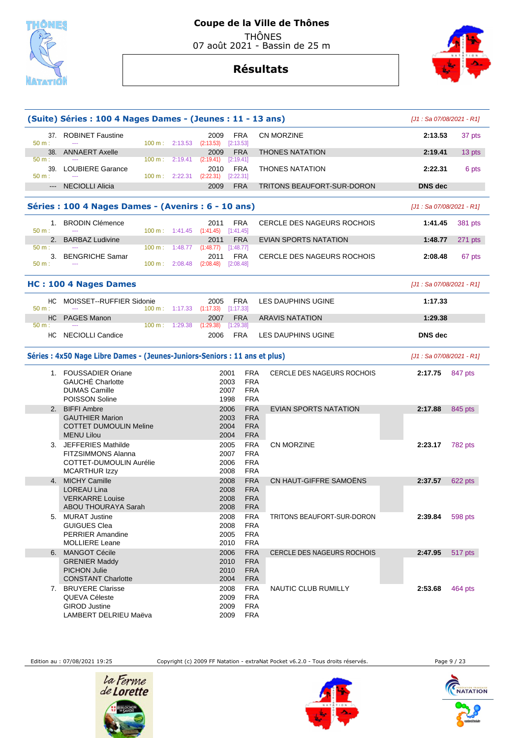# Coupe de la Ville de Thônes

THÔNES
07 août 2021 - Bassin de 25 m

## Résultats

### (Suite) Séries : 100 4 Nages Dames - (Jeunes : 11 - 13 ans)

[J1 : Sa 07/08/2021 - R1]

| Pl. | Nom | Année | Nat. | Club | Temps | Points |
|---|---|---|---|---|---|---|
| 37. | ROBINET Faustine | 2009 | FRA | CN MORZINE | 2:13.53 | 37 pts |
| | 50 m : --- 100 m : 2:13.53 (2:13.53) [2:13.53] | | | | | |
| 38. | ANNAERT Axelle | 2009 | FRA | THONES NATATION | 2:19.41 | 13 pts |
| | 50 m : --- 100 m : 2:19.41 (2:19.41) [2:19.41] | | | | | |
| 39. | LOUBIERE Garance | 2010 | FRA | THONES NATATION | 2:22.31 | 6 pts |
| | 50 m : --- 100 m : 2:22.31 (2:22.31) [2:22.31] | | | | | |
| --- | NECIOLLI Alicia | 2009 | FRA | TRITONS BEAUFORT-SUR-DORON | DNS dec | |

### Séries : 100 4 Nages Dames - (Avenirs : 6 - 10 ans)

[J1 : Sa 07/08/2021 - R1]

| Pl. | Nom | Année | Nat. | Club | Temps | Points |
|---|---|---|---|---|---|---|
| 1. | BRODIN Clémence | 2011 | FRA | CERCLE DES NAGEURS ROCHOIS | 1:41.45 | 381 pts |
| | 50 m : --- 100 m : 1:41.45 (1:41.45) [1:41.45] | | | | | |
| 2. | BARBAZ Ludivine | 2011 | FRA | EVIAN SPORTS NATATION | 1:48.77 | 271 pts |
| | 50 m : --- 100 m : 1:48.77 (1:48.77) [1:48.77] | | | | | |
| 3. | BENGRICHE Samar | 2011 | FRA | CERCLE DES NAGEURS ROCHOIS | 2:08.48 | 67 pts |
| | 50 m : --- 100 m : 2:08.48 (2:08.48) [2:08.48] | | | | | |

### HC : 100 4 Nages Dames

[J1 : Sa 07/08/2021 - R1]

| Pl. | Nom | Année | Nat. | Club | Temps |
|---|---|---|---|---|---|
| HC | MOISSET--RUFFIER Sidonie | 2005 | FRA | LES DAUPHINS UGINE | 1:17.33 |
| | 50 m : --- 100 m : 1:17.33 (1:17.33) [1:17.33] | | | | |
| HC | PAGES Manon | 2007 | FRA | ARAVIS NATATION | 1:29.38 |
| | 50 m : --- 100 m : 1:29.38 (1:29.38) [1:29.38] | | | | |
| HC | NECIOLLI Candice | 2006 | FRA | LES DAUPHINS UGINE | DNS dec |

### Séries : 4x50 Nage Libre Dames - (Jeunes-Juniors-Seniors : 11 ans et plus)

[J1 : Sa 07/08/2021 - R1]

| Pl. | Nom | Année | Nat. | Club | Temps | Points |
|---|---|---|---|---|---|---|
| 1. | FOUSSADIER Oriane | 2001 | FRA | CERCLE DES NAGEURS ROCHOIS | 2:17.75 | 847 pts |
| | GAUCHÉ Charlotte | 2003 | FRA | | | |
| | DUMAS Camille | 2007 | FRA | | | |
| | POISSON Soline | 1998 | FRA | | | |
| 2. | BIFFI Ambre | 2006 | FRA | EVIAN SPORTS NATATION | 2:17.88 | 845 pts |
| | GAUTHIER Marion | 2003 | FRA | | | |
| | COTTET DUMOULIN Meline | 2004 | FRA | | | |
| | MENU Lilou | 2004 | FRA | | | |
| 3. | JEFFERIES Mathilde | 2005 | FRA | CN MORZINE | 2:23.17 | 782 pts |
| | FITZSIMMONS Alanna | 2007 | FRA | | | |
| | COTTET-DUMOULIN Aurélie | 2006 | FRA | | | |
| | MCARTHUR Izzy | 2008 | FRA | | | |
| 4. | MICHY Camille | 2008 | FRA | CN HAUT-GIFFRE SAMOËNS | 2:37.57 | 622 pts |
| | LOREAU Lina | 2008 | FRA | | | |
| | VERKARRE Louise | 2008 | FRA | | | |
| | ABOU THOURAYA Sarah | 2008 | FRA | | | |
| 5. | MURAT Justine | 2008 | FRA | TRITONS BEAUFORT-SUR-DORON | 2:39.84 | 598 pts |
| | GUIGUES Clea | 2008 | FRA | | | |
| | PERRIER Amandine | 2005 | FRA | | | |
| | MOLLIERE Leane | 2010 | FRA | | | |
| 6. | MANGOT Cécile | 2006 | FRA | CERCLE DES NAGEURS ROCHOIS | 2:47.95 | 517 pts |
| | GRENIER Maddy | 2010 | FRA | | | |
| | PICHON Julie | 2010 | FRA | | | |
| | CONSTANT Charlotte | 2004 | FRA | | | |
| 7. | BRUYERE Clarisse | 2008 | FRA | NAUTIC CLUB RUMILLY | 2:53.68 | 464 pts |
| | QUEVA Céleste | 2009 | FRA | | | |
| | GIROD Justine | 2009 | FRA | | | |
| | LAMBERT DELRIEU Maëva | 2009 | FRA | | | |

Edition au : 07/08/2021 19:25 — Copyright (c) 2009 FF Natation - extraNat Pocket v6.2.0 - Tous droits réservés.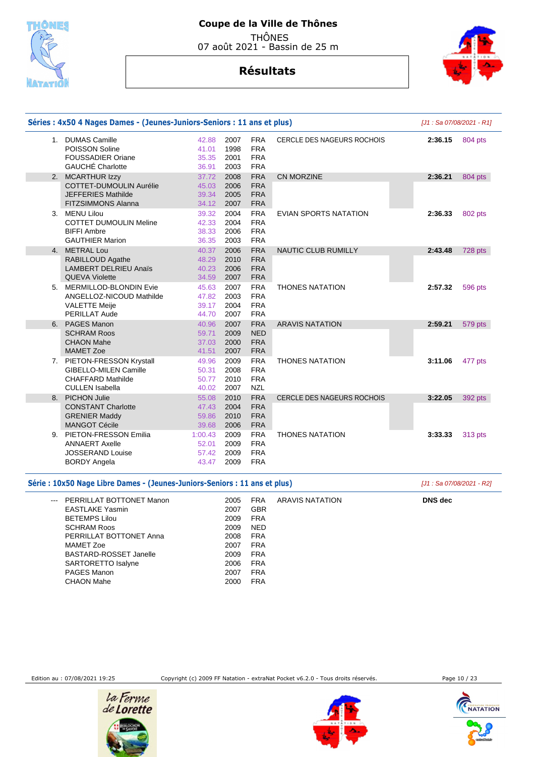# Coupe de la Ville de Thônes

THÔNES
07 août 2021 - Bassin de 25 m

## Résultats

### Séries : 4x50 4 Nages Dames - (Jeunes-Juniors-Seniors : 11 ans et plus)

*[J1 : Sa 07/08/2021 - R1]*

| Rang | Nom | Temps | Année | Nat. | Club | Temps final | Points |
|---|---|---|---|---|---|---|---|
| 1. | DUMAS Camille | 42.88 | 2007 | FRA | CERCLE DES NAGEURS ROCHOIS | **2:36.15** | 804 pts |
| | POISSON Soline | 41.01 | 1998 | FRA | | | |
| | FOUSSADIER Oriane | 35.35 | 2001 | FRA | | | |
| | GAUCHÉ Charlotte | 36.91 | 2003 | FRA | | | |
| 2. | MCARTHUR Izzy | 37.72 | 2008 | FRA | CN MORZINE | **2:36.21** | 804 pts |
| | COTTET-DUMOULIN Aurélie | 45.03 | 2006 | FRA | | | |
| | JEFFERIES Mathilde | 39.34 | 2005 | FRA | | | |
| | FITZSIMMONS Alanna | 34.12 | 2007 | FRA | | | |
| 3. | MENU Lilou | 39.32 | 2004 | FRA | EVIAN SPORTS NATATION | **2:36.33** | 802 pts |
| | COTTET DUMOULIN Meline | 42.33 | 2004 | FRA | | | |
| | BIFFI Ambre | 38.33 | 2006 | FRA | | | |
| | GAUTHIER Marion | 36.35 | 2003 | FRA | | | |
| 4. | METRAL Lou | 40.37 | 2006 | FRA | NAUTIC CLUB RUMILLY | **2:43.48** | 728 pts |
| | RABILLOUD Agathe | 48.29 | 2010 | FRA | | | |
| | LAMBERT DELRIEU Anaïs | 40.23 | 2006 | FRA | | | |
| | QUEVA Violette | 34.59 | 2007 | FRA | | | |
| 5. | MERMILLOD-BLONDIN Evie | 45.63 | 2007 | FRA | THONES NATATION | **2:57.32** | 596 pts |
| | ANGELLOZ-NICOUD Mathilde | 47.82 | 2003 | FRA | | | |
| | VALETTE Meije | 39.17 | 2004 | FRA | | | |
| | PERILLAT Aude | 44.70 | 2007 | FRA | | | |
| 6. | PAGES Manon | 40.96 | 2007 | FRA | ARAVIS NATATION | **2:59.21** | 579 pts |
| | SCHRAM Roos | 59.71 | 2009 | NED | | | |
| | CHAON Mahe | 37.03 | 2000 | FRA | | | |
| | MAMET Zoe | 41.51 | 2007 | FRA | | | |
| 7. | PIETON-FRESSON Krystall | 49.96 | 2009 | FRA | THONES NATATION | **3:11.06** | 477 pts |
| | GIBELLO-MILEN Camille | 50.31 | 2008 | FRA | | | |
| | CHAFFARD Mathilde | 50.77 | 2010 | FRA | | | |
| | CULLEN Isabella | 40.02 | 2007 | NZL | | | |
| 8. | PICHON Julie | 55.08 | 2010 | FRA | CERCLE DES NAGEURS ROCHOIS | **3:22.05** | 392 pts |
| | CONSTANT Charlotte | 47.43 | 2004 | FRA | | | |
| | GRENIER Maddy | 59.86 | 2010 | FRA | | | |
| | MANGOT Cécile | 39.68 | 2006 | FRA | | | |
| 9. | PIETON-FRESSON Emilia | 1:00.43 | 2009 | FRA | THONES NATATION | **3:33.33** | 313 pts |
| | ANNAERT Axelle | 52.01 | 2009 | FRA | | | |
| | JOSSERAND Louise | 57.42 | 2009 | FRA | | | |
| | BORDY Angela | 43.47 | 2009 | FRA | | | |

### Série : 10x50 Nage Libre Dames - (Jeunes-Juniors-Seniors : 11 ans et plus)

*[J1 : Sa 07/08/2021 - R2]*

| Rang | Nom | Année | Nat. | Club | Résultat |
|---|---|---|---|---|---|
| --- | PERRILLAT BOTTONET Manon | 2005 | FRA | ARAVIS NATATION | **DNS dec** |
| | EASTLAKE Yasmin | 2007 | GBR | | |
| | BETEMPS Lilou | 2009 | FRA | | |
| | SCHRAM Roos | 2009 | NED | | |
| | PERRILLAT BOTTONET Anna | 2008 | FRA | | |
| | MAMET Zoe | 2007 | FRA | | |
| | BASTARD-ROSSET Janelle | 2009 | FRA | | |
| | SARTORETTO Isalyne | 2006 | FRA | | |
| | PAGES Manon | 2007 | FRA | | |
| | CHAON Mahe | 2000 | FRA | | |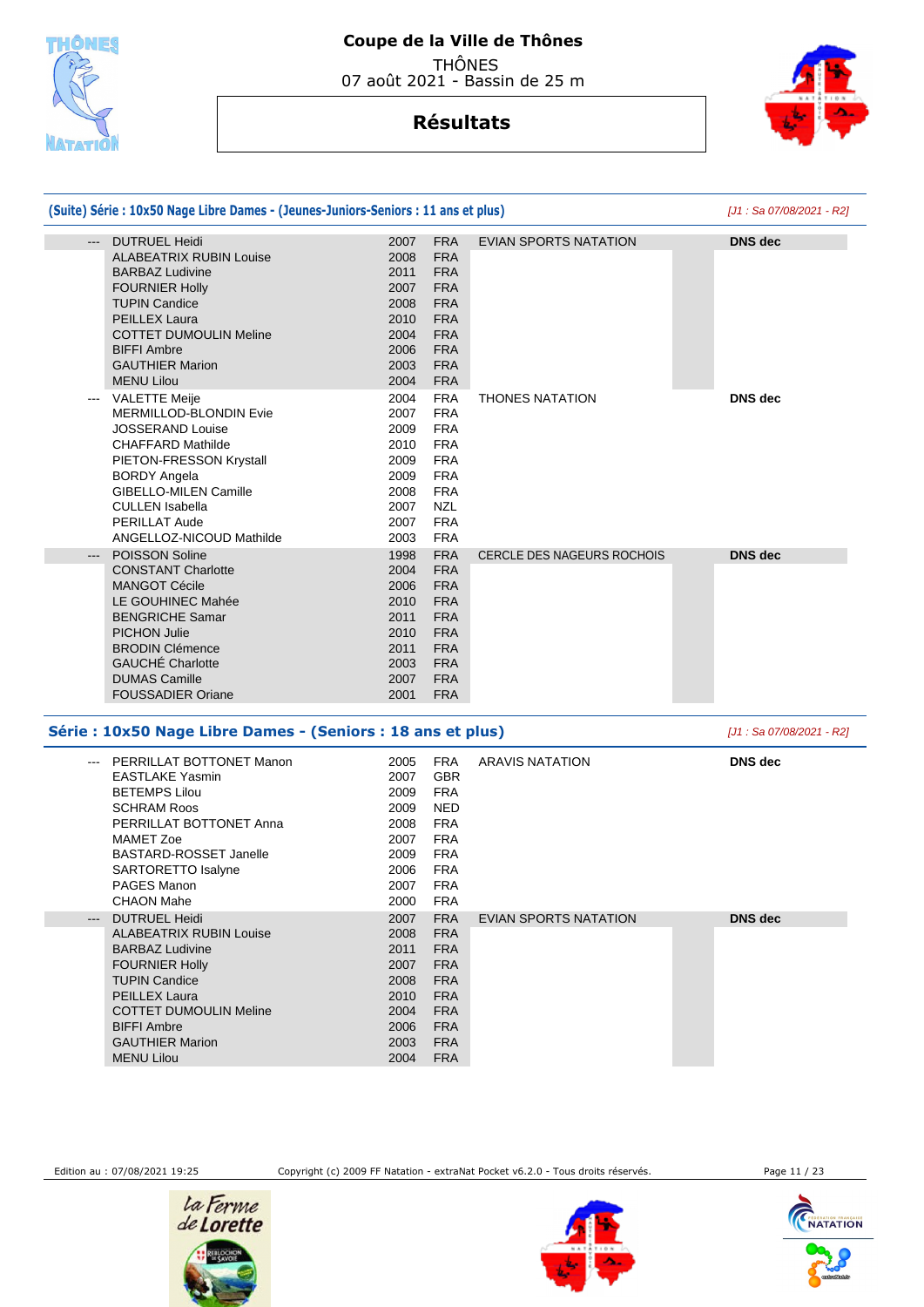# Coupe de la Ville de Thônes

THÔNES
07 août 2021 - Bassin de 25 m

## Résultats

### (Suite) Série : 10x50 Nage Libre Dames - (Jeunes-Juniors-Seniors : 11 ans et plus)

*[J1 : Sa 07/08/2021 - R2]*

| Place | Nom | Année | Nat. | Club | Résultat |
|---|---|---|---|---|---|
| --- | DUTRUEL Heidi | 2007 | FRA | EVIAN SPORTS NATATION | DNS dec |
| | ALABEATRIX RUBIN Louise | 2008 | FRA | | |
| | BARBAZ Ludivine | 2011 | FRA | | |
| | FOURNIER Holly | 2007 | FRA | | |
| | TUPIN Candice | 2008 | FRA | | |
| | PEILLEX Laura | 2010 | FRA | | |
| | COTTET DUMOULIN Meline | 2004 | FRA | | |
| | BIFFI Ambre | 2006 | FRA | | |
| | GAUTHIER Marion | 2003 | FRA | | |
| | MENU Lilou | 2004 | FRA | | |
| --- | VALETTE Meije | 2004 | FRA | THONES NATATION | DNS dec |
| | MERMILLOD-BLONDIN Evie | 2007 | FRA | | |
| | JOSSERAND Louise | 2009 | FRA | | |
| | CHAFFARD Mathilde | 2010 | FRA | | |
| | PIETON-FRESSON Krystall | 2009 | FRA | | |
| | BORDY Angela | 2009 | FRA | | |
| | GIBELLO-MILEN Camille | 2008 | FRA | | |
| | CULLEN Isabella | 2007 | NZL | | |
| | PERILLAT Aude | 2007 | FRA | | |
| | ANGELLOZ-NICOUD Mathilde | 2003 | FRA | | |
| --- | POISSON Soline | 1998 | FRA | CERCLE DES NAGEURS ROCHOIS | DNS dec |
| | CONSTANT Charlotte | 2004 | FRA | | |
| | MANGOT Cécile | 2006 | FRA | | |
| | LE GOUHINEC Mahée | 2010 | FRA | | |
| | BENGRICHE Samar | 2011 | FRA | | |
| | PICHON Julie | 2010 | FRA | | |
| | BRODIN Clémence | 2011 | FRA | | |
| | GAUCHÉ Charlotte | 2003 | FRA | | |
| | DUMAS Camille | 2007 | FRA | | |
| | FOUSSADIER Oriane | 2001 | FRA | | |

### Série : 10x50 Nage Libre Dames - (Seniors : 18 ans et plus)

*[J1 : Sa 07/08/2021 - R2]*

| Place | Nom | Année | Nat. | Club | Résultat |
|---|---|---|---|---|---|
| --- | PERRILLAT BOTTONET Manon | 2005 | FRA | ARAVIS NATATION | DNS dec |
| | EASTLAKE Yasmin | 2007 | GBR | | |
| | BETEMPS Lilou | 2009 | FRA | | |
| | SCHRAM Roos | 2009 | NED | | |
| | PERRILLAT BOTTONET Anna | 2008 | FRA | | |
| | MAMET Zoe | 2007 | FRA | | |
| | BASTARD-ROSSET Janelle | 2009 | FRA | | |
| | SARTORETTO Isalyne | 2006 | FRA | | |
| | PAGES Manon | 2007 | FRA | | |
| | CHAON Mahe | 2000 | FRA | | |
| --- | DUTRUEL Heidi | 2007 | FRA | EVIAN SPORTS NATATION | DNS dec |
| | ALABEATRIX RUBIN Louise | 2008 | FRA | | |
| | BARBAZ Ludivine | 2011 | FRA | | |
| | FOURNIER Holly | 2007 | FRA | | |
| | TUPIN Candice | 2008 | FRA | | |
| | PEILLEX Laura | 2010 | FRA | | |
| | COTTET DUMOULIN Meline | 2004 | FRA | | |
| | BIFFI Ambre | 2006 | FRA | | |
| | GAUTHIER Marion | 2003 | FRA | | |
| | MENU Lilou | 2004 | FRA | | |

Edition au : 07/08/2021 19:25 — Copyright (c) 2009 FF Natation - extraNat Pocket v6.2.0 - Tous droits réservés.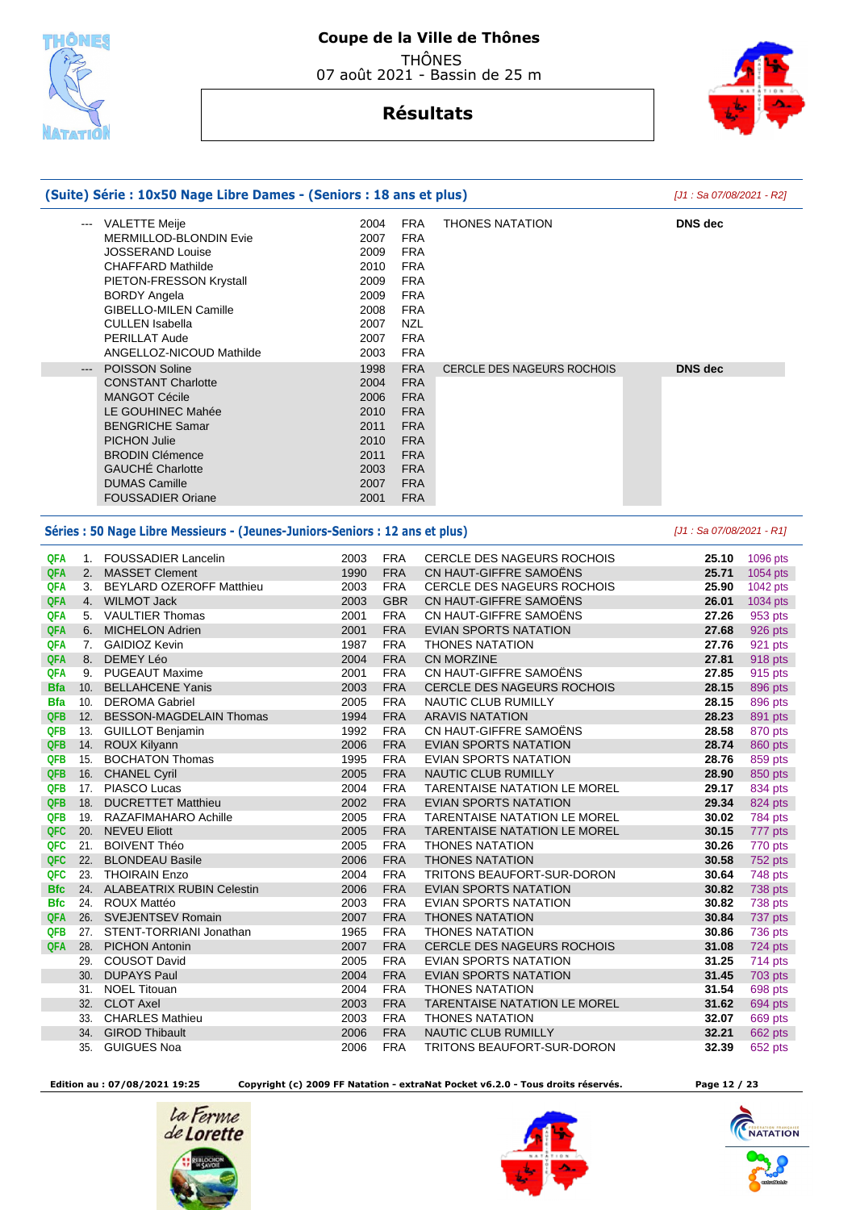# Coupe de la Ville de Thônes

THÔNES
07 août 2021 - Bassin de 25 m

## Résultats

### (Suite) Série : 10x50 Nage Libre Dames - (Seniors : 18 ans et plus)

*[J1 : Sa 07/08/2021 - R2]*

| | | Nom | Année | Nat. | Club | Temps |
|---|---|---|---|---|---|---|
| | --- | VALETTE Meije | 2004 | FRA | THONES NATATION | **DNS dec** |
| | | MERMILLOD-BLONDIN Evie | 2007 | FRA | | |
| | | JOSSERAND Louise | 2009 | FRA | | |
| | | CHAFFARD Mathilde | 2010 | FRA | | |
| | | PIETON-FRESSON Krystall | 2009 | FRA | | |
| | | BORDY Angela | 2009 | FRA | | |
| | | GIBELLO-MILEN Camille | 2008 | FRA | | |
| | | CULLEN Isabella | 2007 | NZL | | |
| | | PERILLAT Aude | 2007 | FRA | | |
| | | ANGELLOZ-NICOUD Mathilde | 2003 | FRA | | |
| | --- | POISSON Soline | 1998 | FRA | CERCLE DES NAGEURS ROCHOIS | **DNS dec** |
| | | CONSTANT Charlotte | 2004 | FRA | | |
| | | MANGOT Cécile | 2006 | FRA | | |
| | | LE GOUHINEC Mahée | 2010 | FRA | | |
| | | BENGRICHE Samar | 2011 | FRA | | |
| | | PICHON Julie | 2010 | FRA | | |
| | | BRODIN Clémence | 2011 | FRA | | |
| | | GAUCHÉ Charlotte | 2003 | FRA | | |
| | | DUMAS Camille | 2007 | FRA | | |
| | | FOUSSADIER Oriane | 2001 | FRA | | |

### Séries : 50 Nage Libre Messieurs - (Jeunes-Juniors-Seniors : 12 ans et plus)

*[J1 : Sa 07/08/2021 - R1]*

| Qual. | Rang | Nom | Année | Nat. | Club | Temps | Points |
|---|---|---|---|---|---|---|---|
| QFA | 1. | FOUSSADIER Lancelin | 2003 | FRA | CERCLE DES NAGEURS ROCHOIS | **25.10** | 1096 pts |
| QFA | 2. | MASSET Clement | 1990 | FRA | CN HAUT-GIFFRE SAMOËNS | **25.71** | 1054 pts |
| QFA | 3. | BEYLARD OZEROFF Matthieu | 2003 | FRA | CERCLE DES NAGEURS ROCHOIS | **25.90** | 1042 pts |
| QFA | 4. | WILMOT Jack | 2003 | GBR | CN HAUT-GIFFRE SAMOËNS | **26.01** | 1034 pts |
| QFA | 5. | VAULTIER Thomas | 2001 | FRA | CN HAUT-GIFFRE SAMOËNS | **27.26** | 953 pts |
| QFA | 6. | MICHELON Adrien | 2001 | FRA | EVIAN SPORTS NATATION | **27.68** | 926 pts |
| QFA | 7. | GAIDIOZ Kevin | 1987 | FRA | THONES NATATION | **27.76** | 921 pts |
| QFA | 8. | DEMEY Léo | 2004 | FRA | CN MORZINE | **27.81** | 918 pts |
| QFA | 9. | PUGEAUT Maxime | 2001 | FRA | CN HAUT-GIFFRE SAMOËNS | **27.85** | 915 pts |
| Bfa | 10. | BELLAHCENE Yanis | 2003 | FRA | CERCLE DES NAGEURS ROCHOIS | **28.15** | 896 pts |
| Bfa | 10. | DEROMA Gabriel | 2005 | FRA | NAUTIC CLUB RUMILLY | **28.15** | 896 pts |
| QFB | 12. | BESSON-MAGDELAIN Thomas | 1994 | FRA | ARAVIS NATATION | **28.23** | 891 pts |
| QFB | 13. | GUILLOT Benjamin | 1992 | FRA | CN HAUT-GIFFRE SAMOËNS | **28.58** | 870 pts |
| QFB | 14. | ROUX Kilyann | 2006 | FRA | EVIAN SPORTS NATATION | **28.74** | 860 pts |
| QFB | 15. | BOCHATON Thomas | 1995 | FRA | EVIAN SPORTS NATATION | **28.76** | 859 pts |
| QFB | 16. | CHANEL Cyril | 2005 | FRA | NAUTIC CLUB RUMILLY | **28.90** | 850 pts |
| QFB | 17. | PIASCO Lucas | 2004 | FRA | TARENTAISE NATATION LE MOREL | **29.17** | 834 pts |
| QFB | 18. | DUCRETTET Matthieu | 2002 | FRA | EVIAN SPORTS NATATION | **29.34** | 824 pts |
| QFB | 19. | RAZAFIMAHARO Achille | 2005 | FRA | TARENTAISE NATATION LE MOREL | **30.02** | 784 pts |
| QFC | 20. | NEVEU Eliott | 2005 | FRA | TARENTAISE NATATION LE MOREL | **30.15** | 777 pts |
| QFC | 21. | BOIVENT Théo | 2005 | FRA | THONES NATATION | **30.26** | 770 pts |
| QFC | 22. | BLONDEAU Basile | 2006 | FRA | THONES NATATION | **30.58** | 752 pts |
| QFC | 23. | THOIRAIN Enzo | 2004 | FRA | TRITONS BEAUFORT-SUR-DORON | **30.64** | 748 pts |
| Bfc | 24. | ALABEATRIX RUBIN Celestin | 2006 | FRA | EVIAN SPORTS NATATION | **30.82** | 738 pts |
| Bfc | 24. | ROUX Mattéo | 2003 | FRA | EVIAN SPORTS NATATION | **30.82** | 738 pts |
| QFA | 26. | SVEJENTSEV Romain | 2007 | FRA | THONES NATATION | **30.84** | 737 pts |
| QFB | 27. | STENT-TORRIANI Jonathan | 1965 | FRA | THONES NATATION | **30.86** | 736 pts |
| QFA | 28. | PICHON Antonin | 2007 | FRA | CERCLE DES NAGEURS ROCHOIS | **31.08** | 724 pts |
| | 29. | COUSOT David | 2005 | FRA | EVIAN SPORTS NATATION | **31.25** | 714 pts |
| | 30. | DUPAYS Paul | 2004 | FRA | EVIAN SPORTS NATATION | **31.45** | 703 pts |
| | 31. | NOEL Titouan | 2004 | FRA | THONES NATATION | **31.54** | 698 pts |
| | 32. | CLOT Axel | 2003 | FRA | TARENTAISE NATATION LE MOREL | **31.62** | 694 pts |
| | 33. | CHARLES Mathieu | 2003 | FRA | THONES NATATION | **32.07** | 669 pts |
| | 34. | GIROD Thibault | 2006 | FRA | NAUTIC CLUB RUMILLY | **32.21** | 662 pts |
| | 35. | GUIGUES Noa | 2006 | FRA | TRITONS BEAUFORT-SUR-DORON | **32.39** | 652 pts |

**Edition au : 07/08/2021 19:25** **Copyright (c) 2009 FF Natation - extraNat Pocket v6.2.0 - Tous droits réservés.**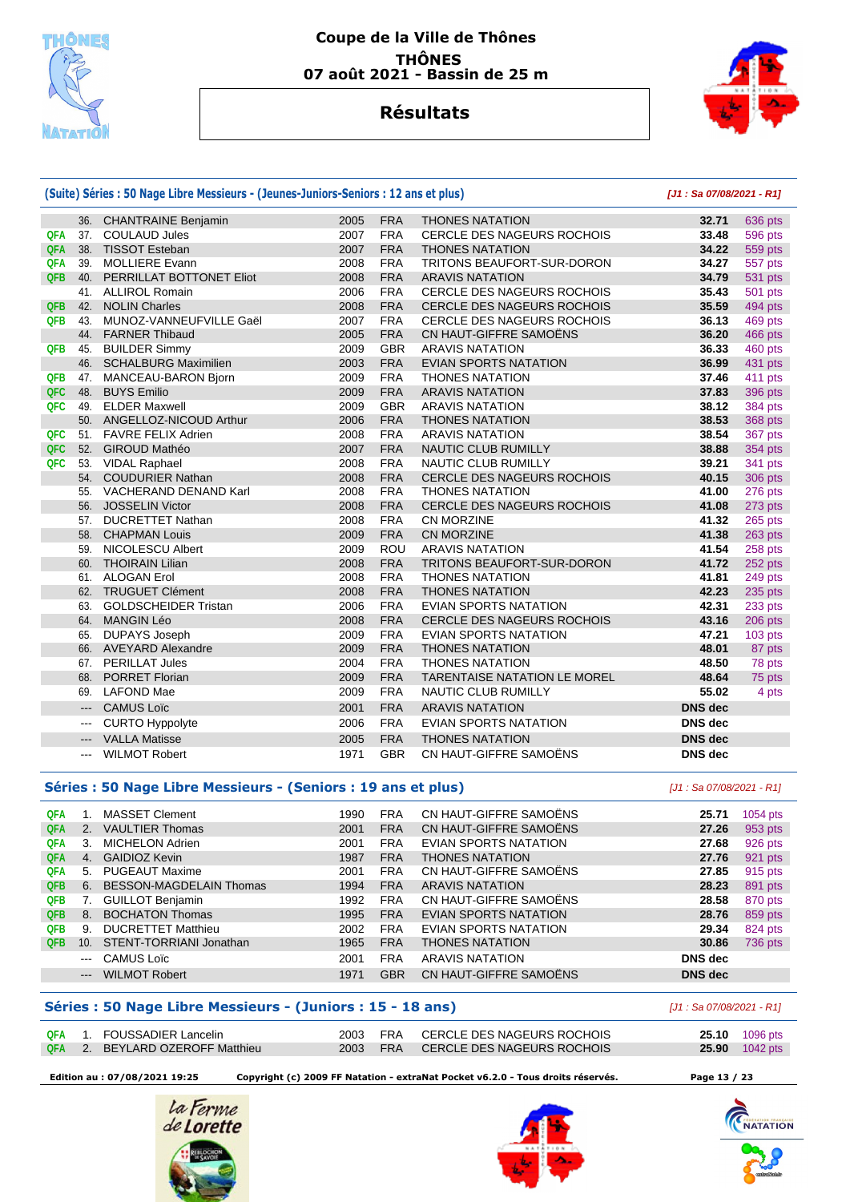# Coupe de la Ville de Thônes

**THÔNES**
**07 août 2021 - Bassin de 25 m**

## Résultats

### (Suite) Séries : 50 Nage Libre Messieurs - (Jeunes-Juniors-Seniors : 12 ans et plus)

*[J1 : Sa 07/08/2021 - R1]*

| Qualif. | Rang | Nom | Année | Nat. | Club | Temps | Points |
|---|---|---|---|---|---|---|---|
| | 36. | CHANTRAINE Benjamin | 2005 | FRA | THONES NATATION | 32.71 | 636 pts |
| QFA | 37. | COULAUD Jules | 2007 | FRA | CERCLE DES NAGEURS ROCHOIS | 33.48 | 596 pts |
| QFA | 38. | TISSOT Esteban | 2007 | FRA | THONES NATATION | 34.22 | 559 pts |
| QFA | 39. | MOLLIERE Evann | 2008 | FRA | TRITONS BEAUFORT-SUR-DORON | 34.27 | 557 pts |
| QFB | 40. | PERRILLAT BOTTONET Eliot | 2008 | FRA | ARAVIS NATATION | 34.79 | 531 pts |
| | 41. | ALLIROL Romain | 2006 | FRA | CERCLE DES NAGEURS ROCHOIS | 35.43 | 501 pts |
| QFB | 42. | NOLIN Charles | 2008 | FRA | CERCLE DES NAGEURS ROCHOIS | 35.59 | 494 pts |
| QFB | 43. | MUNOZ-VANNEUFVILLE Gaël | 2007 | FRA | CERCLE DES NAGEURS ROCHOIS | 36.13 | 469 pts |
| | 44. | FARNER Thibaud | 2005 | FRA | CN HAUT-GIFFRE SAMOËNS | 36.20 | 466 pts |
| QFB | 45. | BUILDER Simmy | 2009 | GBR | ARAVIS NATATION | 36.33 | 460 pts |
| | 46. | SCHALBURG Maximilien | 2003 | FRA | EVIAN SPORTS NATATION | 36.99 | 431 pts |
| QFB | 47. | MANCEAU-BARON Bjorn | 2009 | FRA | THONES NATATION | 37.46 | 411 pts |
| QFC | 48. | BUYS Emilio | 2009 | FRA | ARAVIS NATATION | 37.83 | 396 pts |
| QFC | 49. | ELDER Maxwell | 2009 | GBR | ARAVIS NATATION | 38.12 | 384 pts |
| | 50. | ANGELLOZ-NICOUD Arthur | 2006 | FRA | THONES NATATION | 38.53 | 368 pts |
| QFC | 51. | FAVRE FELIX Adrien | 2008 | FRA | ARAVIS NATATION | 38.54 | 367 pts |
| QFC | 52. | GIROUD Mathéo | 2007 | FRA | NAUTIC CLUB RUMILLY | 38.88 | 354 pts |
| QFC | 53. | VIDAL Raphael | 2008 | FRA | NAUTIC CLUB RUMILLY | 39.21 | 341 pts |
| | 54. | COUDURIER Nathan | 2008 | FRA | CERCLE DES NAGEURS ROCHOIS | 40.15 | 306 pts |
| | 55. | VACHERAND DENAND Karl | 2008 | FRA | THONES NATATION | 41.00 | 276 pts |
| | 56. | JOSSELIN Victor | 2008 | FRA | CERCLE DES NAGEURS ROCHOIS | 41.08 | 273 pts |
| | 57. | DUCRETTET Nathan | 2008 | FRA | CN MORZINE | 41.32 | 265 pts |
| | 58. | CHAPMAN Louis | 2009 | FRA | CN MORZINE | 41.38 | 263 pts |
| | 59. | NICOLESCU Albert | 2009 | ROU | ARAVIS NATATION | 41.54 | 258 pts |
| | 60. | THOIRAIN Lilian | 2008 | FRA | TRITONS BEAUFORT-SUR-DORON | 41.72 | 252 pts |
| | 61. | ALOGAN Erol | 2008 | FRA | THONES NATATION | 41.81 | 249 pts |
| | 62. | TRUGUET Clément | 2008 | FRA | THONES NATATION | 42.23 | 235 pts |
| | 63. | GOLDSCHEIDER Tristan | 2006 | FRA | EVIAN SPORTS NATATION | 42.31 | 233 pts |
| | 64. | MANGIN Léo | 2008 | FRA | CERCLE DES NAGEURS ROCHOIS | 43.16 | 206 pts |
| | 65. | DUPAYS Joseph | 2009 | FRA | EVIAN SPORTS NATATION | 47.21 | 103 pts |
| | 66. | AVEYARD Alexandre | 2009 | FRA | THONES NATATION | 48.01 | 87 pts |
| | 67. | PERILLAT Jules | 2004 | FRA | THONES NATATION | 48.50 | 78 pts |
| | 68. | PORRET Florian | 2009 | FRA | TARENTAISE NATATION LE MOREL | 48.64 | 75 pts |
| | 69. | LAFOND Mae | 2009 | FRA | NAUTIC CLUB RUMILLY | 55.02 | 4 pts |
| | --- | CAMUS Loïc | 2001 | FRA | ARAVIS NATATION | DNS dec | |
| | --- | CURTO Hyppolyte | 2006 | FRA | EVIAN SPORTS NATATION | DNS dec | |
| | --- | VALLA Matisse | 2005 | FRA | THONES NATATION | DNS dec | |
| | --- | WILMOT Robert | 1971 | GBR | CN HAUT-GIFFRE SAMOËNS | DNS dec | |

### Séries : 50 Nage Libre Messieurs - (Seniors : 19 ans et plus)

*[J1 : Sa 07/08/2021 - R1]*

| Qualif. | Rang | Nom | Année | Nat. | Club | Temps | Points |
|---|---|---|---|---|---|---|---|
| QFA | 1. | MASSET Clement | 1990 | FRA | CN HAUT-GIFFRE SAMOËNS | 25.71 | 1054 pts |
| QFA | 2. | VAULTIER Thomas | 2001 | FRA | CN HAUT-GIFFRE SAMOËNS | 27.26 | 953 pts |
| QFA | 3. | MICHELON Adrien | 2001 | FRA | EVIAN SPORTS NATATION | 27.68 | 926 pts |
| QFA | 4. | GAIDIOZ Kevin | 1987 | FRA | THONES NATATION | 27.76 | 921 pts |
| QFA | 5. | PUGEAUT Maxime | 2001 | FRA | CN HAUT-GIFFRE SAMOËNS | 27.85 | 915 pts |
| QFB | 6. | BESSON-MAGDELAIN Thomas | 1994 | FRA | ARAVIS NATATION | 28.23 | 891 pts |
| QFB | 7. | GUILLOT Benjamin | 1992 | FRA | CN HAUT-GIFFRE SAMOËNS | 28.58 | 870 pts |
| QFB | 8. | BOCHATON Thomas | 1995 | FRA | EVIAN SPORTS NATATION | 28.76 | 859 pts |
| QFB | 9. | DUCRETTET Matthieu | 2002 | FRA | EVIAN SPORTS NATATION | 29.34 | 824 pts |
| QFB | 10. | STENT-TORRIANI Jonathan | 1965 | FRA | THONES NATATION | 30.86 | 736 pts |
| | --- | CAMUS Loïc | 2001 | FRA | ARAVIS NATATION | DNS dec | |
| | --- | WILMOT Robert | 1971 | GBR | CN HAUT-GIFFRE SAMOËNS | DNS dec | |

### Séries : 50 Nage Libre Messieurs - (Juniors : 15 - 18 ans)

*[J1 : Sa 07/08/2021 - R1]*

| Qualif. | Rang | Nom | Année | Nat. | Club | Temps | Points |
|---|---|---|---|---|---|---|---|
| QFA | 1. | FOUSSADIER Lancelin | 2003 | FRA | CERCLE DES NAGEURS ROCHOIS | 25.10 | 1096 pts |
| QFA | 2. | BEYLARD OZEROFF Matthieu | 2003 | FRA | CERCLE DES NAGEURS ROCHOIS | 25.90 | 1042 pts |

Edition au : 07/08/2021 19:25 — Copyright (c) 2009 FF Natation - extraNat Pocket v6.2.0 - Tous droits réservés.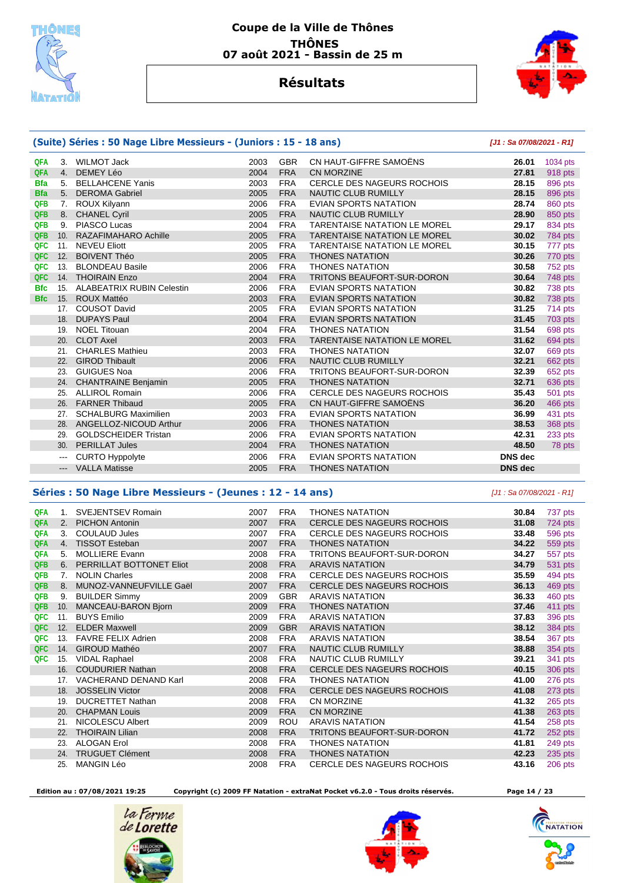# Coupe de la Ville de Thônes

## THÔNES

## 07 août 2021 - Bassin de 25 m

## Résultats

### (Suite) Séries : 50 Nage Libre Messieurs - (Juniors : 15 - 18 ans)

*[J1 : Sa 07/08/2021 - R1]*

| | Rang | Nom | Année | Nat. | Club | Temps | Points |
|---|---|---|---|---|---|---|---|
| QFA | 3. | WILMOT Jack | 2003 | GBR | CN HAUT-GIFFRE SAMOËNS | **26.01** | 1034 pts |
| QFA | 4. | DEMEY Léo | 2004 | FRA | CN MORZINE | **27.81** | 918 pts |
| Bfa | 5. | BELLAHCENE Yanis | 2003 | FRA | CERCLE DES NAGEURS ROCHOIS | **28.15** | 896 pts |
| Bfa | 5. | DEROMA Gabriel | 2005 | FRA | NAUTIC CLUB RUMILLY | **28.15** | 896 pts |
| QFB | 7. | ROUX Kilyann | 2006 | FRA | EVIAN SPORTS NATATION | **28.74** | 860 pts |
| QFB | 8. | CHANEL Cyril | 2005 | FRA | NAUTIC CLUB RUMILLY | **28.90** | 850 pts |
| QFB | 9. | PIASCO Lucas | 2004 | FRA | TARENTAISE NATATION LE MOREL | **29.17** | 834 pts |
| QFB | 10. | RAZAFIMAHARO Achille | 2005 | FRA | TARENTAISE NATATION LE MOREL | **30.02** | 784 pts |
| QFC | 11. | NEVEU Eliott | 2005 | FRA | TARENTAISE NATATION LE MOREL | **30.15** | 777 pts |
| QFC | 12. | BOIVENT Théo | 2005 | FRA | THONES NATATION | **30.26** | 770 pts |
| QFC | 13. | BLONDEAU Basile | 2006 | FRA | THONES NATATION | **30.58** | 752 pts |
| QFC | 14. | THOIRAIN Enzo | 2004 | FRA | TRITONS BEAUFORT-SUR-DORON | **30.64** | 748 pts |
| Bfc | 15. | ALABEATRIX RUBIN Celestin | 2006 | FRA | EVIAN SPORTS NATATION | **30.82** | 738 pts |
| Bfc | 15. | ROUX Mattéo | 2003 | FRA | EVIAN SPORTS NATATION | **30.82** | 738 pts |
| | 17. | COUSOT David | 2005 | FRA | EVIAN SPORTS NATATION | **31.25** | 714 pts |
| | 18. | DUPAYS Paul | 2004 | FRA | EVIAN SPORTS NATATION | **31.45** | 703 pts |
| | 19. | NOEL Titouan | 2004 | FRA | THONES NATATION | **31.54** | 698 pts |
| | 20. | CLOT Axel | 2003 | FRA | TARENTAISE NATATION LE MOREL | **31.62** | 694 pts |
| | 21. | CHARLES Mathieu | 2003 | FRA | THONES NATATION | **32.07** | 669 pts |
| | 22. | GIROD Thibault | 2006 | FRA | NAUTIC CLUB RUMILLY | **32.21** | 662 pts |
| | 23. | GUIGUES Noa | 2006 | FRA | TRITONS BEAUFORT-SUR-DORON | **32.39** | 652 pts |
| | 24. | CHANTRAINE Benjamin | 2005 | FRA | THONES NATATION | **32.71** | 636 pts |
| | 25. | ALLIROL Romain | 2006 | FRA | CERCLE DES NAGEURS ROCHOIS | **35.43** | 501 pts |
| | 26. | FARNER Thibaud | 2005 | FRA | CN HAUT-GIFFRE SAMOËNS | **36.20** | 466 pts |
| | 27. | SCHALBURG Maximilien | 2003 | FRA | EVIAN SPORTS NATATION | **36.99** | 431 pts |
| | 28. | ANGELLOZ-NICOUD Arthur | 2006 | FRA | THONES NATATION | **38.53** | 368 pts |
| | 29. | GOLDSCHEIDER Tristan | 2006 | FRA | EVIAN SPORTS NATATION | **42.31** | 233 pts |
| | 30. | PERILLAT Jules | 2004 | FRA | THONES NATATION | **48.50** | 78 pts |
| | --- | CURTO Hyppolyte | 2006 | FRA | EVIAN SPORTS NATATION | **DNS dec** | |
| | --- | VALLA Matisse | 2005 | FRA | THONES NATATION | **DNS dec** | |

### Séries : 50 Nage Libre Messieurs - (Jeunes : 12 - 14 ans)

*[J1 : Sa 07/08/2021 - R1]*

| | Rang | Nom | Année | Nat. | Club | Temps | Points |
|---|---|---|---|---|---|---|---|
| QFA | 1. | SVEJENTSEV Romain | 2007 | FRA | THONES NATATION | **30.84** | 737 pts |
| QFA | 2. | PICHON Antonin | 2007 | FRA | CERCLE DES NAGEURS ROCHOIS | **31.08** | 724 pts |
| QFA | 3. | COULAUD Jules | 2007 | FRA | CERCLE DES NAGEURS ROCHOIS | **33.48** | 596 pts |
| QFA | 4. | TISSOT Esteban | 2007 | FRA | THONES NATATION | **34.22** | 559 pts |
| QFA | 5. | MOLLIERE Evann | 2008 | FRA | TRITONS BEAUFORT-SUR-DORON | **34.27** | 557 pts |
| QFB | 6. | PERRILLAT BOTTONET Eliot | 2008 | FRA | ARAVIS NATATION | **34.79** | 531 pts |
| QFB | 7. | NOLIN Charles | 2008 | FRA | CERCLE DES NAGEURS ROCHOIS | **35.59** | 494 pts |
| QFB | 8. | MUNOZ-VANNEUFVILLE Gaël | 2007 | FRA | CERCLE DES NAGEURS ROCHOIS | **36.13** | 469 pts |
| QFB | 9. | BUILDER Simmy | 2009 | GBR | ARAVIS NATATION | **36.33** | 460 pts |
| QFB | 10. | MANCEAU-BARON Bjorn | 2009 | FRA | THONES NATATION | **37.46** | 411 pts |
| QFC | 11. | BUYS Emilio | 2009 | FRA | ARAVIS NATATION | **37.83** | 396 pts |
| QFC | 12. | ELDER Maxwell | 2009 | GBR | ARAVIS NATATION | **38.12** | 384 pts |
| QFC | 13. | FAVRE FELIX Adrien | 2008 | FRA | ARAVIS NATATION | **38.54** | 367 pts |
| QFC | 14. | GIROUD Mathéo | 2007 | FRA | NAUTIC CLUB RUMILLY | **38.88** | 354 pts |
| QFC | 15. | VIDAL Raphael | 2008 | FRA | NAUTIC CLUB RUMILLY | **39.21** | 341 pts |
| | 16. | COUDURIER Nathan | 2008 | FRA | CERCLE DES NAGEURS ROCHOIS | **40.15** | 306 pts |
| | 17. | VACHERAND DENAND Karl | 2008 | FRA | THONES NATATION | **41.00** | 276 pts |
| | 18. | JOSSELIN Victor | 2008 | FRA | CERCLE DES NAGEURS ROCHOIS | **41.08** | 273 pts |
| | 19. | DUCRETTET Nathan | 2008 | FRA | CN MORZINE | **41.32** | 265 pts |
| | 20. | CHAPMAN Louis | 2009 | FRA | CN MORZINE | **41.38** | 263 pts |
| | 21. | NICOLESCU Albert | 2009 | ROU | ARAVIS NATATION | **41.54** | 258 pts |
| | 22. | THOIRAIN Lilian | 2008 | FRA | TRITONS BEAUFORT-SUR-DORON | **41.72** | 252 pts |
| | 23. | ALOGAN Erol | 2008 | FRA | THONES NATATION | **41.81** | 249 pts |
| | 24. | TRUGUET Clément | 2008 | FRA | THONES NATATION | **42.23** | 235 pts |
| | 25. | MANGIN Léo | 2008 | FRA | CERCLE DES NAGEURS ROCHOIS | **43.16** | 206 pts |

**Edition au : 07/08/2021 19:25** **Copyright (c) 2009 FF Natation - extraNat Pocket v6.2.0 - Tous droits réservés.**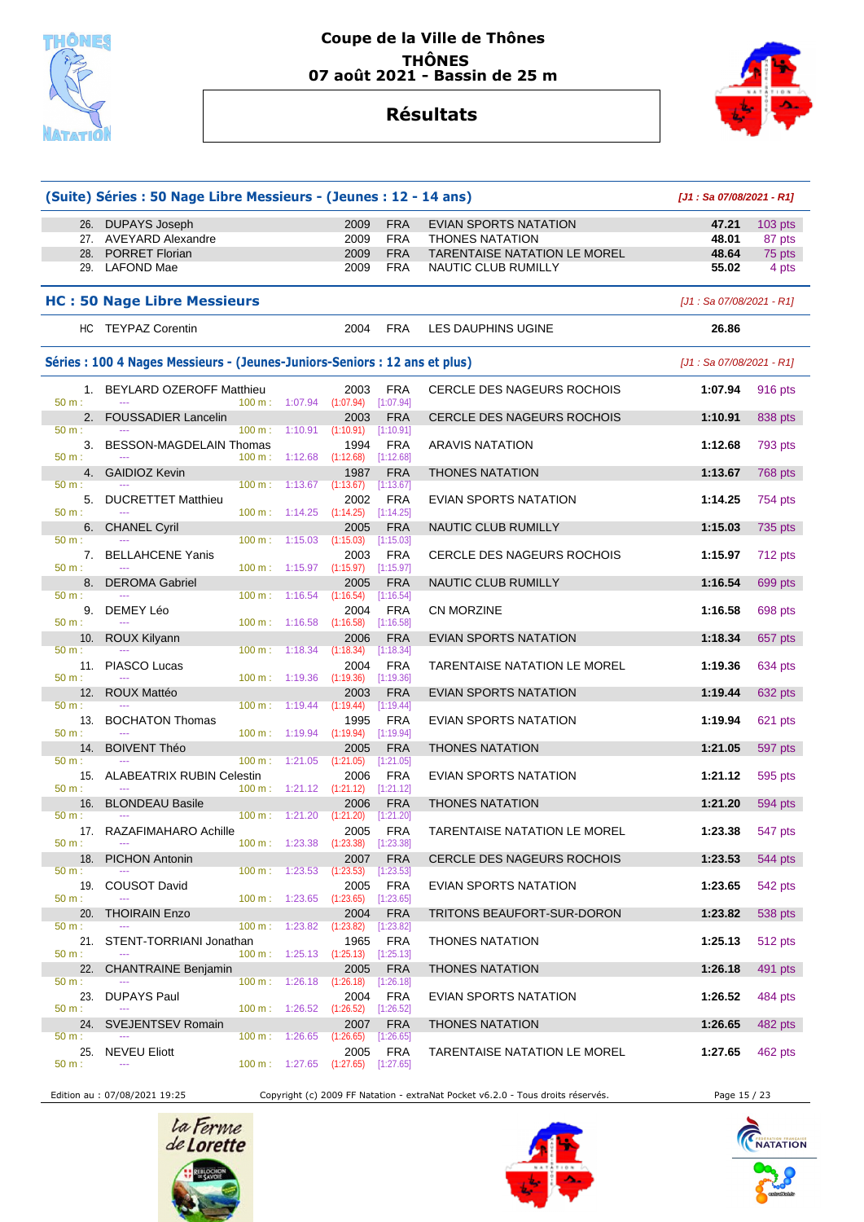# Coupe de la Ville de Thônes

**THÔNES**
**07 août 2021 - Bassin de 25 m**

## Résultats

### (Suite) Séries : 50 Nage Libre Messieurs - (Jeunes : 12 - 14 ans)

*[J1 : Sa 07/08/2021 - R1]*

| Rang | Nom | Année | Nat. | Club | Temps | Points |
|---|---|---|---|---|---|---|
| 26. | DUPAYS Joseph | 2009 | FRA | EVIAN SPORTS NATATION | 47.21 | 103 pts |
| 27. | AVEYARD Alexandre | 2009 | FRA | THONES NATATION | 48.01 | 87 pts |
| 28. | PORRET Florian | 2009 | FRA | TARENTAISE NATATION LE MOREL | 48.64 | 75 pts |
| 29. | LAFOND Mae | 2009 | FRA | NAUTIC CLUB RUMILLY | 55.02 | 4 pts |

### HC : 50 Nage Libre Messieurs

*[J1 : Sa 07/08/2021 - R1]*

| Rang | Nom | Année | Nat. | Club | Temps |
|---|---|---|---|---|---|
| HC | TEYPAZ Corentin | 2004 | FRA | LES DAUPHINS UGINE | 26.86 |

### Séries : 100 4 Nages Messieurs - (Jeunes-Juniors-Seniors : 12 ans et plus)

*[J1 : Sa 07/08/2021 - R1]*

| Rang | Nom | Année | Nat. | Club | Temps | Points | 50 m | 100 m |
|---|---|---|---|---|---|---|---|---|
| 1. | BEYLARD OZEROFF Matthieu | 2003 | FRA | CERCLE DES NAGEURS ROCHOIS | 1:07.94 | 916 pts | --- | 1:07.94 (1:07.94) [1:07.94] |
| 2. | FOUSSADIER Lancelin | 2003 | FRA | CERCLE DES NAGEURS ROCHOIS | 1:10.91 | 838 pts | --- | 1:10.91 (1:10.91) [1:10.91] |
| 3. | BESSON-MAGDELAIN Thomas | 1994 | FRA | ARAVIS NATATION | 1:12.68 | 793 pts | --- | 1:12.68 (1:12.68) [1:12.68] |
| 4. | GAIDIOZ Kevin | 1987 | FRA | THONES NATATION | 1:13.67 | 768 pts | --- | 1:13.67 (1:13.67) [1:13.67] |
| 5. | DUCRETTET Matthieu | 2002 | FRA | EVIAN SPORTS NATATION | 1:14.25 | 754 pts | --- | 1:14.25 (1:14.25) [1:14.25] |
| 6. | CHANEL Cyril | 2005 | FRA | NAUTIC CLUB RUMILLY | 1:15.03 | 735 pts | --- | 1:15.03 (1:15.03) [1:15.03] |
| 7. | BELLAHCENE Yanis | 2003 | FRA | CERCLE DES NAGEURS ROCHOIS | 1:15.97 | 712 pts | --- | 1:15.97 (1:15.97) [1:15.97] |
| 8. | DEROMA Gabriel | 2005 | FRA | NAUTIC CLUB RUMILLY | 1:16.54 | 699 pts | --- | 1:16.54 (1:16.54) [1:16.54] |
| 9. | DEMEY Léo | 2004 | FRA | CN MORZINE | 1:16.58 | 698 pts | --- | 1:16.58 (1:16.58) [1:16.58] |
| 10. | ROUX Kilyann | 2006 | FRA | EVIAN SPORTS NATATION | 1:18.34 | 657 pts | --- | 1:18.34 (1:18.34) [1:18.34] |
| 11. | PIASCO Lucas | 2004 | FRA | TARENTAISE NATATION LE MOREL | 1:19.36 | 634 pts | --- | 1:19.36 (1:19.36) [1:19.36] |
| 12. | ROUX Mattéo | 2003 | FRA | EVIAN SPORTS NATATION | 1:19.44 | 632 pts | --- | 1:19.44 (1:19.44) [1:19.44] |
| 13. | BOCHATON Thomas | 1995 | FRA | EVIAN SPORTS NATATION | 1:19.94 | 621 pts | --- | 1:19.94 (1:19.94) [1:19.94] |
| 14. | BOIVENT Théo | 2005 | FRA | THONES NATATION | 1:21.05 | 597 pts | --- | 1:21.05 (1:21.05) [1:21.05] |
| 15. | ALABEATRIX RUBIN Celestin | 2006 | FRA | EVIAN SPORTS NATATION | 1:21.12 | 595 pts | --- | 1:21.12 (1:21.12) [1:21.12] |
| 16. | BLONDEAU Basile | 2006 | FRA | THONES NATATION | 1:21.20 | 594 pts | --- | 1:21.20 (1:21.20) [1:21.20] |
| 17. | RAZAFIMAHARO Achille | 2005 | FRA | TARENTAISE NATATION LE MOREL | 1:23.38 | 547 pts | --- | 1:23.38 (1:23.38) [1:23.38] |
| 18. | PICHON Antonin | 2007 | FRA | CERCLE DES NAGEURS ROCHOIS | 1:23.53 | 544 pts | --- | 1:23.53 (1:23.53) [1:23.53] |
| 19. | COUSOT David | 2005 | FRA | EVIAN SPORTS NATATION | 1:23.65 | 542 pts | --- | 1:23.65 (1:23.65) [1:23.65] |
| 20. | THOIRAIN Enzo | 2004 | FRA | TRITONS BEAUFORT-SUR-DORON | 1:23.82 | 538 pts | --- | 1:23.82 (1:23.82) [1:23.82] |
| 21. | STENT-TORRIANI Jonathan | 1965 | FRA | THONES NATATION | 1:25.13 | 512 pts | --- | 1:25.13 (1:25.13) [1:25.13] |
| 22. | CHANTRAINE Benjamin | 2005 | FRA | THONES NATATION | 1:26.18 | 491 pts | --- | 1:26.18 (1:26.18) [1:26.18] |
| 23. | DUPAYS Paul | 2004 | FRA | EVIAN SPORTS NATATION | 1:26.52 | 484 pts | --- | 1:26.52 (1:26.52) [1:26.52] |
| 24. | SVEJENTSEV Romain | 2007 | FRA | THONES NATATION | 1:26.65 | 482 pts | --- | 1:26.65 (1:26.65) [1:26.65] |
| 25. | NEVEU Eliott | 2005 | FRA | TARENTAISE NATATION LE MOREL | 1:27.65 | 462 pts | --- | 1:27.65 (1:27.65) [1:27.65] |

Edition au : 07/08/2021 19:25 — Copyright (c) 2009 FF Natation - extraNat Pocket v6.2.0 - Tous droits réservés.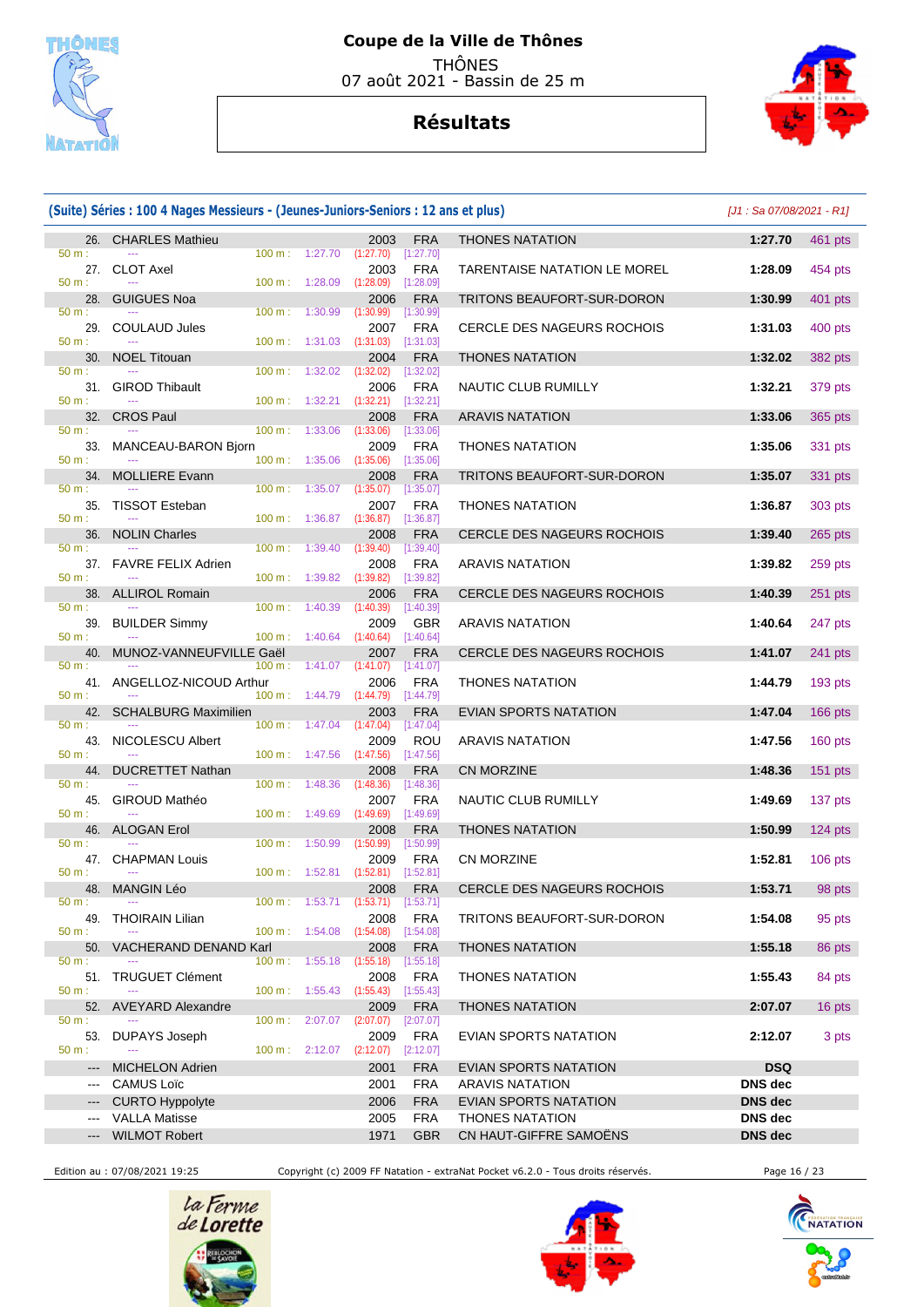# Coupe de la Ville de Thônes

THÔNES
07 août 2021 - Bassin de 25 m

## Résultats

### (Suite) Séries : 100 4 Nages Messieurs - (Jeunes-Juniors-Seniors : 12 ans et plus)

*[J1 : Sa 07/08/2021 - R1]*

| Rang | Nom | Année | Nat. | Club | Temps | Points |
|---|---|---|---|---|---|---|
| 26. | CHARLES Mathieu | 2003 | FRA | THONES NATATION | 1:27.70 | 461 pts |
| | 50 m : --- 100 m : 1:27.70 (1:27.70) [1:27.70] | | | | | |
| 27. | CLOT Axel | 2003 | FRA | TARENTAISE NATATION LE MOREL | 1:28.09 | 454 pts |
| | 50 m : --- 100 m : 1:28.09 (1:28.09) [1:28.09] | | | | | |
| 28. | GUIGUES Noa | 2006 | FRA | TRITONS BEAUFORT-SUR-DORON | 1:30.99 | 401 pts |
| | 50 m : --- 100 m : 1:30.99 (1:30.99) [1:30.99] | | | | | |
| 29. | COULAUD Jules | 2007 | FRA | CERCLE DES NAGEURS ROCHOIS | 1:31.03 | 400 pts |
| | 50 m : --- 100 m : 1:31.03 (1:31.03) [1:31.03] | | | | | |
| 30. | NOEL Titouan | 2004 | FRA | THONES NATATION | 1:32.02 | 382 pts |
| | 50 m : --- 100 m : 1:32.02 (1:32.02) [1:32.02] | | | | | |
| 31. | GIROD Thibault | 2006 | FRA | NAUTIC CLUB RUMILLY | 1:32.21 | 379 pts |
| | 50 m : --- 100 m : 1:32.21 (1:32.21) [1:32.21] | | | | | |
| 32. | CROS Paul | 2008 | FRA | ARAVIS NATATION | 1:33.06 | 365 pts |
| | 50 m : --- 100 m : 1:33.06 (1:33.06) [1:33.06] | | | | | |
| 33. | MANCEAU-BARON Bjorn | 2009 | FRA | THONES NATATION | 1:35.06 | 331 pts |
| | 50 m : --- 100 m : 1:35.06 (1:35.06) [1:35.06] | | | | | |
| 34. | MOLLIERE Evann | 2008 | FRA | TRITONS BEAUFORT-SUR-DORON | 1:35.07 | 331 pts |
| | 50 m : --- 100 m : 1:35.07 (1:35.07) [1:35.07] | | | | | |
| 35. | TISSOT Esteban | 2007 | FRA | THONES NATATION | 1:36.87 | 303 pts |
| | 50 m : --- 100 m : 1:36.87 (1:36.87) [1:36.87] | | | | | |
| 36. | NOLIN Charles | 2008 | FRA | CERCLE DES NAGEURS ROCHOIS | 1:39.40 | 265 pts |
| | 50 m : --- 100 m : 1:39.40 (1:39.40) [1:39.40] | | | | | |
| 37. | FAVRE FELIX Adrien | 2008 | FRA | ARAVIS NATATION | 1:39.82 | 259 pts |
| | 50 m : --- 100 m : 1:39.82 (1:39.82) [1:39.82] | | | | | |
| 38. | ALLIROL Romain | 2006 | FRA | CERCLE DES NAGEURS ROCHOIS | 1:40.39 | 251 pts |
| | 50 m : --- 100 m : 1:40.39 (1:40.39) [1:40.39] | | | | | |
| 39. | BUILDER Simmy | 2009 | GBR | ARAVIS NATATION | 1:40.64 | 247 pts |
| | 50 m : --- 100 m : 1:40.64 (1:40.64) [1:40.64] | | | | | |
| 40. | MUNOZ-VANNEUFVILLE Gaël | 2007 | FRA | CERCLE DES NAGEURS ROCHOIS | 1:41.07 | 241 pts |
| | 50 m : --- 100 m : 1:41.07 (1:41.07) [1:41.07] | | | | | |
| 41. | ANGELLOZ-NICOUD Arthur | 2006 | FRA | THONES NATATION | 1:44.79 | 193 pts |
| | 50 m : --- 100 m : 1:44.79 (1:44.79) [1:44.79] | | | | | |
| 42. | SCHALBURG Maximilien | 2003 | FRA | EVIAN SPORTS NATATION | 1:47.04 | 166 pts |
| | 50 m : --- 100 m : 1:47.04 (1:47.04) [1:47.04] | | | | | |
| 43. | NICOLESCU Albert | 2009 | ROU | ARAVIS NATATION | 1:47.56 | 160 pts |
| | 50 m : --- 100 m : 1:47.56 (1:47.56) [1:47.56] | | | | | |
| 44. | DUCRETTET Nathan | 2008 | FRA | CN MORZINE | 1:48.36 | 151 pts |
| | 50 m : --- 100 m : 1:48.36 (1:48.36) [1:48.36] | | | | | |
| 45. | GIROUD Mathéo | 2007 | FRA | NAUTIC CLUB RUMILLY | 1:49.69 | 137 pts |
| | 50 m : --- 100 m : 1:49.69 (1:49.69) [1:49.69] | | | | | |
| 46. | ALOGAN Erol | 2008 | FRA | THONES NATATION | 1:50.99 | 124 pts |
| | 50 m : --- 100 m : 1:50.99 (1:50.99) [1:50.99] | | | | | |
| 47. | CHAPMAN Louis | 2009 | FRA | CN MORZINE | 1:52.81 | 106 pts |
| | 50 m : --- 100 m : 1:52.81 (1:52.81) [1:52.81] | | | | | |
| 48. | MANGIN Léo | 2008 | FRA | CERCLE DES NAGEURS ROCHOIS | 1:53.71 | 98 pts |
| | 50 m : --- 100 m : 1:53.71 (1:53.71) [1:53.71] | | | | | |
| 49. | THOIRAIN Lilian | 2008 | FRA | TRITONS BEAUFORT-SUR-DORON | 1:54.08 | 95 pts |
| | 50 m : --- 100 m : 1:54.08 (1:54.08) [1:54.08] | | | | | |
| 50. | VACHERAND DENAND Karl | 2008 | FRA | THONES NATATION | 1:55.18 | 86 pts |
| | 50 m : --- 100 m : 1:55.18 (1:55.18) [1:55.18] | | | | | |
| 51. | TRUGUET Clément | 2008 | FRA | THONES NATATION | 1:55.43 | 84 pts |
| | 50 m : --- 100 m : 1:55.43 (1:55.43) [1:55.43] | | | | | |
| 52. | AVEYARD Alexandre | 2009 | FRA | THONES NATATION | 2:07.07 | 16 pts |
| | 50 m : --- 100 m : 2:07.07 (2:07.07) [2:07.07] | | | | | |
| 53. | DUPAYS Joseph | 2009 | FRA | EVIAN SPORTS NATATION | 2:12.07 | 3 pts |
| | 50 m : --- 100 m : 2:12.07 (2:12.07) [2:12.07] | | | | | |
| --- | MICHELON Adrien | 2001 | FRA | EVIAN SPORTS NATATION | DSQ | |
| --- | CAMUS Loïc | 2001 | FRA | ARAVIS NATATION | DNS dec | |
| --- | CURTO Hyppolyte | 2006 | FRA | EVIAN SPORTS NATATION | DNS dec | |
| --- | VALLA Matisse | 2005 | FRA | THONES NATATION | DNS dec | |
| --- | WILMOT Robert | 1971 | GBR | CN HAUT-GIFFRE SAMOËNS | DNS dec | |

Edition au : 07/08/2021 19:25 — Copyright (c) 2009 FF Natation - extraNat Pocket v6.2.0 - Tous droits réservés.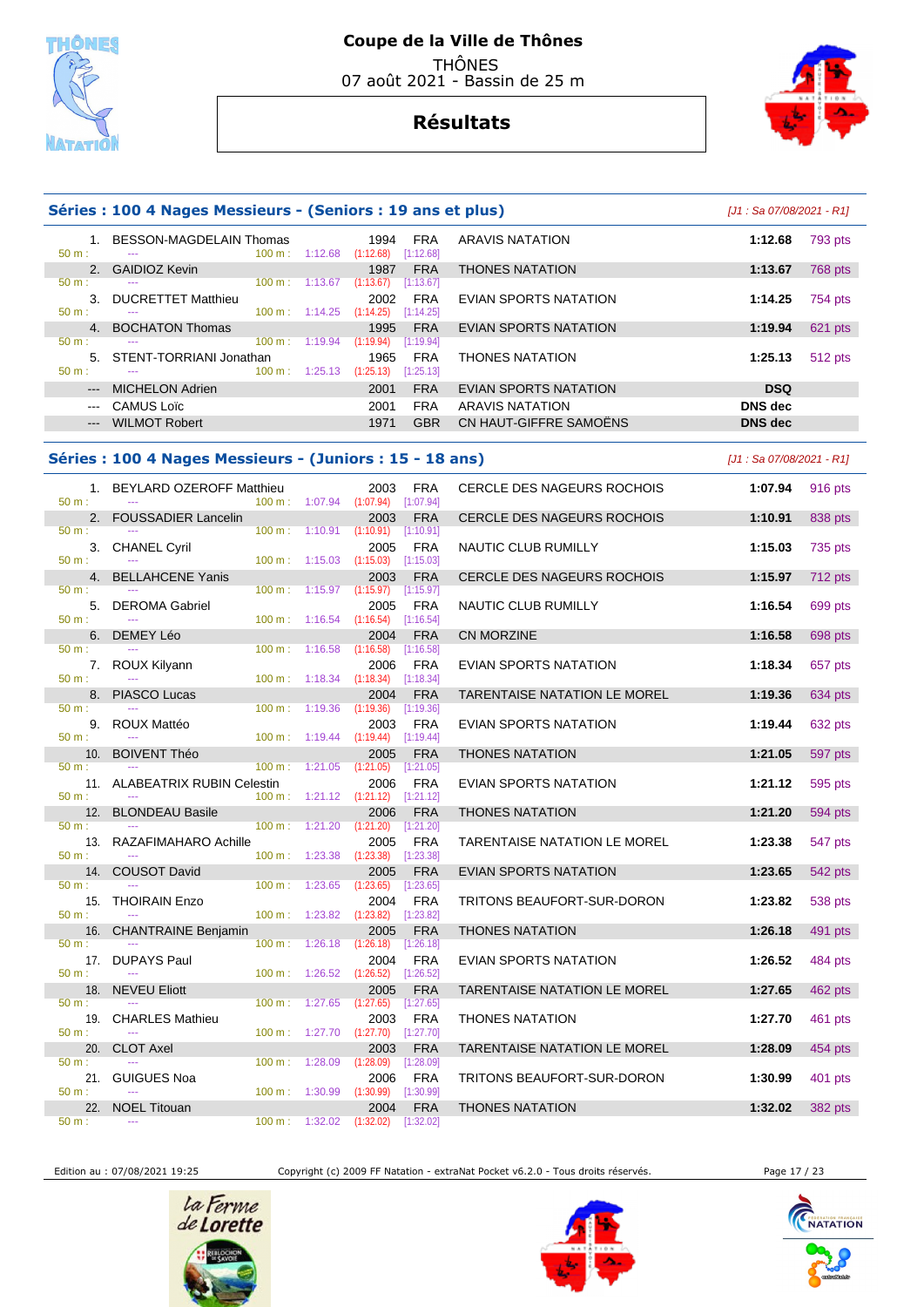# Coupe de la Ville de Thônes

THÔNES
07 août 2021 - Bassin de 25 m

## Résultats

### Séries : 100 4 Nages Messieurs - (Seniors : 19 ans et plus)

*[J1 : Sa 07/08/2021 - R1]*

| Rang | Nom | Année | Nat. | Club | Temps | Points |
|---|---|---|---|---|---|---|
| 1. | BESSON-MAGDELAIN Thomas | 1994 | FRA | ARAVIS NATATION | 1:12.68 | 793 pts |
| | 50 m : --- 100 m : 1:12.68 (1:12.68) [1:12.68] | | | | | |
| 2. | GAIDIOZ Kevin | 1987 | FRA | THONES NATATION | 1:13.67 | 768 pts |
| | 50 m : --- 100 m : 1:13.67 (1:13.67) [1:13.67] | | | | | |
| 3. | DUCRETTET Matthieu | 2002 | FRA | EVIAN SPORTS NATATION | 1:14.25 | 754 pts |
| | 50 m : --- 100 m : 1:14.25 (1:14.25) [1:14.25] | | | | | |
| 4. | BOCHATON Thomas | 1995 | FRA | EVIAN SPORTS NATATION | 1:19.94 | 621 pts |
| | 50 m : --- 100 m : 1:19.94 (1:19.94) [1:19.94] | | | | | |
| 5. | STENT-TORRIANI Jonathan | 1965 | FRA | THONES NATATION | 1:25.13 | 512 pts |
| | 50 m : --- 100 m : 1:25.13 (1:25.13) [1:25.13] | | | | | |
| --- | MICHELON Adrien | 2001 | FRA | EVIAN SPORTS NATATION | DSQ | |
| --- | CAMUS Loïc | 2001 | FRA | ARAVIS NATATION | DNS dec | |
| --- | WILMOT Robert | 1971 | GBR | CN HAUT-GIFFRE SAMOËNS | DNS dec | |

### Séries : 100 4 Nages Messieurs - (Juniors : 15 - 18 ans)

*[J1 : Sa 07/08/2021 - R1]*

| Rang | Nom | Année | Nat. | Club | Temps | Points |
|---|---|---|---|---|---|---|
| 1. | BEYLARD OZEROFF Matthieu | 2003 | FRA | CERCLE DES NAGEURS ROCHOIS | 1:07.94 | 916 pts |
| | 50 m : --- 100 m : 1:07.94 (1:07.94) [1:07.94] | | | | | |
| 2. | FOUSSADIER Lancelin | 2003 | FRA | CERCLE DES NAGEURS ROCHOIS | 1:10.91 | 838 pts |
| | 50 m : --- 100 m : 1:10.91 (1:10.91) [1:10.91] | | | | | |
| 3. | CHANEL Cyril | 2005 | FRA | NAUTIC CLUB RUMILLY | 1:15.03 | 735 pts |
| | 50 m : --- 100 m : 1:15.03 (1:15.03) [1:15.03] | | | | | |
| 4. | BELLAHCENE Yanis | 2003 | FRA | CERCLE DES NAGEURS ROCHOIS | 1:15.97 | 712 pts |
| | 50 m : --- 100 m : 1:15.97 (1:15.97) [1:15.97] | | | | | |
| 5. | DEROMA Gabriel | 2005 | FRA | NAUTIC CLUB RUMILLY | 1:16.54 | 699 pts |
| | 50 m : --- 100 m : 1:16.54 (1:16.54) [1:16.54] | | | | | |
| 6. | DEMEY Léo | 2004 | FRA | CN MORZINE | 1:16.58 | 698 pts |
| | 50 m : --- 100 m : 1:16.58 (1:16.58) [1:16.58] | | | | | |
| 7. | ROUX Kilyann | 2006 | FRA | EVIAN SPORTS NATATION | 1:18.34 | 657 pts |
| | 50 m : --- 100 m : 1:18.34 (1:18.34) [1:18.34] | | | | | |
| 8. | PIASCO Lucas | 2004 | FRA | TARENTAISE NATATION LE MOREL | 1:19.36 | 634 pts |
| | 50 m : --- 100 m : 1:19.36 (1:19.36) [1:19.36] | | | | | |
| 9. | ROUX Mattéo | 2003 | FRA | EVIAN SPORTS NATATION | 1:19.44 | 632 pts |
| | 50 m : --- 100 m : 1:19.44 (1:19.44) [1:19.44] | | | | | |
| 10. | BOIVENT Théo | 2005 | FRA | THONES NATATION | 1:21.05 | 597 pts |
| | 50 m : --- 100 m : 1:21.05 (1:21.05) [1:21.05] | | | | | |
| 11. | ALABEATRIX RUBIN Celestin | 2006 | FRA | EVIAN SPORTS NATATION | 1:21.12 | 595 pts |
| | 50 m : --- 100 m : 1:21.12 (1:21.12) [1:21.12] | | | | | |
| 12. | BLONDEAU Basile | 2006 | FRA | THONES NATATION | 1:21.20 | 594 pts |
| | 50 m : --- 100 m : 1:21.20 (1:21.20) [1:21.20] | | | | | |
| 13. | RAZAFIMAHARO Achille | 2005 | FRA | TARENTAISE NATATION LE MOREL | 1:23.38 | 547 pts |
| | 50 m : --- 100 m : 1:23.38 (1:23.38) [1:23.38] | | | | | |
| 14. | COUSOT David | 2005 | FRA | EVIAN SPORTS NATATION | 1:23.65 | 542 pts |
| | 50 m : --- 100 m : 1:23.65 (1:23.65) [1:23.65] | | | | | |
| 15. | THOIRAIN Enzo | 2004 | FRA | TRITONS BEAUFORT-SUR-DORON | 1:23.82 | 538 pts |
| | 50 m : --- 100 m : 1:23.82 (1:23.82) [1:23.82] | | | | | |
| 16. | CHANTRAINE Benjamin | 2005 | FRA | THONES NATATION | 1:26.18 | 491 pts |
| | 50 m : --- 100 m : 1:26.18 (1:26.18) [1:26.18] | | | | | |
| 17. | DUPAYS Paul | 2004 | FRA | EVIAN SPORTS NATATION | 1:26.52 | 484 pts |
| | 50 m : --- 100 m : 1:26.52 (1:26.52) [1:26.52] | | | | | |
| 18. | NEVEU Eliott | 2005 | FRA | TARENTAISE NATATION LE MOREL | 1:27.65 | 462 pts |
| | 50 m : --- 100 m : 1:27.65 (1:27.65) [1:27.65] | | | | | |
| 19. | CHARLES Mathieu | 2003 | FRA | THONES NATATION | 1:27.70 | 461 pts |
| | 50 m : --- 100 m : 1:27.70 (1:27.70) [1:27.70] | | | | | |
| 20. | CLOT Axel | 2003 | FRA | TARENTAISE NATATION LE MOREL | 1:28.09 | 454 pts |
| | 50 m : --- 100 m : 1:28.09 (1:28.09) [1:28.09] | | | | | |
| 21. | GUIGUES Noa | 2006 | FRA | TRITONS BEAUFORT-SUR-DORON | 1:30.99 | 401 pts |
| | 50 m : --- 100 m : 1:30.99 (1:30.99) [1:30.99] | | | | | |
| 22. | NOEL Titouan | 2004 | FRA | THONES NATATION | 1:32.02 | 382 pts |
| | 50 m : --- 100 m : 1:32.02 (1:32.02) [1:32.02] | | | | | |

Edition au : 07/08/2021 19:25 — Copyright (c) 2009 FF Natation - extraNat Pocket v6.2.0 - Tous droits réservés.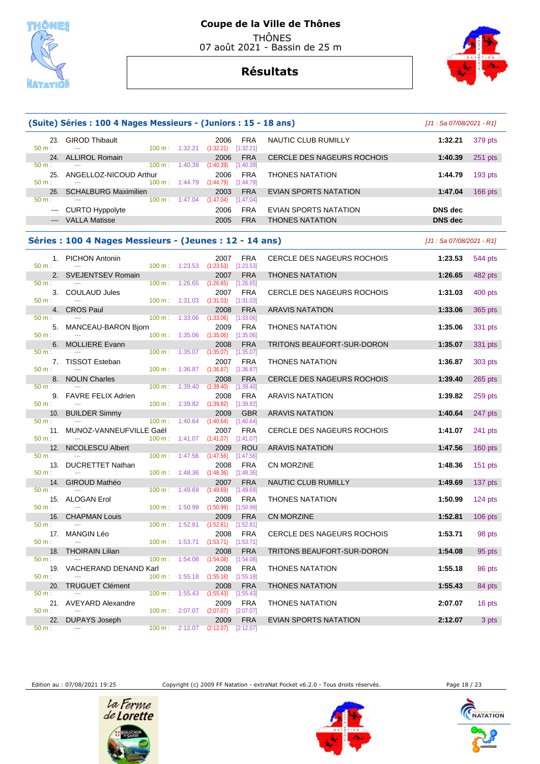# Coupe de la Ville de Thônes

THÔNES
07 août 2021 - Bassin de 25 m

## Résultats

### (Suite) Séries : 100 4 Nages Messieurs - (Juniors : 15 - 18 ans)

*[J1 : Sa 07/08/2021 - R1]*

| Place | Nom | Année | Nat. | Club | Temps | Points |
|---|---|---|---|---|---|---|
| 23. | GIROD Thibault | 2006 | FRA | NAUTIC CLUB RUMILLY | 1:32.21 | 379 pts |
| | 50 m : --- 100 m : 1:32.21 (1:32.21) [1:32.21] | | | | | |
| 24. | ALLIROL Romain | 2006 | FRA | CERCLE DES NAGEURS ROCHOIS | 1:40.39 | 251 pts |
| | 50 m : --- 100 m : 1:40.39 (1:40.39) [1:40.39] | | | | | |
| 25. | ANGELLOZ-NICOUD Arthur | 2006 | FRA | THONES NATATION | 1:44.79 | 193 pts |
| | 50 m : --- 100 m : 1:44.79 (1:44.79) [1:44.79] | | | | | |
| 26. | SCHALBURG Maximilien | 2003 | FRA | EVIAN SPORTS NATATION | 1:47.04 | 166 pts |
| | 50 m : --- 100 m : 1:47.04 (1:47.04) [1:47.04] | | | | | |
| --- | CURTO Hyppolyte | 2006 | FRA | EVIAN SPORTS NATATION | DNS dec | |
| --- | VALLA Matisse | 2005 | FRA | THONES NATATION | DNS dec | |

### Séries : 100 4 Nages Messieurs - (Jeunes : 12 - 14 ans)

*[J1 : Sa 07/08/2021 - R1]*

| Place | Nom | Année | Nat. | Club | Temps | Points |
|---|---|---|---|---|---|---|
| 1. | PICHON Antonin | 2007 | FRA | CERCLE DES NAGEURS ROCHOIS | 1:23.53 | 544 pts |
| | 50 m : --- 100 m : 1:23.53 (1:23.53) [1:23.53] | | | | | |
| 2. | SVEJENTSEV Romain | 2007 | FRA | THONES NATATION | 1:26.65 | 482 pts |
| | 50 m : --- 100 m : 1:26.65 (1:26.65) [1:26.65] | | | | | |
| 3. | COULAUD Jules | 2007 | FRA | CERCLE DES NAGEURS ROCHOIS | 1:31.03 | 400 pts |
| | 50 m : --- 100 m : 1:31.03 (1:31.03) [1:31.03] | | | | | |
| 4. | CROS Paul | 2008 | FRA | ARAVIS NATATION | 1:33.06 | 365 pts |
| | 50 m : --- 100 m : 1:33.06 (1:33.06) [1:33.06] | | | | | |
| 5. | MANCEAU-BARON Bjorn | 2009 | FRA | THONES NATATION | 1:35.06 | 331 pts |
| | 50 m : --- 100 m : 1:35.06 (1:35.06) [1:35.06] | | | | | |
| 6. | MOLLIERE Evann | 2008 | FRA | TRITONS BEAUFORT-SUR-DORON | 1:35.07 | 331 pts |
| | 50 m : --- 100 m : 1:35.07 (1:35.07) [1:35.07] | | | | | |
| 7. | TISSOT Esteban | 2007 | FRA | THONES NATATION | 1:36.87 | 303 pts |
| | 50 m : --- 100 m : 1:36.87 (1:36.87) [1:36.87] | | | | | |
| 8. | NOLIN Charles | 2008 | FRA | CERCLE DES NAGEURS ROCHOIS | 1:39.40 | 265 pts |
| | 50 m : --- 100 m : 1:39.40 (1:39.40) [1:39.40] | | | | | |
| 9. | FAVRE FELIX Adrien | 2008 | FRA | ARAVIS NATATION | 1:39.82 | 259 pts |
| | 50 m : --- 100 m : 1:39.82 (1:39.82) [1:39.82] | | | | | |
| 10. | BUILDER Simmy | 2009 | GBR | ARAVIS NATATION | 1:40.64 | 247 pts |
| | 50 m : --- 100 m : 1:40.64 (1:40.64) [1:40.64] | | | | | |
| 11. | MUNOZ-VANNEUFVILLE Gaël | 2007 | FRA | CERCLE DES NAGEURS ROCHOIS | 1:41.07 | 241 pts |
| | 50 m : --- 100 m : 1:41.07 (1:41.07) [1:41.07] | | | | | |
| 12. | NICOLESCU Albert | 2009 | ROU | ARAVIS NATATION | 1:47.56 | 160 pts |
| | 50 m : --- 100 m : 1:47.56 (1:47.56) [1:47.56] | | | | | |
| 13. | DUCRETTET Nathan | 2008 | FRA | CN MORZINE | 1:48.36 | 151 pts |
| | 50 m : --- 100 m : 1:48.36 (1:48.36) [1:48.36] | | | | | |
| 14. | GIROUD Mathéo | 2007 | FRA | NAUTIC CLUB RUMILLY | 1:49.69 | 137 pts |
| | 50 m : --- 100 m : 1:49.69 (1:49.69) [1:49.69] | | | | | |
| 15. | ALOGAN Erol | 2008 | FRA | THONES NATATION | 1:50.99 | 124 pts |
| | 50 m : --- 100 m : 1:50.99 (1:50.99) [1:50.99] | | | | | |
| 16. | CHAPMAN Louis | 2009 | FRA | CN MORZINE | 1:52.81 | 106 pts |
| | 50 m : --- 100 m : 1:52.81 (1:52.81) [1:52.81] | | | | | |
| 17. | MANGIN Léo | 2008 | FRA | CERCLE DES NAGEURS ROCHOIS | 1:53.71 | 98 pts |
| | 50 m : --- 100 m : 1:53.71 (1:53.71) [1:53.71] | | | | | |
| 18. | THOIRAIN Lilian | 2008 | FRA | TRITONS BEAUFORT-SUR-DORON | 1:54.08 | 95 pts |
| | 50 m : --- 100 m : 1:54.08 (1:54.08) [1:54.08] | | | | | |
| 19. | VACHERAND DENAND Karl | 2008 | FRA | THONES NATATION | 1:55.18 | 86 pts |
| | 50 m : --- 100 m : 1:55.18 (1:55.18) [1:55.18] | | | | | |
| 20. | TRUGUET Clément | 2008 | FRA | THONES NATATION | 1:55.43 | 84 pts |
| | 50 m : --- 100 m : 1:55.43 (1:55.43) [1:55.43] | | | | | |
| 21. | AVEYARD Alexandre | 2009 | FRA | THONES NATATION | 2:07.07 | 16 pts |
| | 50 m : --- 100 m : 2:07.07 (2:07.07) [2:07.07] | | | | | |
| 22. | DUPAYS Joseph | 2009 | FRA | EVIAN SPORTS NATATION | 2:12.07 | 3 pts |
| | 50 m : --- 100 m : 2:12.07 (2:12.07) [2:12.07] | | | | | |

Edition au : 07/08/2021 19:25 — Copyright (c) 2009 FF Natation - extraNat Pocket v6.2.0 - Tous droits réservés.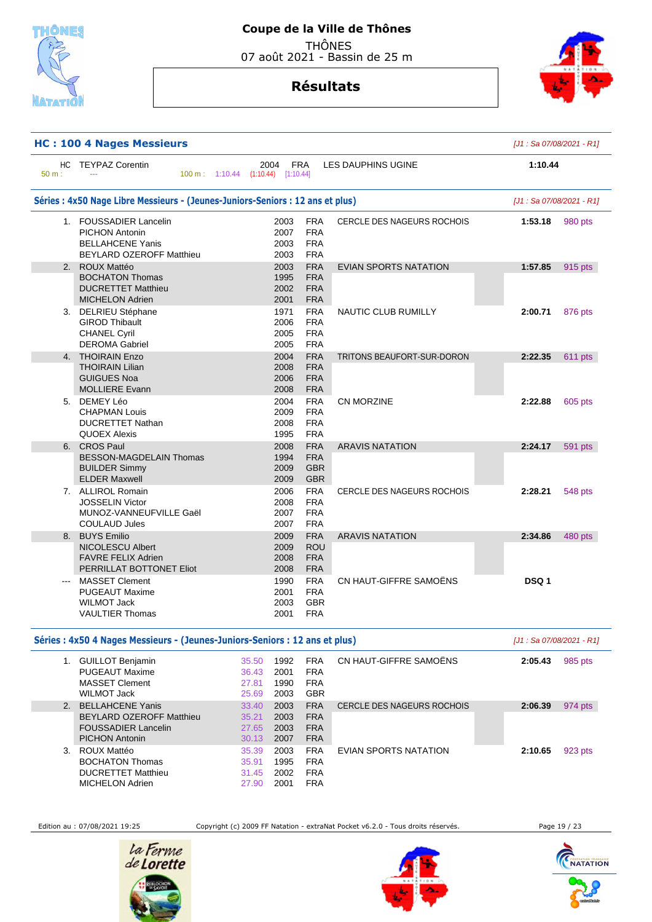# Coupe de la Ville de Thônes

THÔNES
07 août 2021 - Bassin de 25 m

## Résultats

### HC : 100 4 Nages Messieurs

*[J1 : Sa 07/08/2021 - R1]*

| | Nom | | Année | Nat. | Club | Temps |
|---|---|---|---|---|---|---|
| HC | TEYPAZ Corentin | | 2004 | FRA | LES DAUPHINS UGINE | 1:10.44 |
| 50 m : --- | | 100 m : 1:10.44 | (1:10.44) | [1:10.44] | | |

### Séries : 4x50 Nage Libre Messieurs - (Jeunes-Juniors-Seniors : 12 ans et plus)

*[J1 : Sa 07/08/2021 - R1]*

| Rang | Nom | Année | Nat. | Club | Temps | Points |
|---|---|---|---|---|---|---|
| 1. | FOUSSADIER Lancelin | 2003 | FRA | CERCLE DES NAGEURS ROCHOIS | 1:53.18 | 980 pts |
| | PICHON Antonin | 2007 | FRA | | | |
| | BELLAHCENE Yanis | 2003 | FRA | | | |
| | BEYLARD OZEROFF Matthieu | 2003 | FRA | | | |
| 2. | ROUX Mattéo | 2003 | FRA | EVIAN SPORTS NATATION | 1:57.85 | 915 pts |
| | BOCHATON Thomas | 1995 | FRA | | | |
| | DUCRETTET Matthieu | 2002 | FRA | | | |
| | MICHELON Adrien | 2001 | FRA | | | |
| 3. | DELRIEU Stéphane | 1971 | FRA | NAUTIC CLUB RUMILLY | 2:00.71 | 876 pts |
| | GIROD Thibault | 2006 | FRA | | | |
| | CHANEL Cyril | 2005 | FRA | | | |
| | DEROMA Gabriel | 2005 | FRA | | | |
| 4. | THOIRAIN Enzo | 2004 | FRA | TRITONS BEAUFORT-SUR-DORON | 2:22.35 | 611 pts |
| | THOIRAIN Lilian | 2008 | FRA | | | |
| | GUIGUES Noa | 2006 | FRA | | | |
| | MOLLIERE Evann | 2008 | FRA | | | |
| 5. | DEMEY Léo | 2004 | FRA | CN MORZINE | 2:22.88 | 605 pts |
| | CHAPMAN Louis | 2009 | FRA | | | |
| | DUCRETTET Nathan | 2008 | FRA | | | |
| | QUOEX Alexis | 1995 | FRA | | | |
| 6. | CROS Paul | 2008 | FRA | ARAVIS NATATION | 2:24.17 | 591 pts |
| | BESSON-MAGDELAIN Thomas | 1994 | FRA | | | |
| | BUILDER Simmy | 2009 | GBR | | | |
| | ELDER Maxwell | 2009 | GBR | | | |
| 7. | ALLIROL Romain | 2006 | FRA | CERCLE DES NAGEURS ROCHOIS | 2:28.21 | 548 pts |
| | JOSSELIN Victor | 2008 | FRA | | | |
| | MUNOZ-VANNEUFVILLE Gaël | 2007 | FRA | | | |
| | COULAUD Jules | 2007 | FRA | | | |
| 8. | BUYS Emilio | 2009 | FRA | ARAVIS NATATION | 2:34.86 | 480 pts |
| | NICOLESCU Albert | 2009 | ROU | | | |
| | FAVRE FELIX Adrien | 2008 | FRA | | | |
| | PERRILLAT BOTTONET Eliot | 2008 | FRA | | | |
| --- | MASSET Clement | 1990 | FRA | CN HAUT-GIFFRE SAMOËNS | DSQ 1 | |
| | PUGEAUT Maxime | 2001 | FRA | | | |
| | WILMOT Jack | 2003 | GBR | | | |
| | VAULTIER Thomas | 2001 | FRA | | | |

### Séries : 4x50 4 Nages Messieurs - (Jeunes-Juniors-Seniors : 12 ans et plus)

*[J1 : Sa 07/08/2021 - R1]*

| Rang | Nom | Temps partiel | Année | Nat. | Club | Temps | Points |
|---|---|---|---|---|---|---|---|
| 1. | GUILLOT Benjamin | 35.50 | 1992 | FRA | CN HAUT-GIFFRE SAMOËNS | 2:05.43 | 985 pts |
| | PUGEAUT Maxime | 36.43 | 2001 | FRA | | | |
| | MASSET Clement | 27.81 | 1990 | FRA | | | |
| | WILMOT Jack | 25.69 | 2003 | GBR | | | |
| 2. | BELLAHCENE Yanis | 33.40 | 2003 | FRA | CERCLE DES NAGEURS ROCHOIS | 2:06.39 | 974 pts |
| | BEYLARD OZEROFF Matthieu | 35.21 | 2003 | FRA | | | |
| | FOUSSADIER Lancelin | 27.65 | 2003 | FRA | | | |
| | PICHON Antonin | 30.13 | 2007 | FRA | | | |
| 3. | ROUX Mattéo | 35.39 | 2003 | FRA | EVIAN SPORTS NATATION | 2:10.65 | 923 pts |
| | BOCHATON Thomas | 35.91 | 1995 | FRA | | | |
| | DUCRETTET Matthieu | 31.45 | 2002 | FRA | | | |
| | MICHELON Adrien | 27.90 | 2001 | FRA | | | |

Edition au : 07/08/2021 19:25 — Copyright (c) 2009 FF Natation - extraNat Pocket v6.2.0 - Tous droits réservés.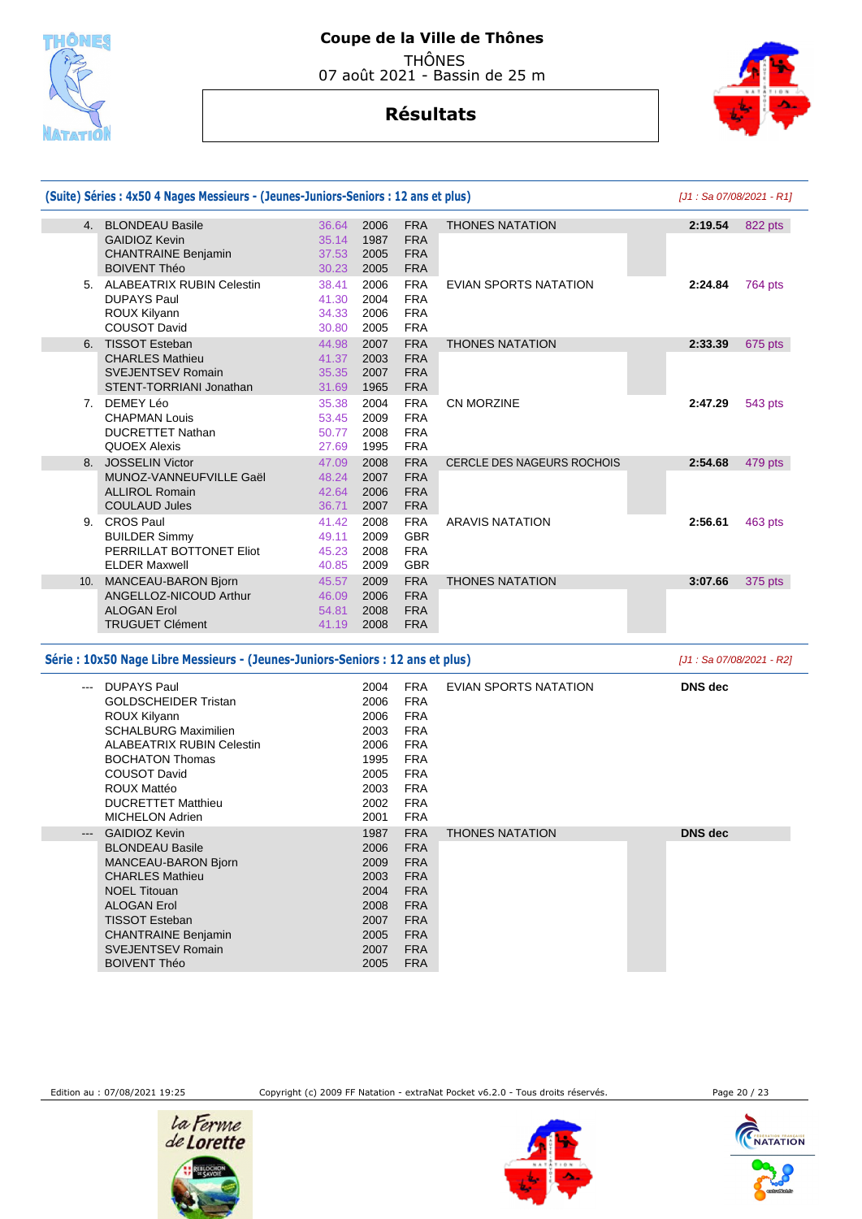# Coupe de la Ville de Thônes

THÔNES

07 août 2021 - Bassin de 25 m

## Résultats

### (Suite) Séries : 4x50 4 Nages Messieurs - (Jeunes-Juniors-Seniors : 12 ans et plus)

*[J1 : Sa 07/08/2021 - R1]*

| Rang | Nom | Temps | Année | Nat. | Club | Temps final | Points |
|---|---|---|---|---|---|---|---|
| 4. | BLONDEAU Basile | 36.64 | 2006 | FRA | THONES NATATION | 2:19.54 | 822 pts |
| | GAIDIOZ Kevin | 35.14 | 1987 | FRA | | | |
| | CHANTRAINE Benjamin | 37.53 | 2005 | FRA | | | |
| | BOIVENT Théo | 30.23 | 2005 | FRA | | | |
| 5. | ALABEATRIX RUBIN Celestin | 38.41 | 2006 | FRA | EVIAN SPORTS NATATION | 2:24.84 | 764 pts |
| | DUPAYS Paul | 41.30 | 2004 | FRA | | | |
| | ROUX Kilyann | 34.33 | 2006 | FRA | | | |
| | COUSOT David | 30.80 | 2005 | FRA | | | |
| 6. | TISSOT Esteban | 44.98 | 2007 | FRA | THONES NATATION | 2:33.39 | 675 pts |
| | CHARLES Mathieu | 41.37 | 2003 | FRA | | | |
| | SVEJENTSEV Romain | 35.35 | 2007 | FRA | | | |
| | STENT-TORRIANI Jonathan | 31.69 | 1965 | FRA | | | |
| 7. | DEMEY Léo | 35.38 | 2004 | FRA | CN MORZINE | 2:47.29 | 543 pts |
| | CHAPMAN Louis | 53.45 | 2009 | FRA | | | |
| | DUCRETTET Nathan | 50.77 | 2008 | FRA | | | |
| | QUOEX Alexis | 27.69 | 1995 | FRA | | | |
| 8. | JOSSELIN Victor | 47.09 | 2008 | FRA | CERCLE DES NAGEURS ROCHOIS | 2:54.68 | 479 pts |
| | MUNOZ-VANNEUFVILLE Gaël | 48.24 | 2007 | FRA | | | |
| | ALLIROL Romain | 42.64 | 2006 | FRA | | | |
| | COULAUD Jules | 36.71 | 2007 | FRA | | | |
| 9. | CROS Paul | 41.42 | 2008 | FRA | ARAVIS NATATION | 2:56.61 | 463 pts |
| | BUILDER Simmy | 49.11 | 2009 | GBR | | | |
| | PERRILLAT BOTTONET Eliot | 45.23 | 2008 | FRA | | | |
| | ELDER Maxwell | 40.85 | 2009 | GBR | | | |
| 10. | MANCEAU-BARON Bjorn | 45.57 | 2009 | FRA | THONES NATATION | 3:07.66 | 375 pts |
| | ANGELLOZ-NICOUD Arthur | 46.09 | 2006 | FRA | | | |
| | ALOGAN Erol | 54.81 | 2008 | FRA | | | |
| | TRUGUET Clément | 41.19 | 2008 | FRA | | | |

### Série : 10x50 Nage Libre Messieurs - (Jeunes-Juniors-Seniors : 12 ans et plus)

*[J1 : Sa 07/08/2021 - R2]*

| Rang | Nom | Année | Nat. | Club | Temps final |
|---|---|---|---|---|---|
| --- | DUPAYS Paul | 2004 | FRA | EVIAN SPORTS NATATION | DNS dec |
| | GOLDSCHEIDER Tristan | 2006 | FRA | | |
| | ROUX Kilyann | 2006 | FRA | | |
| | SCHALBURG Maximilien | 2003 | FRA | | |
| | ALABEATRIX RUBIN Celestin | 2006 | FRA | | |
| | BOCHATON Thomas | 1995 | FRA | | |
| | COUSOT David | 2005 | FRA | | |
| | ROUX Mattéo | 2003 | FRA | | |
| | DUCRETTET Matthieu | 2002 | FRA | | |
| | MICHELON Adrien | 2001 | FRA | | |
| --- | GAIDIOZ Kevin | 1987 | FRA | THONES NATATION | DNS dec |
| | BLONDEAU Basile | 2006 | FRA | | |
| | MANCEAU-BARON Bjorn | 2009 | FRA | | |
| | CHARLES Mathieu | 2003 | FRA | | |
| | NOEL Titouan | 2004 | FRA | | |
| | ALOGAN Erol | 2008 | FRA | | |
| | TISSOT Esteban | 2007 | FRA | | |
| | CHANTRAINE Benjamin | 2005 | FRA | | |
| | SVEJENTSEV Romain | 2007 | FRA | | |
| | BOIVENT Théo | 2005 | FRA | | |

Edition au : 07/08/2021 19:25 — Copyright (c) 2009 FF Natation - extraNat Pocket v6.2.0 - Tous droits réservés.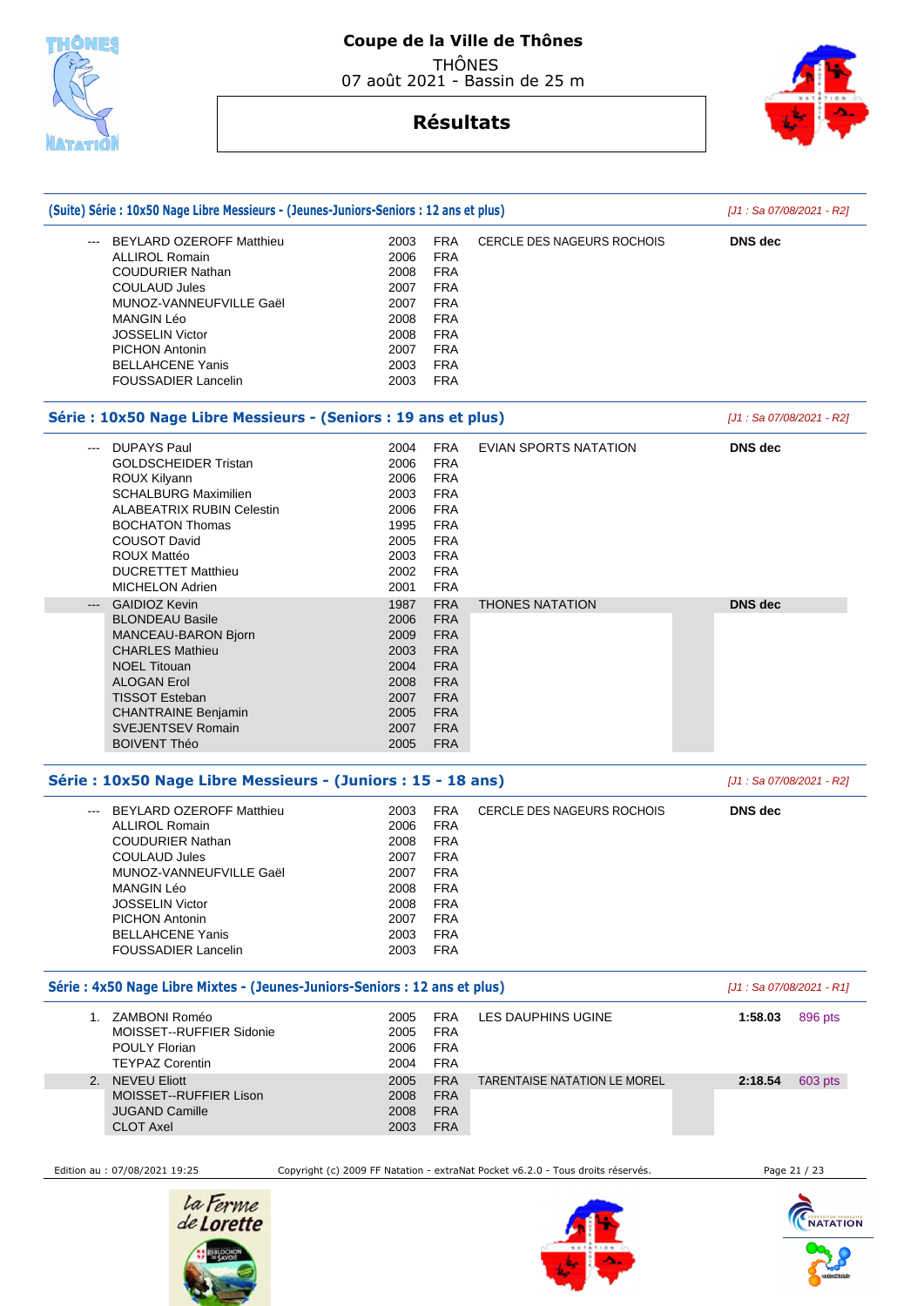# Coupe de la Ville de Thônes

THÔNES
07 août 2021 - Bassin de 25 m

## Résultats

### (Suite) Série : 10x50 Nage Libre Messieurs - (Jeunes-Juniors-Seniors : 12 ans et plus)

*[J1 : Sa 07/08/2021 - R2]*

| Rang | Nom | Année | Nat. | Club | Temps | Points |
|---|---|---|---|---|---|---|
| --- | BEYLARD OZEROFF Matthieu | 2003 | FRA | CERCLE DES NAGEURS ROCHOIS | **DNS dec** | |
| | ALLIROL Romain | 2006 | FRA | | | |
| | COUDURIER Nathan | 2008 | FRA | | | |
| | COULAUD Jules | 2007 | FRA | | | |
| | MUNOZ-VANNEUFVILLE Gaël | 2007 | FRA | | | |
| | MANGIN Léo | 2008 | FRA | | | |
| | JOSSELIN Victor | 2008 | FRA | | | |
| | PICHON Antonin | 2007 | FRA | | | |
| | BELLAHCENE Yanis | 2003 | FRA | | | |
| | FOUSSADIER Lancelin | 2003 | FRA | | | |

### Série : 10x50 Nage Libre Messieurs - (Seniors : 19 ans et plus)

*[J1 : Sa 07/08/2021 - R2]*

| Rang | Nom | Année | Nat. | Club | Temps | Points |
|---|---|---|---|---|---|---|
| --- | DUPAYS Paul | 2004 | FRA | EVIAN SPORTS NATATION | **DNS dec** | |
| | GOLDSCHEIDER Tristan | 2006 | FRA | | | |
| | ROUX Kilyann | 2006 | FRA | | | |
| | SCHALBURG Maximilien | 2003 | FRA | | | |
| | ALABEATRIX RUBIN Celestin | 2006 | FRA | | | |
| | BOCHATON Thomas | 1995 | FRA | | | |
| | COUSOT David | 2005 | FRA | | | |
| | ROUX Mattéo | 2003 | FRA | | | |
| | DUCRETTET Matthieu | 2002 | FRA | | | |
| | MICHELON Adrien | 2001 | FRA | | | |
| --- | GAIDIOZ Kevin | 1987 | FRA | THONES NATATION | **DNS dec** | |
| | BLONDEAU Basile | 2006 | FRA | | | |
| | MANCEAU-BARON Bjorn | 2009 | FRA | | | |
| | CHARLES Mathieu | 2003 | FRA | | | |
| | NOEL Titouan | 2004 | FRA | | | |
| | ALOGAN Erol | 2008 | FRA | | | |
| | TISSOT Esteban | 2007 | FRA | | | |
| | CHANTRAINE Benjamin | 2005 | FRA | | | |
| | SVEJENTSEV Romain | 2007 | FRA | | | |
| | BOIVENT Théo | 2005 | FRA | | | |

### Série : 10x50 Nage Libre Messieurs - (Juniors : 15 - 18 ans)

*[J1 : Sa 07/08/2021 - R2]*

| Rang | Nom | Année | Nat. | Club | Temps | Points |
|---|---|---|---|---|---|---|
| --- | BEYLARD OZEROFF Matthieu | 2003 | FRA | CERCLE DES NAGEURS ROCHOIS | **DNS dec** | |
| | ALLIROL Romain | 2006 | FRA | | | |
| | COUDURIER Nathan | 2008 | FRA | | | |
| | COULAUD Jules | 2007 | FRA | | | |
| | MUNOZ-VANNEUFVILLE Gaël | 2007 | FRA | | | |
| | MANGIN Léo | 2008 | FRA | | | |
| | JOSSELIN Victor | 2008 | FRA | | | |
| | PICHON Antonin | 2007 | FRA | | | |
| | BELLAHCENE Yanis | 2003 | FRA | | | |
| | FOUSSADIER Lancelin | 2003 | FRA | | | |

### Série : 4x50 Nage Libre Mixtes - (Jeunes-Juniors-Seniors : 12 ans et plus)

*[J1 : Sa 07/08/2021 - R1]*

| Rang | Nom | Année | Nat. | Club | Temps | Points |
|---|---|---|---|---|---|---|
| 1. | ZAMBONI Roméo | 2005 | FRA | LES DAUPHINS UGINE | **1:58.03** | 896 pts |
| | MOISSET--RUFFIER Sidonie | 2005 | FRA | | | |
| | POULY Florian | 2006 | FRA | | | |
| | TEYPAZ Corentin | 2004 | FRA | | | |
| 2. | NEVEU Eliott | 2005 | FRA | TARENTAISE NATATION LE MOREL | **2:18.54** | 603 pts |
| | MOISSET--RUFFIER Lison | 2008 | FRA | | | |
| | JUGAND Camille | 2008 | FRA | | | |
| | CLOT Axel | 2003 | FRA | | | |

Edition au : 07/08/2021 19:25 — Copyright (c) 2009 FF Natation - extraNat Pocket v6.2.0 - Tous droits réservés.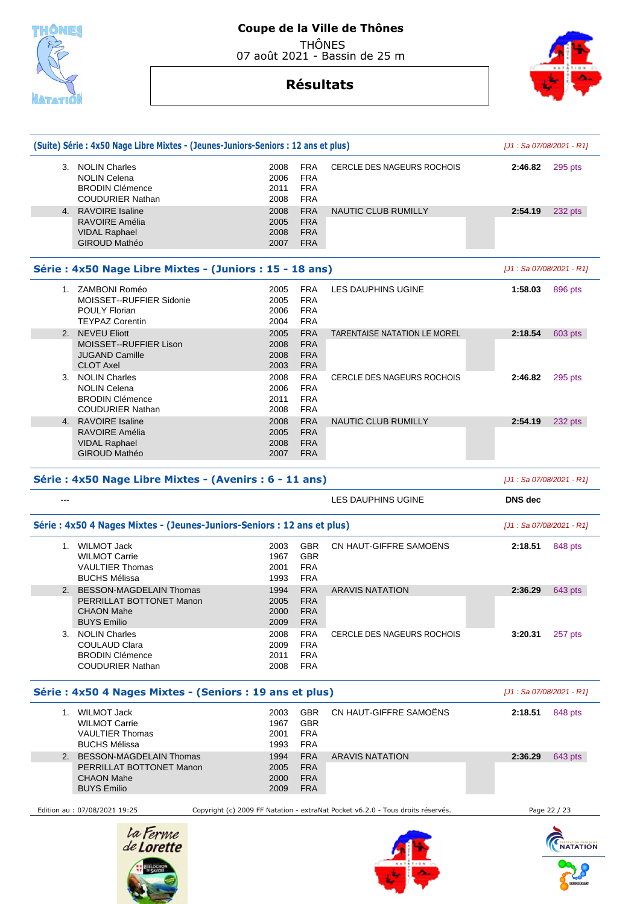# Coupe de la Ville de Thônes

THÔNES
07 août 2021 - Bassin de 25 m

## Résultats

### (Suite) Série : 4x50 Nage Libre Mixtes - (Jeunes-Juniors-Seniors : 12 ans et plus)

*[J1 : Sa 07/08/2021 - R1]*

| Rang | Nom | Année | Nat. | Club | Temps | Points |
|---|---|---|---|---|---|---|
| 3. | NOLIN Charles | 2008 | FRA | CERCLE DES NAGEURS ROCHOIS | **2:46.82** | 295 pts |
| | NOLIN Celena | 2006 | FRA | | | |
| | BRODIN Clémence | 2011 | FRA | | | |
| | COUDURIER Nathan | 2008 | FRA | | | |
| 4. | RAVOIRE Isaline | 2008 | FRA | NAUTIC CLUB RUMILLY | **2:54.19** | 232 pts |
| | RAVOIRE Amélia | 2005 | FRA | | | |
| | VIDAL Raphael | 2008 | FRA | | | |
| | GIROUD Mathéo | 2007 | FRA | | | |

### Série : 4x50 Nage Libre Mixtes - (Juniors : 15 - 18 ans)

*[J1 : Sa 07/08/2021 - R1]*

| Rang | Nom | Année | Nat. | Club | Temps | Points |
|---|---|---|---|---|---|---|
| 1. | ZAMBONI Roméo | 2005 | FRA | LES DAUPHINS UGINE | **1:58.03** | 896 pts |
| | MOISSET--RUFFIER Sidonie | 2005 | FRA | | | |
| | POULY Florian | 2006 | FRA | | | |
| | TEYPAZ Corentin | 2004 | FRA | | | |
| 2. | NEVEU Eliott | 2005 | FRA | TARENTAISE NATATION LE MOREL | **2:18.54** | 603 pts |
| | MOISSET--RUFFIER Lison | 2008 | FRA | | | |
| | JUGAND Camille | 2008 | FRA | | | |
| | CLOT Axel | 2003 | FRA | | | |
| 3. | NOLIN Charles | 2008 | FRA | CERCLE DES NAGEURS ROCHOIS | **2:46.82** | 295 pts |
| | NOLIN Celena | 2006 | FRA | | | |
| | BRODIN Clémence | 2011 | FRA | | | |
| | COUDURIER Nathan | 2008 | FRA | | | |
| 4. | RAVOIRE Isaline | 2008 | FRA | NAUTIC CLUB RUMILLY | **2:54.19** | 232 pts |
| | RAVOIRE Amélia | 2005 | FRA | | | |
| | VIDAL Raphael | 2008 | FRA | | | |
| | GIROUD Mathéo | 2007 | FRA | | | |

### Série : 4x50 Nage Libre Mixtes - (Avenirs : 6 - 11 ans)

*[J1 : Sa 07/08/2021 - R1]*

| Rang | Nom | Année | Nat. | Club | Temps | Points |
|---|---|---|---|---|---|---|
| --- | | | | LES DAUPHINS UGINE | **DNS dec** | |

### Série : 4x50 4 Nages Mixtes - (Jeunes-Juniors-Seniors : 12 ans et plus)

*[J1 : Sa 07/08/2021 - R1]*

| Rang | Nom | Année | Nat. | Club | Temps | Points |
|---|---|---|---|---|---|---|
| 1. | WILMOT Jack | 2003 | GBR | CN HAUT-GIFFRE SAMOËNS | **2:18.51** | 848 pts |
| | WILMOT Carrie | 1967 | GBR | | | |
| | VAULTIER Thomas | 2001 | FRA | | | |
| | BUCHS Mélissa | 1993 | FRA | | | |
| 2. | BESSON-MAGDELAIN Thomas | 1994 | FRA | ARAVIS NATATION | **2:36.29** | 643 pts |
| | PERRILLAT BOTTONET Manon | 2005 | FRA | | | |
| | CHAON Mahe | 2000 | FRA | | | |
| | BUYS Emilio | 2009 | FRA | | | |
| 3. | NOLIN Charles | 2008 | FRA | CERCLE DES NAGEURS ROCHOIS | **3:20.31** | 257 pts |
| | COULAUD Clara | 2009 | FRA | | | |
| | BRODIN Clémence | 2011 | FRA | | | |
| | COUDURIER Nathan | 2008 | FRA | | | |

### Série : 4x50 4 Nages Mixtes - (Seniors : 19 ans et plus)

*[J1 : Sa 07/08/2021 - R1]*

| Rang | Nom | Année | Nat. | Club | Temps | Points |
|---|---|---|---|---|---|---|
| 1. | WILMOT Jack | 2003 | GBR | CN HAUT-GIFFRE SAMOËNS | **2:18.51** | 848 pts |
| | WILMOT Carrie | 1967 | GBR | | | |
| | VAULTIER Thomas | 2001 | FRA | | | |
| | BUCHS Mélissa | 1993 | FRA | | | |
| 2. | BESSON-MAGDELAIN Thomas | 1994 | FRA | ARAVIS NATATION | **2:36.29** | 643 pts |
| | PERRILLAT BOTTONET Manon | 2005 | FRA | | | |
| | CHAON Mahe | 2000 | FRA | | | |
| | BUYS Emilio | 2009 | FRA | | | |

Edition au : 07/08/2021 19:25 — Copyright (c) 2009 FF Natation - extraNat Pocket v6.2.0 - Tous droits réservés.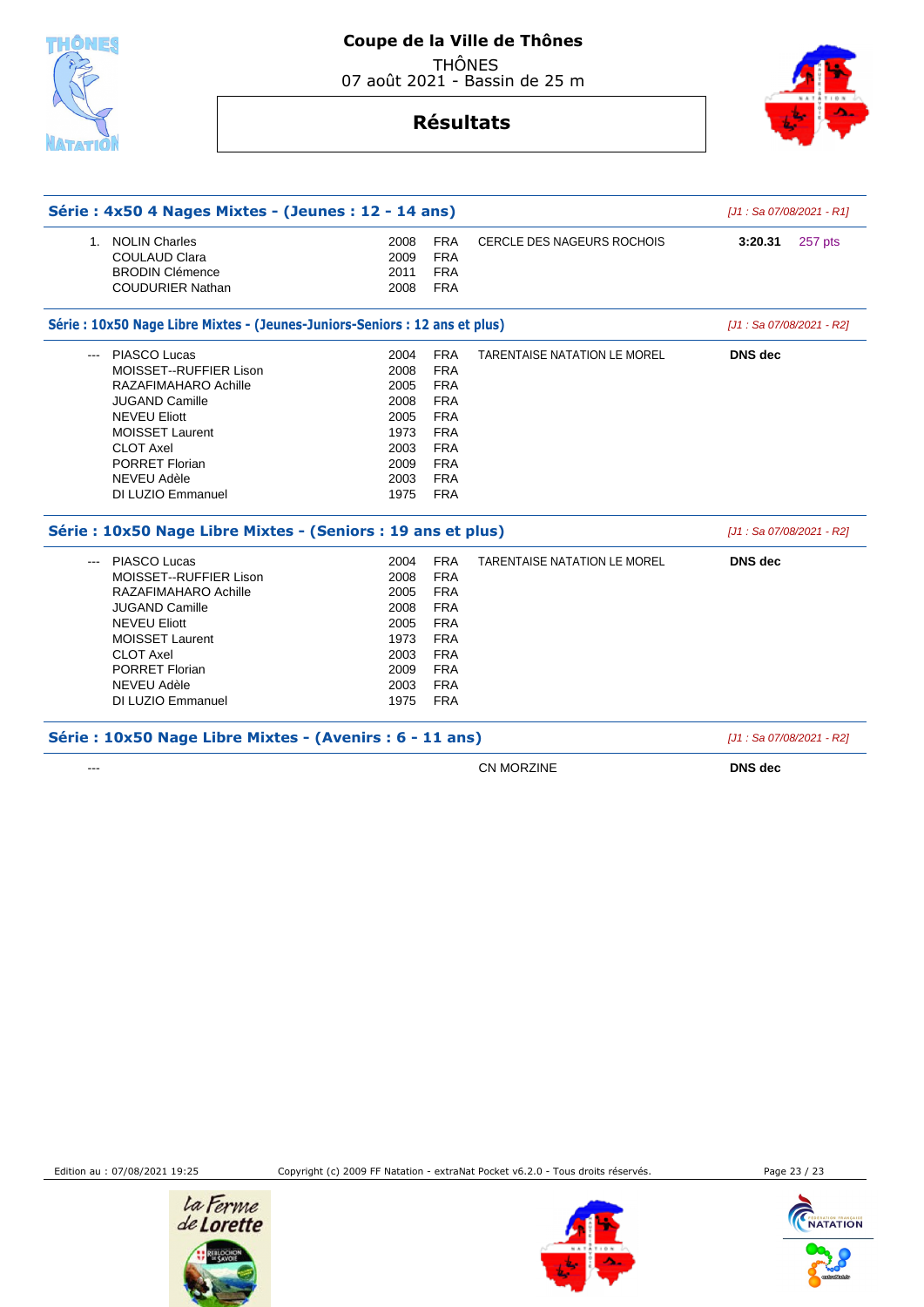# Coupe de la Ville de Thônes

THÔNES
07 août 2021 - Bassin de 25 m

## Résultats

### Série : 4x50 4 Nages Mixtes - (Jeunes : 12 - 14 ans)

*[J1 : Sa 07/08/2021 - R1]*

| | | | | | | |
|---|---|---|---|---|---|---|
| 1. | NOLIN Charles | 2008 | FRA | CERCLE DES NAGEURS ROCHOIS | **3:20.31** | 257 pts |
| | COULAUD Clara | 2009 | FRA | | | |
| | BRODIN Clémence | 2011 | FRA | | | |
| | COUDURIER Nathan | 2008 | FRA | | | |

### Série : 10x50 Nage Libre Mixtes - (Jeunes-Juniors-Seniors : 12 ans et plus)

*[J1 : Sa 07/08/2021 - R2]*

| | | | | | |
|---|---|---|---|---|---|
| --- | PIASCO Lucas | 2004 | FRA | TARENTAISE NATATION LE MOREL | **DNS dec** |
| | MOISSET--RUFFIER Lison | 2008 | FRA | | |
| | RAZAFIMAHARO Achille | 2005 | FRA | | |
| | JUGAND Camille | 2008 | FRA | | |
| | NEVEU Eliott | 2005 | FRA | | |
| | MOISSET Laurent | 1973 | FRA | | |
| | CLOT Axel | 2003 | FRA | | |
| | PORRET Florian | 2009 | FRA | | |
| | NEVEU Adèle | 2003 | FRA | | |
| | DI LUZIO Emmanuel | 1975 | FRA | | |

### Série : 10x50 Nage Libre Mixtes - (Seniors : 19 ans et plus)

*[J1 : Sa 07/08/2021 - R2]*

| | | | | | |
|---|---|---|---|---|---|
| --- | PIASCO Lucas | 2004 | FRA | TARENTAISE NATATION LE MOREL | **DNS dec** |
| | MOISSET--RUFFIER Lison | 2008 | FRA | | |
| | RAZAFIMAHARO Achille | 2005 | FRA | | |
| | JUGAND Camille | 2008 | FRA | | |
| | NEVEU Eliott | 2005 | FRA | | |
| | MOISSET Laurent | 1973 | FRA | | |
| | CLOT Axel | 2003 | FRA | | |
| | PORRET Florian | 2009 | FRA | | |
| | NEVEU Adèle | 2003 | FRA | | |
| | DI LUZIO Emmanuel | 1975 | FRA | | |

### Série : 10x50 Nage Libre Mixtes - (Avenirs : 6 - 11 ans)

*[J1 : Sa 07/08/2021 - R2]*

| | | |
|---|---|---|
| --- | CN MORZINE | **DNS dec** |

Edition au : 07/08/2021 19:25 Copyright (c) 2009 FF Natation - extraNat Pocket v6.2.0 - Tous droits réservés.